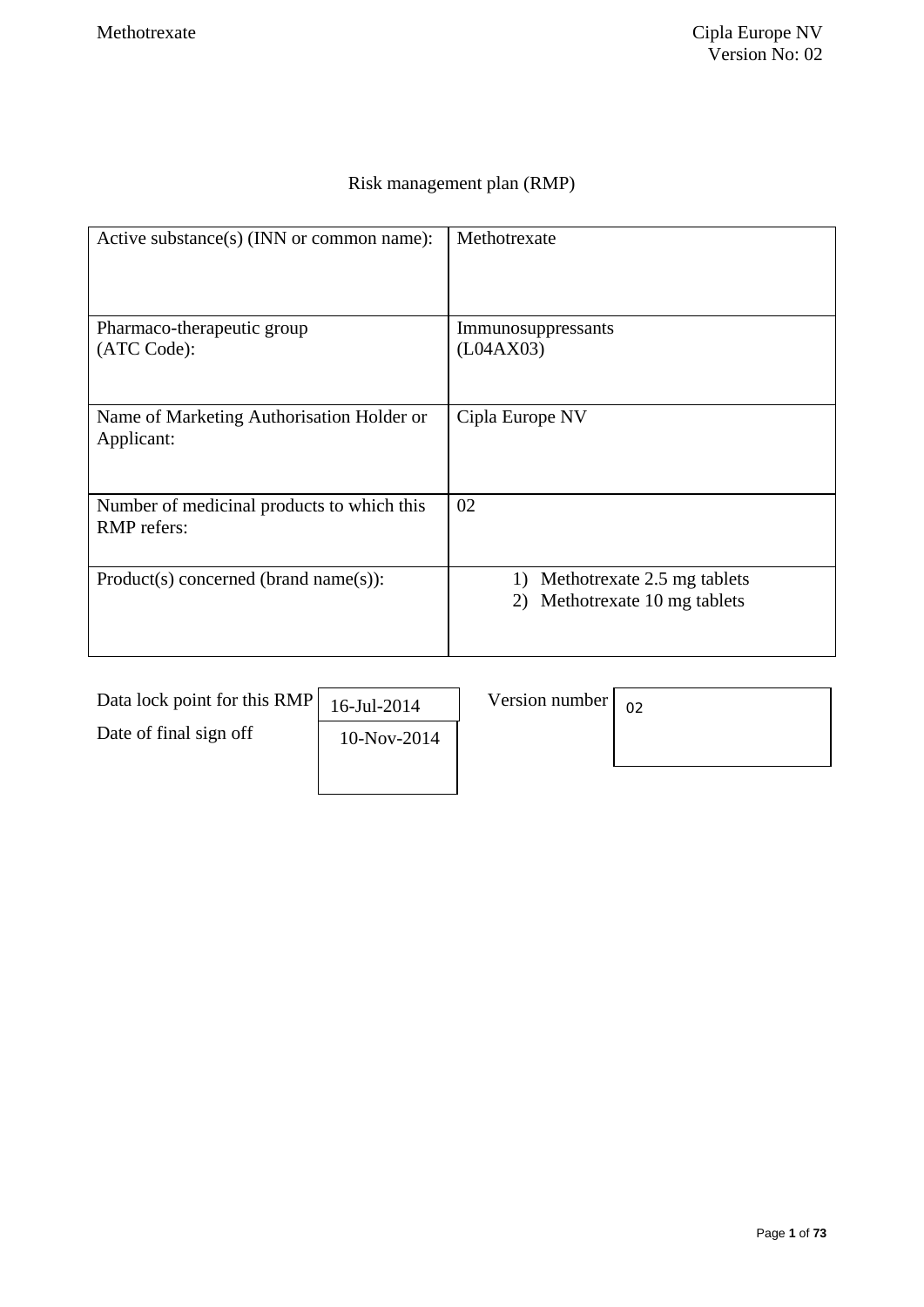# Risk management plan (RMP)

| Active substance(s) (INN or common name): | Methotrexate |
|---|---|
| Pharmaco-therapeutic group (ATC Code): | Immunosuppressants (L04AX03) |
| Name of Marketing Authorisation Holder or Applicant: | Cipla Europe NV |
| Number of medicinal products to which this RMP refers: | 02 |
| Product(s) concerned (brand name(s)): | 1) Methotrexate 2.5 mg tablets<br>2) Methotrexate 10 mg tablets |

| Data lock point for this RMP | 16-Jul-2014 | Version number | 02 |
|---|---|---|---|
| Date of final sign off | 10-Nov-2014 | | |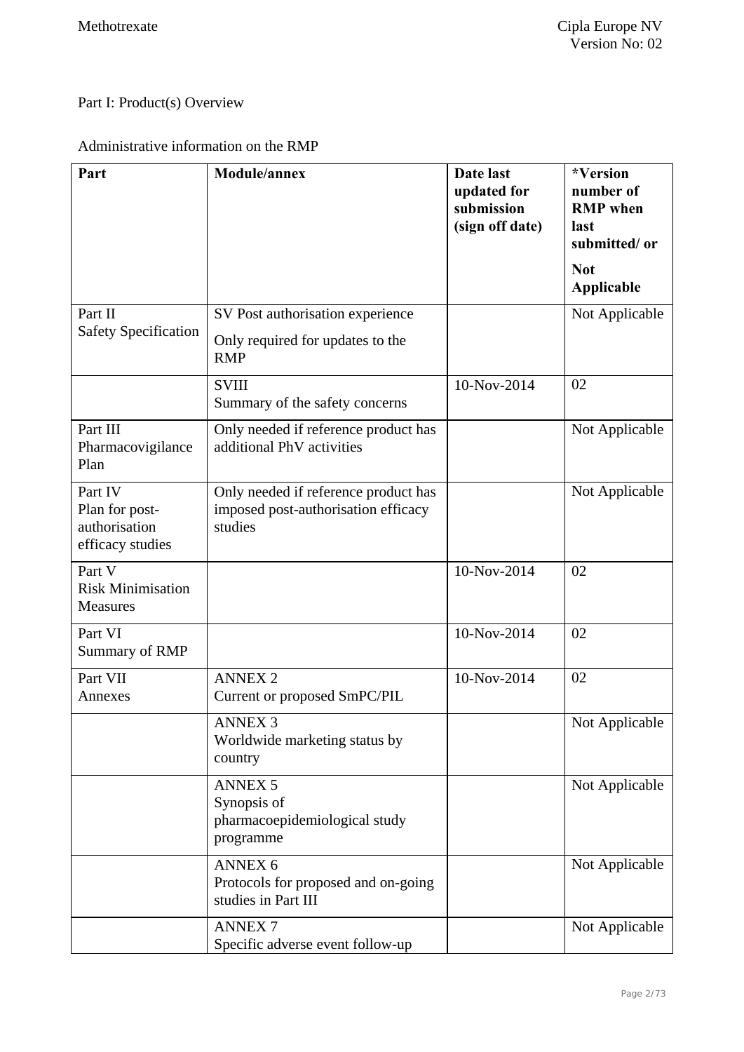Part I: Product(s) Overview

Administrative information on the RMP

| Part | Module/annex | Date last updated for submission (sign off date) | *Version number of RMP when last submitted/ or **Not Applicable** |
|---|---|---|---|
| Part II Safety Specification | SV Post authorisation experience<br>Only required for updates to the RMP | | Not Applicable |
| | SVIII<br>Summary of the safety concerns | 10-Nov-2014 | 02 |
| Part III Pharmacovigilance Plan | Only needed if reference product has additional PhV activities | | Not Applicable |
| Part IV Plan for post-authorisation efficacy studies | Only needed if reference product has imposed post-authorisation efficacy studies | | Not Applicable |
| Part V Risk Minimisation Measures | | 10-Nov-2014 | 02 |
| Part VI Summary of RMP | | 10-Nov-2014 | 02 |
| Part VII Annexes | ANNEX 2<br>Current or proposed SmPC/PIL | 10-Nov-2014 | 02 |
| | ANNEX 3<br>Worldwide marketing status by country | | Not Applicable |
| | ANNEX 5<br>Synopsis of pharmacoepidemiological study programme | | Not Applicable |
| | ANNEX 6<br>Protocols for proposed and on-going studies in Part III | | Not Applicable |
| | ANNEX 7<br>Specific adverse event follow-up | | Not Applicable |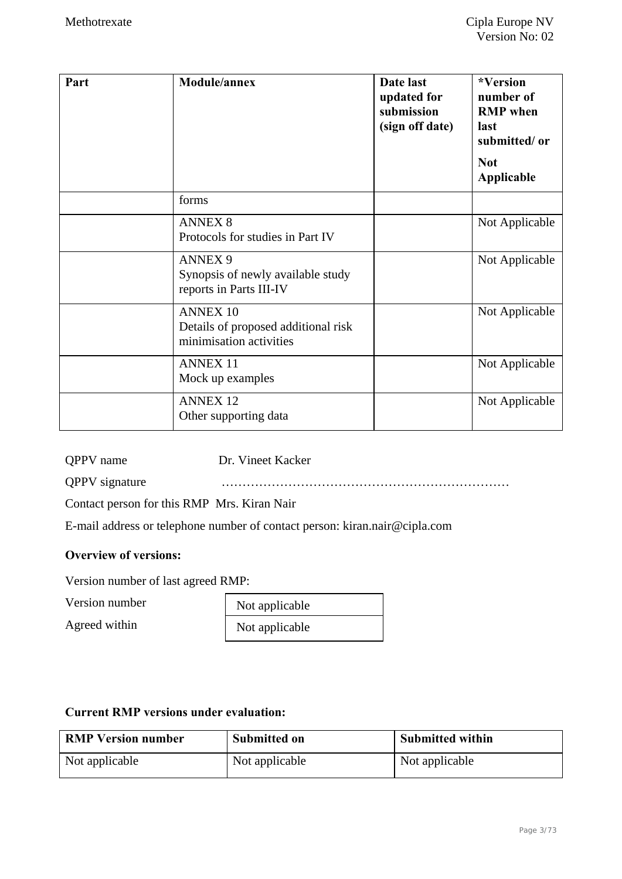| Part | Module/annex | Date last updated for submission (sign off date) | *Version number of RMP when last submitted/ or<br><br>Not Applicable |
|---|---|---|---|
| | forms | | |
| | ANNEX 8<br>Protocols for studies in Part IV | | Not Applicable |
| | ANNEX 9<br>Synopsis of newly available study reports in Parts III-IV | | Not Applicable |
| | ANNEX 10<br>Details of proposed additional risk minimisation activities | | Not Applicable |
| | ANNEX 11<br>Mock up examples | | Not Applicable |
| | ANNEX 12<br>Other supporting data | | Not Applicable |

QPPV name Dr. Vineet Kacker

QPPV signature ……………………………………………………………

Contact person for this RMP Mrs. Kiran Nair

E-mail address or telephone number of contact person: kiran.nair@cipla.com

**Overview of versions:**

Version number of last agreed RMP:

| | |
|---|---|
| Version number | Not applicable |
| Agreed within | Not applicable |

**Current RMP versions under evaluation:**

| RMP Version number | Submitted on | Submitted within |
|---|---|---|
| Not applicable | Not applicable | Not applicable |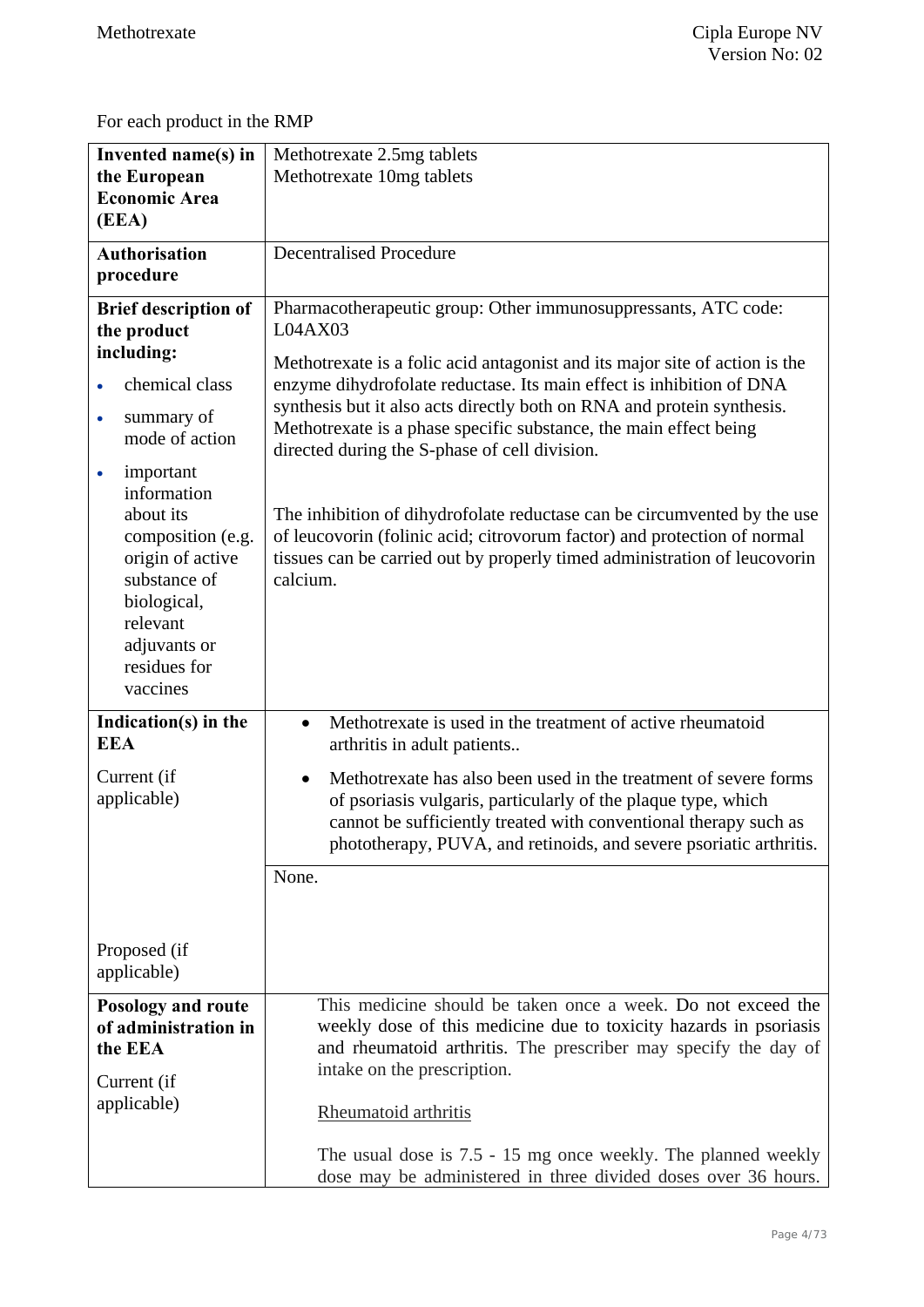For each product in the RMP

| | |
|---|---|
| **Invented name(s) in the European Economic Area (EEA)** | Methotrexate 2.5mg tablets<br>Methotrexate 10mg tablets |
| **Authorisation procedure** | Decentralised Procedure |
| **Brief description of the product including:**<br>• chemical class<br>• summary of mode of action<br>• important information about its composition (e.g. origin of active substance of biological, relevant adjuvants or residues for vaccines | Pharmacotherapeutic group: Other immunosuppressants, ATC code: L04AX03<br><br>Methotrexate is a folic acid antagonist and its major site of action is the enzyme dihydrofolate reductase. Its main effect is inhibition of DNA synthesis but it also acts directly both on RNA and protein synthesis. Methotrexate is a phase specific substance, the main effect being directed during the S-phase of cell division.<br><br>The inhibition of dihydrofolate reductase can be circumvented by the use of leucovorin (folinic acid; citrovorum factor) and protection of normal tissues can be carried out by properly timed administration of leucovorin calcium. |
| **Indication(s) in the EEA**<br><br>Current (if applicable) | • Methotrexate is used in the treatment of active rheumatoid arthritis in adult patients..<br>• Methotrexate has also been used in the treatment of severe forms of psoriasis vulgaris, particularly of the plaque type, which cannot be sufficiently treated with conventional therapy such as phototherapy, PUVA, and retinoids, and severe psoriatic arthritis. |
| Proposed (if applicable) | None. |
| **Posology and route of administration in the EEA**<br><br>Current (if applicable) | This medicine should be taken once a week. Do not exceed the weekly dose of this medicine due to toxicity hazards in psoriasis and rheumatoid arthritis. The prescriber may specify the day of intake on the prescription.<br><br>Rheumatoid arthritis<br><br>The usual dose is 7.5 - 15 mg once weekly. The planned weekly dose may be administered in three divided doses over 36 hours. |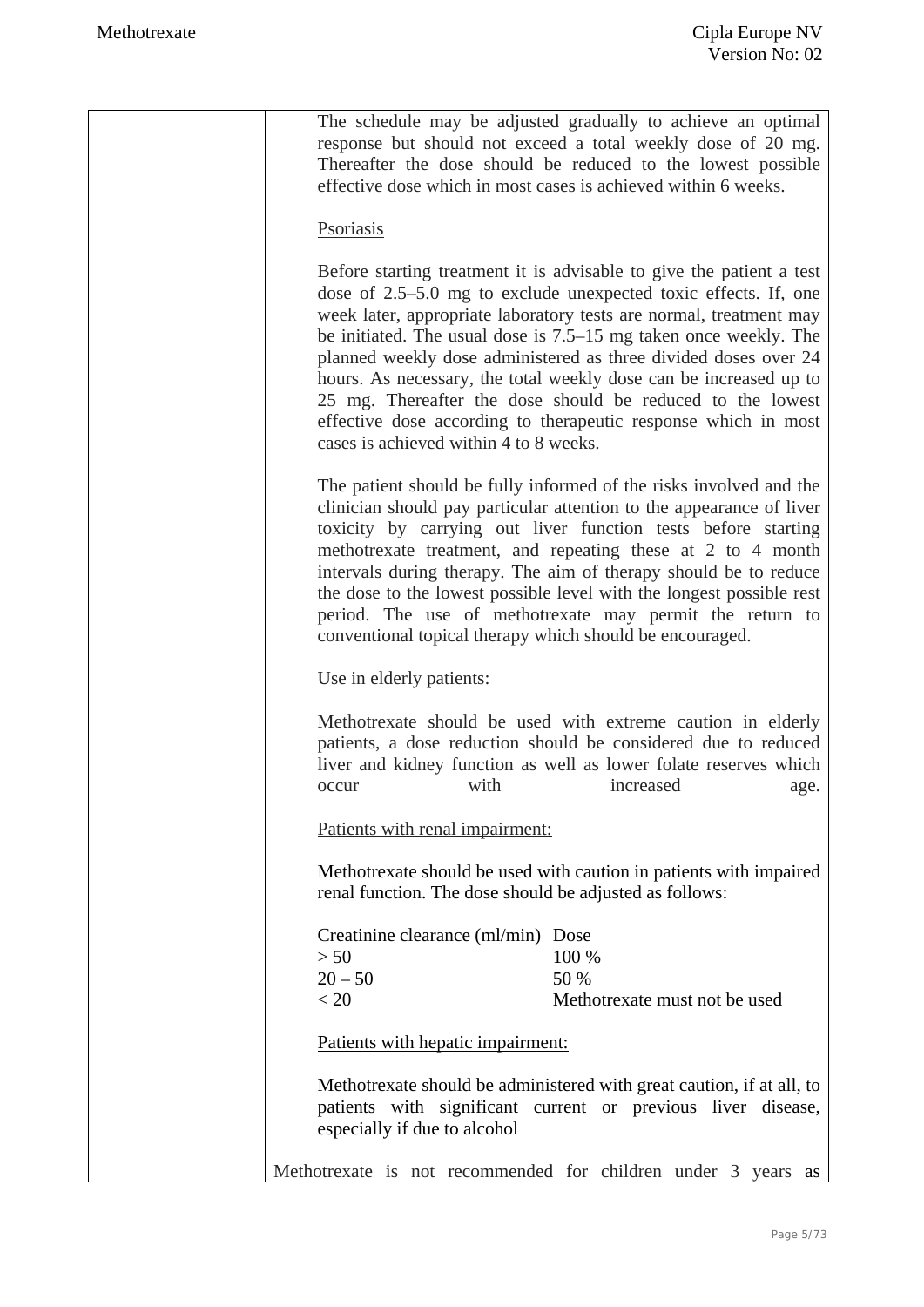The schedule may be adjusted gradually to achieve an optimal response but should not exceed a total weekly dose of 20 mg. Thereafter the dose should be reduced to the lowest possible effective dose which in most cases is achieved within 6 weeks.

Psoriasis

Before starting treatment it is advisable to give the patient a test dose of 2.5–5.0 mg to exclude unexpected toxic effects. If, one week later, appropriate laboratory tests are normal, treatment may be initiated. The usual dose is 7.5–15 mg taken once weekly. The planned weekly dose administered as three divided doses over 24 hours. As necessary, the total weekly dose can be increased up to 25 mg. Thereafter the dose should be reduced to the lowest effective dose according to therapeutic response which in most cases is achieved within 4 to 8 weeks.

The patient should be fully informed of the risks involved and the clinician should pay particular attention to the appearance of liver toxicity by carrying out liver function tests before starting methotrexate treatment, and repeating these at 2 to 4 month intervals during therapy. The aim of therapy should be to reduce the dose to the lowest possible level with the longest possible rest period. The use of methotrexate may permit the return to conventional topical therapy which should be encouraged.

Use in elderly patients:

Methotrexate should be used with extreme caution in elderly patients, a dose reduction should be considered due to reduced liver and kidney function as well as lower folate reserves which occur with increased age.

Patients with renal impairment:

Methotrexate should be used with caution in patients with impaired renal function. The dose should be adjusted as follows:

| Creatinine clearance (ml/min) | Dose |
|---|---|
| > 50 | 100 % |
| 20 – 50 | 50 % |
| < 20 | Methotrexate must not be used |

Patients with hepatic impairment:

Methotrexate should be administered with great caution, if at all, to patients with significant current or previous liver disease, especially if due to alcohol

Methotrexate is not recommended for children under 3 years as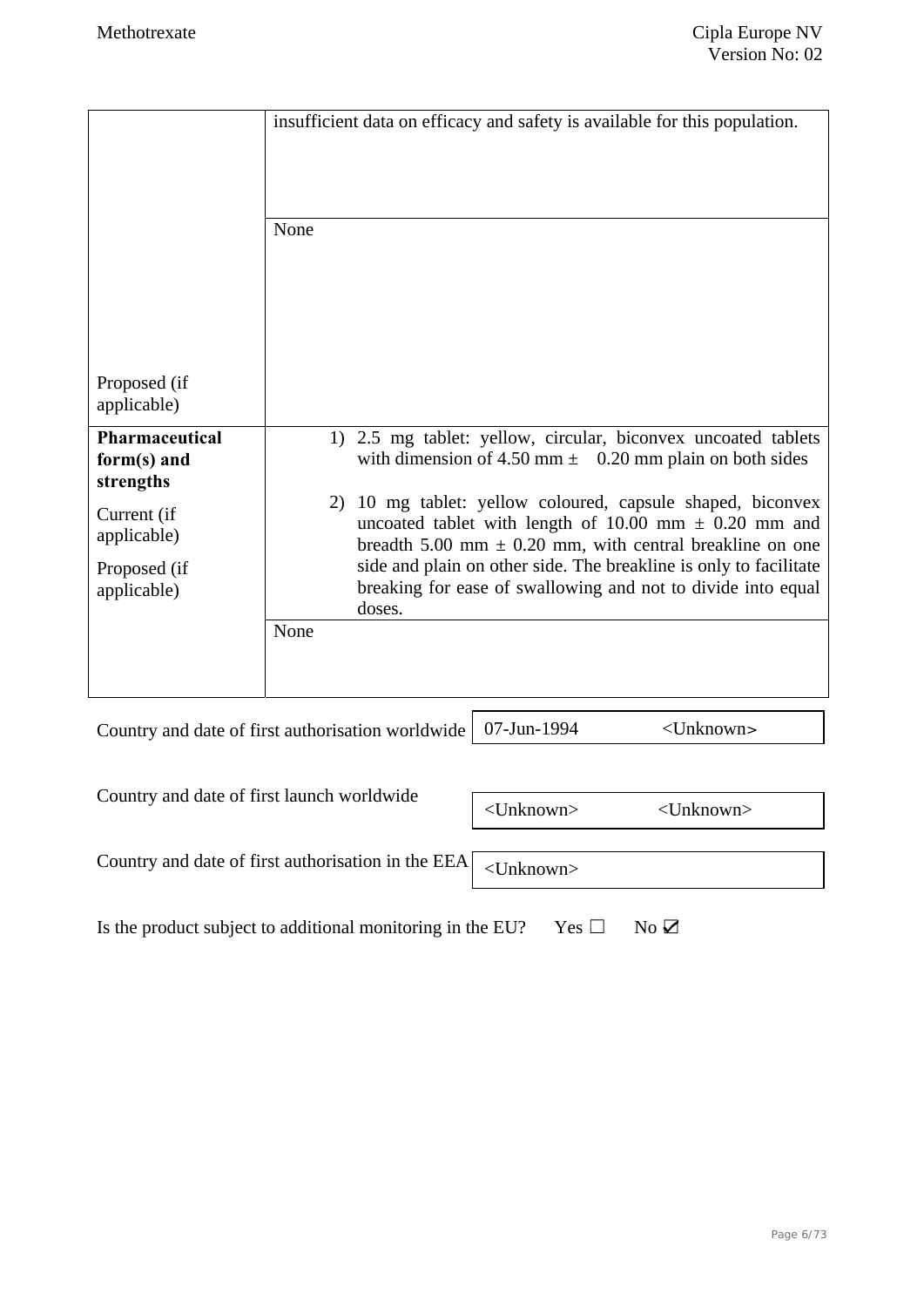| | |
|---|---|
| Proposed (if applicable) | insufficient data on efficacy and safety is available for this population. |
| | None |
| **Pharmaceutical form(s) and strengths**<br><br>Current (if applicable)<br><br>Proposed (if applicable) | 1) 2.5 mg tablet: yellow, circular, biconvex uncoated tablets with dimension of 4.50 mm ± 0.20 mm plain on both sides<br><br>2) 10 mg tablet: yellow coloured, capsule shaped, biconvex uncoated tablet with length of 10.00 mm ± 0.20 mm and breadth 5.00 mm ± 0.20 mm, with central breakline on one side and plain on other side. The breakline is only to facilitate breaking for ease of swallowing and not to divide into equal doses. |
| | None |

| | | |
|---|---|---|
| Country and date of first authorisation worldwide | 07-Jun-1994 | <Unknown> |
| Country and date of first launch worldwide | <Unknown> | <Unknown> |
| Country and date of first authorisation in the EEA | <Unknown> | |

Is the product subject to additional monitoring in the EU? Yes ☐ No ☑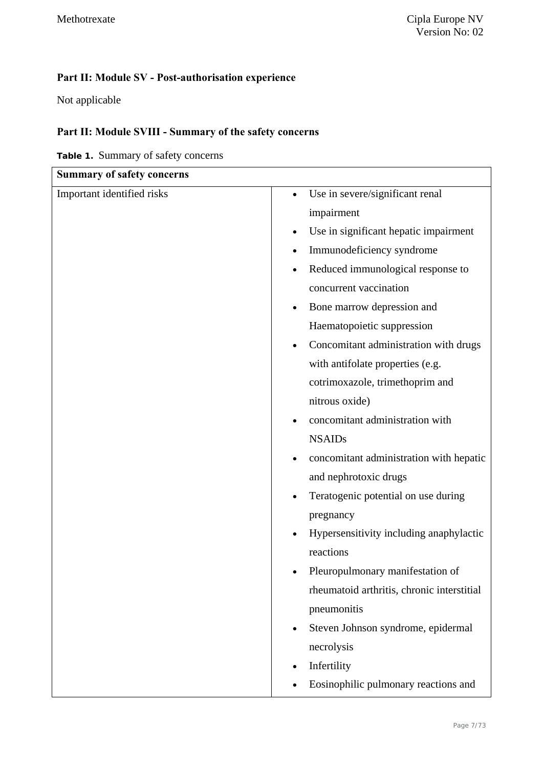## Part II: Module SV - Post-authorisation experience

Not applicable

## Part II: Module SVIII - Summary of the safety concerns

**Table 1.** Summary of safety concerns

| **Summary of safety concerns** | |
|---|---|
| Important identified risks | • Use in severe/significant renal impairment<br>• Use in significant hepatic impairment<br>• Immunodeficiency syndrome<br>• Reduced immunological response to concurrent vaccination<br>• Bone marrow depression and Haematopoietic suppression<br>• Concomitant administration with drugs with antifolate properties (e.g. cotrimoxazole, trimethoprim and nitrous oxide)<br>• concomitant administration with NSAIDs<br>• concomitant administration with hepatic and nephrotoxic drugs<br>• Teratogenic potential on use during pregnancy<br>• Hypersensitivity including anaphylactic reactions<br>• Pleuropulmonary manifestation of rheumatoid arthritis, chronic interstitial pneumonitis<br>• Steven Johnson syndrome, epidermal necrolysis<br>• Infertility<br>• Eosinophilic pulmonary reactions and |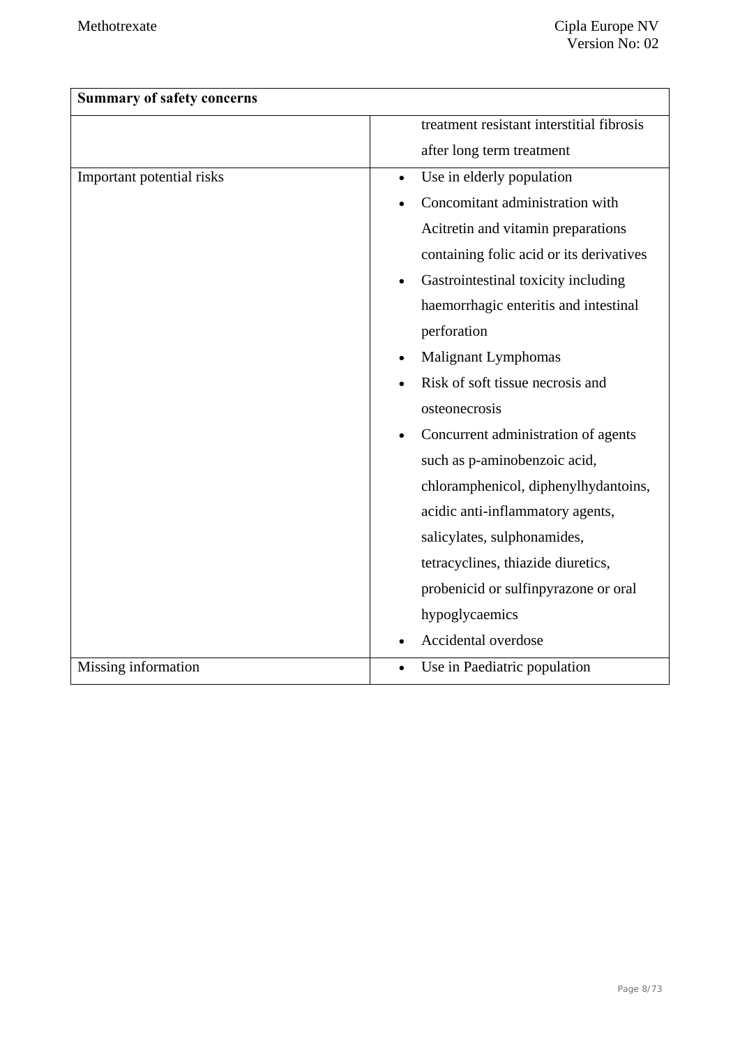| Summary of safety concerns | |
|---|---|
| | treatment resistant interstitial fibrosis after long term treatment |
| Important potential risks | • Use in elderly population<br>• Concomitant administration with Acitretin and vitamin preparations containing folic acid or its derivatives<br>• Gastrointestinal toxicity including haemorrhagic enteritis and intestinal perforation<br>• Malignant Lymphomas<br>• Risk of soft tissue necrosis and osteonecrosis<br>• Concurrent administration of agents such as p-aminobenzoic acid, chloramphenicol, diphenylhydantoins, acidic anti-inflammatory agents, salicylates, sulphonamides, tetracyclines, thiazide diuretics, probenicid or sulfinpyrazone or oral hypoglycaemics<br>• Accidental overdose |
| Missing information | • Use in Paediatric population |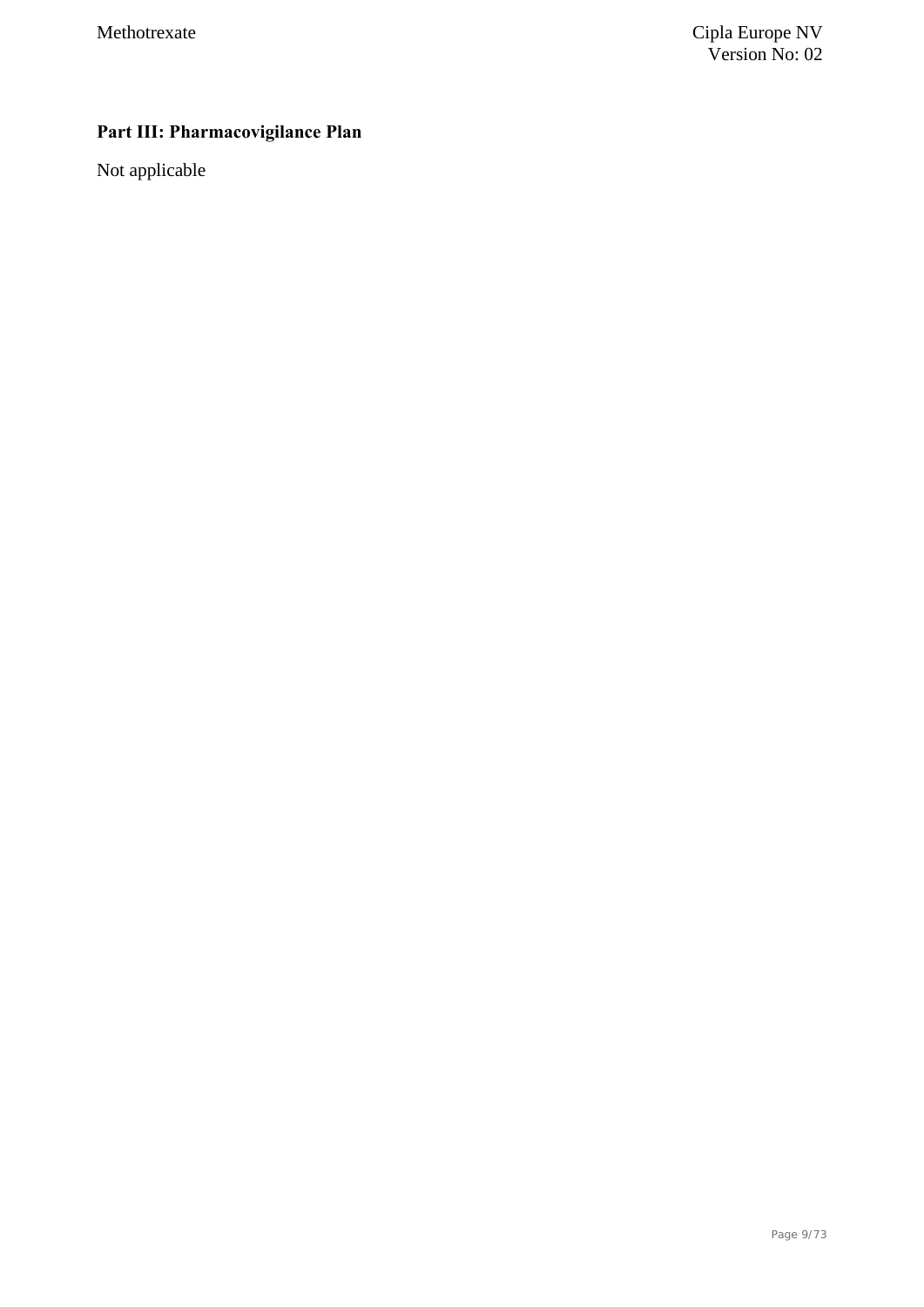## Part III: Pharmacovigilance Plan

Not applicable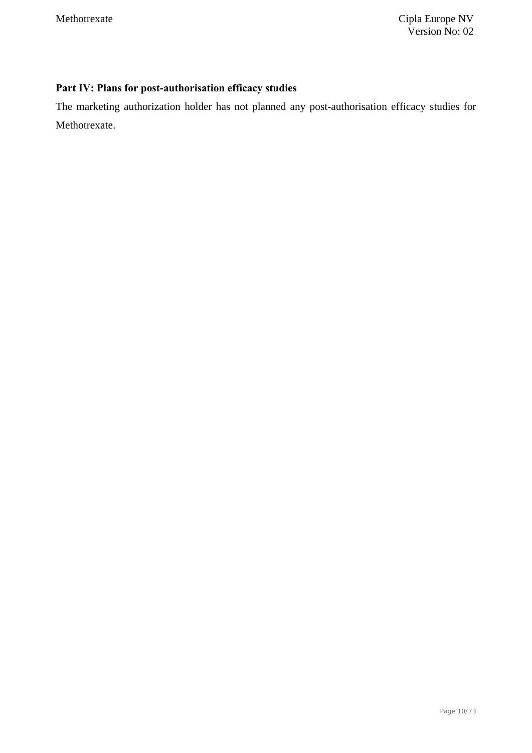## Part IV: Plans for post-authorisation efficacy studies

The marketing authorization holder has not planned any post-authorisation efficacy studies for Methotrexate.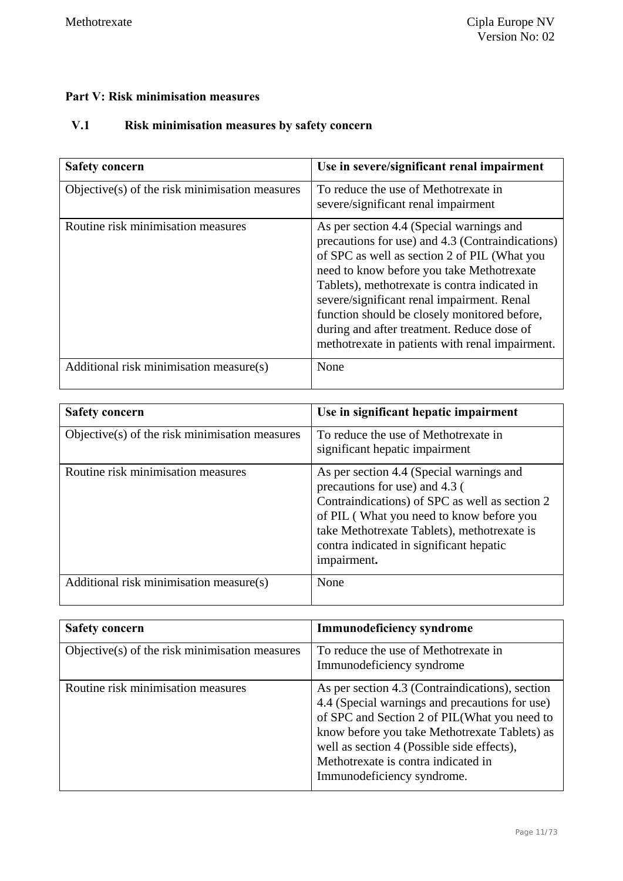**Part V: Risk minimisation measures**

**V.1 Risk minimisation measures by safety concern**

| **Safety concern** | **Use in severe/significant renal impairment** |
|---|---|
| Objective(s) of the risk minimisation measures | To reduce the use of Methotrexate in severe/significant renal impairment |
| Routine risk minimisation measures | As per section 4.4 (Special warnings and precautions for use) and 4.3 (Contraindications) of SPC as well as section 2 of PIL (What you need to know before you take Methotrexate Tablets), methotrexate is contra indicated in severe/significant renal impairment. Renal function should be closely monitored before, during and after treatment. Reduce dose of methotrexate in patients with renal impairment. |
| Additional risk minimisation measure(s) | None |

| **Safety concern** | **Use in significant hepatic impairment** |
|---|---|
| Objective(s) of the risk minimisation measures | To reduce the use of Methotrexate in significant hepatic impairment |
| Routine risk minimisation measures | As per section 4.4 (Special warnings and precautions for use) and 4.3 ( Contraindications) of SPC as well as section 2 of PIL ( What you need to know before you take Methotrexate Tablets), methotrexate is contra indicated in significant hepatic impairment**.** |
| Additional risk minimisation measure(s) | None |

| **Safety concern** | **Immunodeficiency syndrome** |
|---|---|
| Objective(s) of the risk minimisation measures | To reduce the use of Methotrexate in Immunodeficiency syndrome |
| Routine risk minimisation measures | As per section 4.3 (Contraindications), section 4.4 (Special warnings and precautions for use) of SPC and Section 2 of PIL(What you need to know before you take Methotrexate Tablets) as well as section 4 (Possible side effects), Methotrexate is contra indicated in Immunodeficiency syndrome. |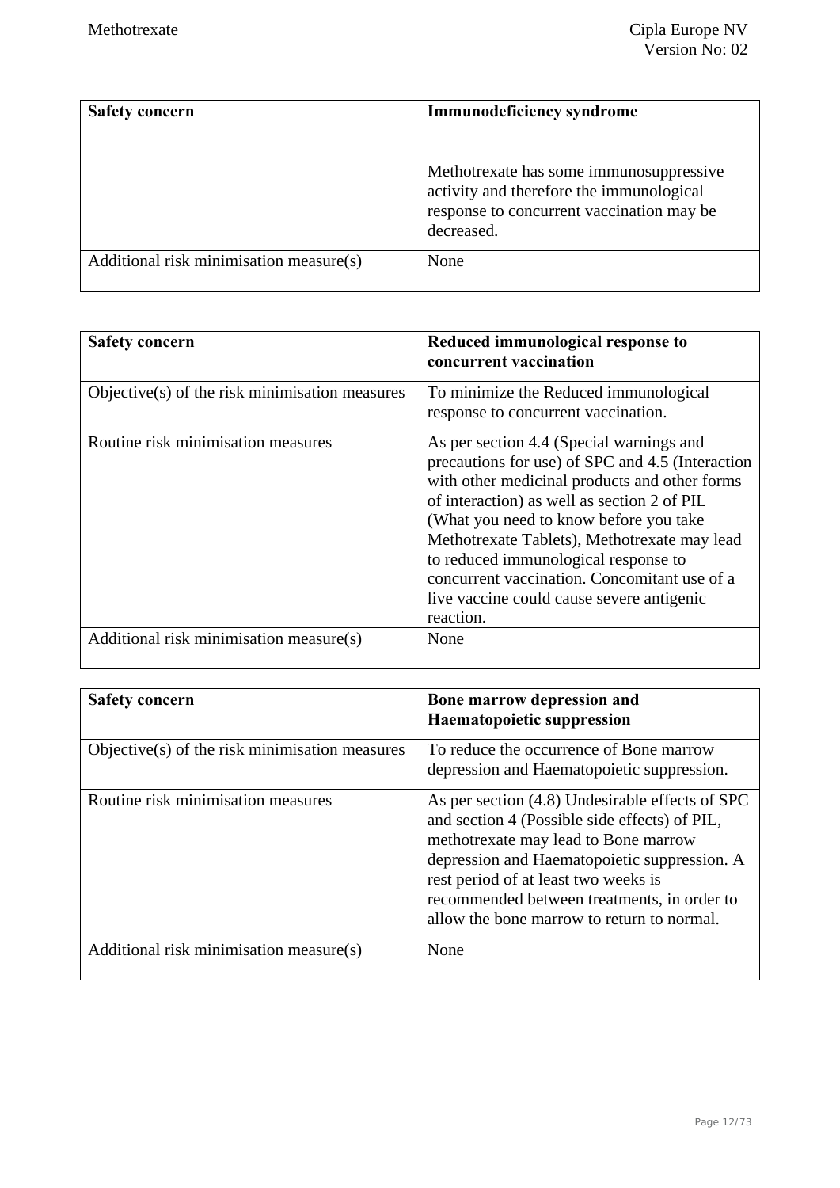| Safety concern | Immunodeficiency syndrome |
| --- | --- |
| | Methotrexate has some immunosuppressive activity and therefore the immunological response to concurrent vaccination may be decreased. |
| Additional risk minimisation measure(s) | None |

| Safety concern | Reduced immunological response to concurrent vaccination |
| --- | --- |
| Objective(s) of the risk minimisation measures | To minimize the Reduced immunological response to concurrent vaccination. |
| Routine risk minimisation measures | As per section 4.4 (Special warnings and precautions for use) of SPC and 4.5 (Interaction with other medicinal products and other forms of interaction) as well as section 2 of PIL (What you need to know before you take Methotrexate Tablets), Methotrexate may lead to reduced immunological response to concurrent vaccination. Concomitant use of a live vaccine could cause severe antigenic reaction. |
| Additional risk minimisation measure(s) | None |

| Safety concern | Bone marrow depression and Haematopoietic suppression |
| --- | --- |
| Objective(s) of the risk minimisation measures | To reduce the occurrence of Bone marrow depression and Haematopoietic suppression. |
| Routine risk minimisation measures | As per section (4.8) Undesirable effects of SPC and section 4 (Possible side effects) of PIL, methotrexate may lead to Bone marrow depression and Haematopoietic suppression. A rest period of at least two weeks is recommended between treatments, in order to allow the bone marrow to return to normal. |
| Additional risk minimisation measure(s) | None |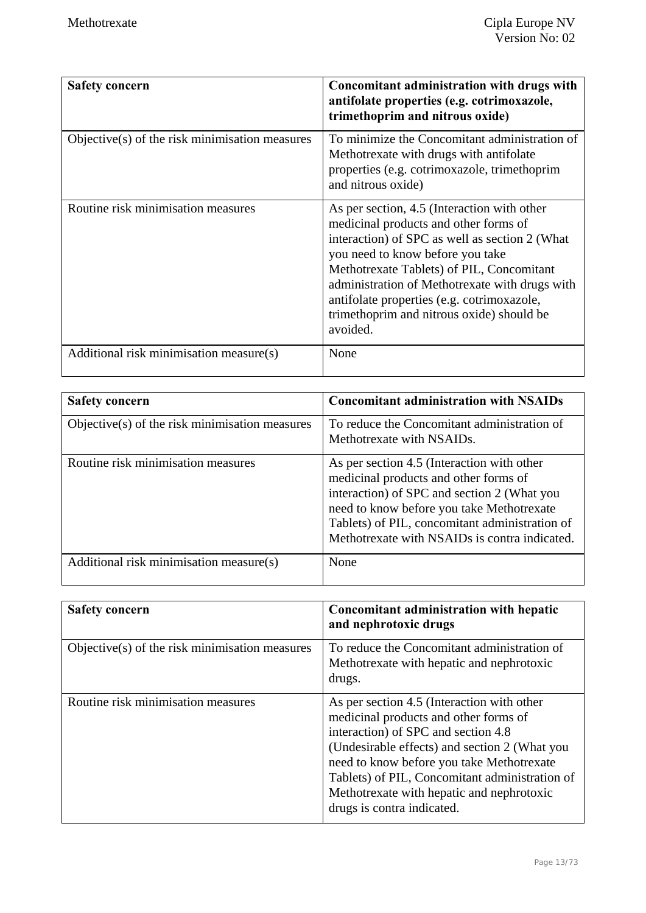| Safety concern | Concomitant administration with drugs with antifolate properties (e.g. cotrimoxazole, trimethoprim and nitrous oxide) |
|---|---|
| Objective(s) of the risk minimisation measures | To minimize the Concomitant administration of Methotrexate with drugs with antifolate properties (e.g. cotrimoxazole, trimethoprim and nitrous oxide) |
| Routine risk minimisation measures | As per section, 4.5 (Interaction with other medicinal products and other forms of interaction) of SPC as well as section 2 (What you need to know before you take Methotrexate Tablets) of PIL, Concomitant administration of Methotrexate with drugs with antifolate properties (e.g. cotrimoxazole, trimethoprim and nitrous oxide) should be avoided. |
| Additional risk minimisation measure(s) | None |

| Safety concern | Concomitant administration with NSAIDs |
|---|---|
| Objective(s) of the risk minimisation measures | To reduce the Concomitant administration of Methotrexate with NSAIDs. |
| Routine risk minimisation measures | As per section 4.5 (Interaction with other medicinal products and other forms of interaction) of SPC and section 2 (What you need to know before you take Methotrexate Tablets) of PIL, concomitant administration of Methotrexate with NSAIDs is contra indicated. |
| Additional risk minimisation measure(s) | None |

| Safety concern | Concomitant administration with hepatic and nephrotoxic drugs |
|---|---|
| Objective(s) of the risk minimisation measures | To reduce the Concomitant administration of Methotrexate with hepatic and nephrotoxic drugs. |
| Routine risk minimisation measures | As per section 4.5 (Interaction with other medicinal products and other forms of interaction) of SPC and section 4.8 (Undesirable effects) and section 2 (What you need to know before you take Methotrexate Tablets) of PIL, Concomitant administration of Methotrexate with hepatic and nephrotoxic drugs is contra indicated. |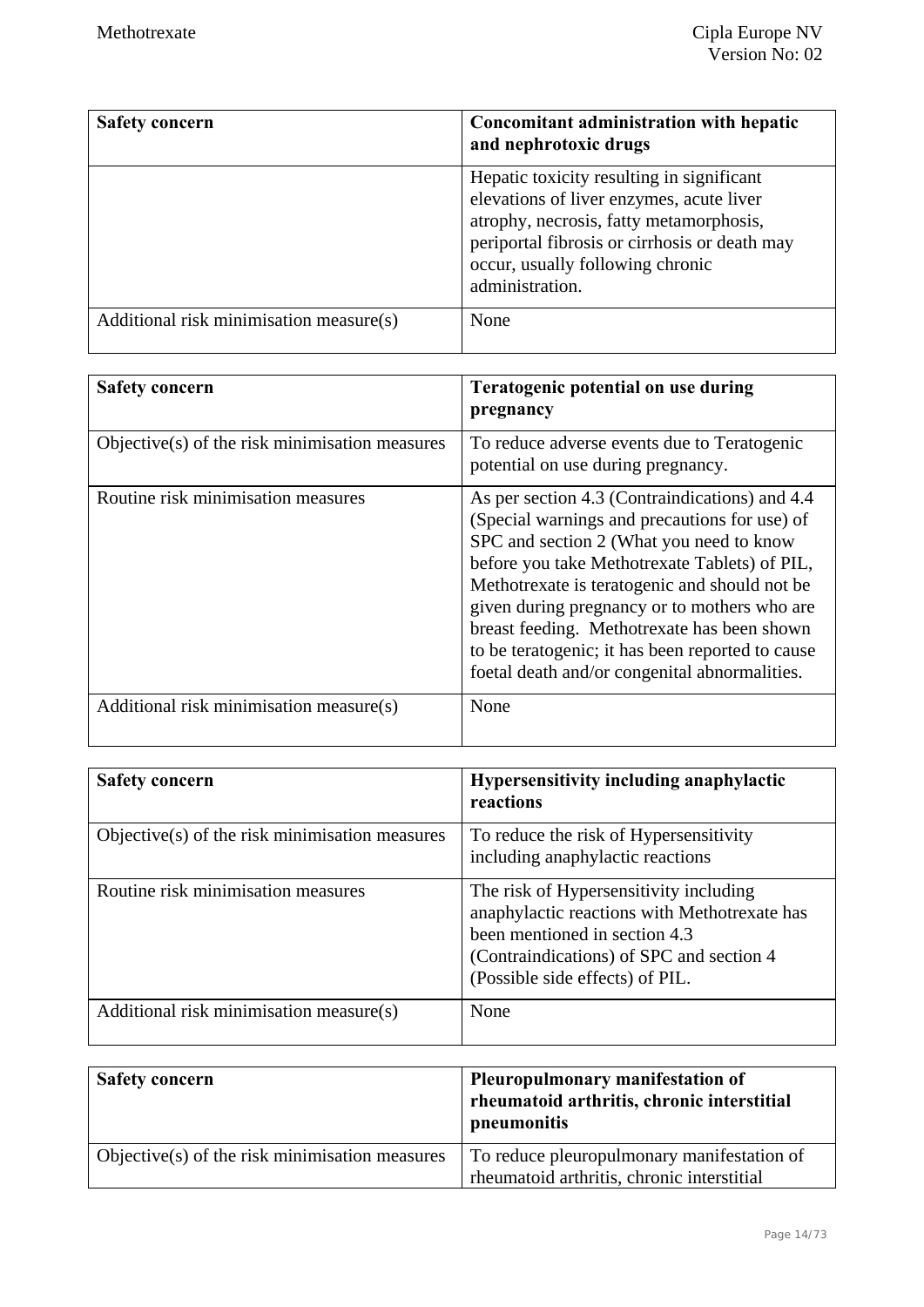| Safety concern | Concomitant administration with hepatic and nephrotoxic drugs |
| --- | --- |
| | Hepatic toxicity resulting in significant elevations of liver enzymes, acute liver atrophy, necrosis, fatty metamorphosis, periportal fibrosis or cirrhosis or death may occur, usually following chronic administration. |
| Additional risk minimisation measure(s) | None |

| Safety concern | Teratogenic potential on use during pregnancy |
| --- | --- |
| Objective(s) of the risk minimisation measures | To reduce adverse events due to Teratogenic potential on use during pregnancy. |
| Routine risk minimisation measures | As per section 4.3 (Contraindications) and 4.4 (Special warnings and precautions for use) of SPC and section 2 (What you need to know before you take Methotrexate Tablets) of PIL, Methotrexate is teratogenic and should not be given during pregnancy or to mothers who are breast feeding. Methotrexate has been shown to be teratogenic; it has been reported to cause foetal death and/or congenital abnormalities. |
| Additional risk minimisation measure(s) | None |

| Safety concern | Hypersensitivity including anaphylactic reactions |
| --- | --- |
| Objective(s) of the risk minimisation measures | To reduce the risk of Hypersensitivity including anaphylactic reactions |
| Routine risk minimisation measures | The risk of Hypersensitivity including anaphylactic reactions with Methotrexate has been mentioned in section 4.3 (Contraindications) of SPC and section 4 (Possible side effects) of PIL. |
| Additional risk minimisation measure(s) | None |

| Safety concern | Pleuropulmonary manifestation of rheumatoid arthritis, chronic interstitial pneumonitis |
| --- | --- |
| Objective(s) of the risk minimisation measures | To reduce pleuropulmonary manifestation of rheumatoid arthritis, chronic interstitial |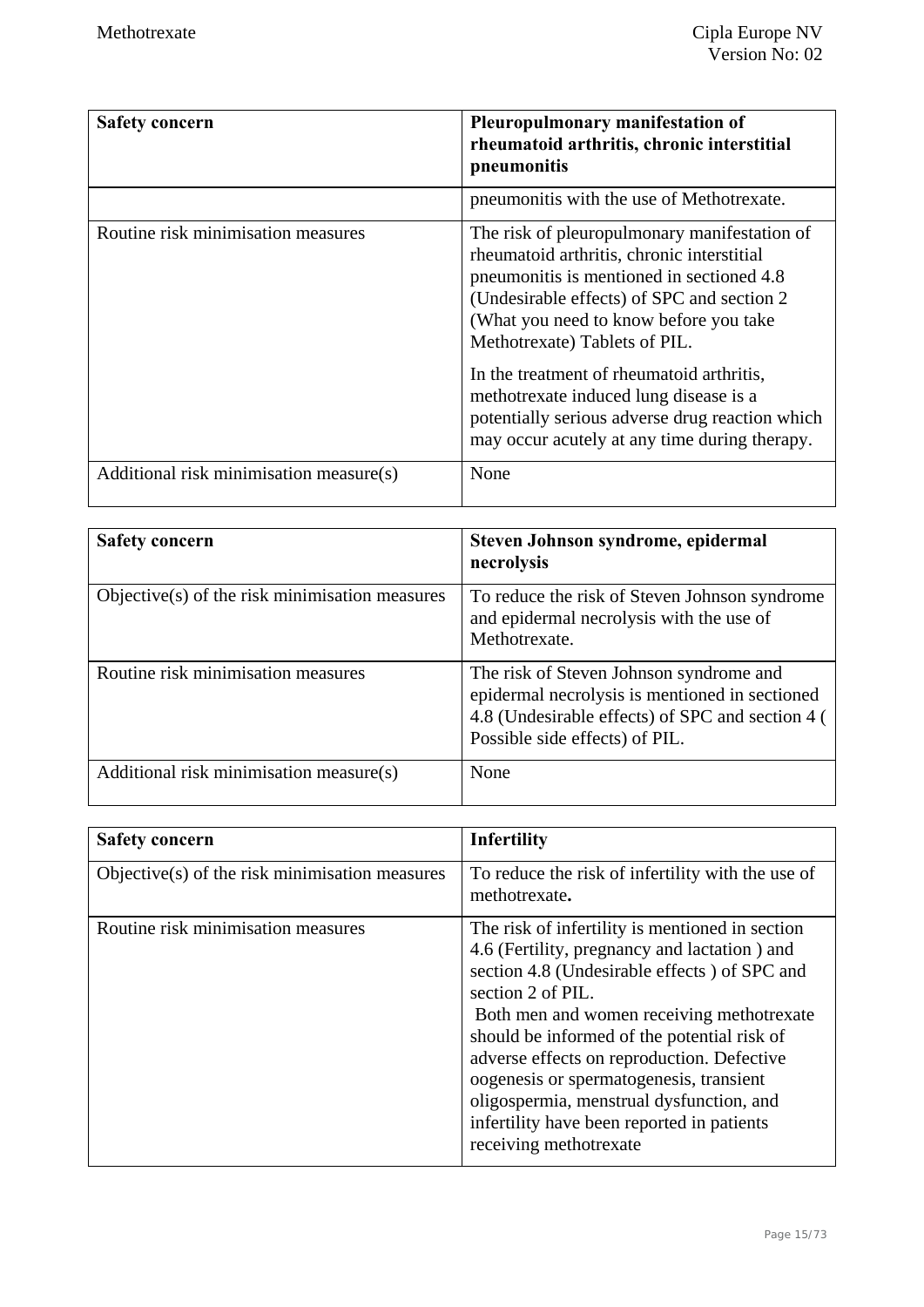| Safety concern | Pleuropulmonary manifestation of rheumatoid arthritis, chronic interstitial pneumonitis |
|---|---|
| | pneumonitis with the use of Methotrexate. |
| Routine risk minimisation measures | The risk of pleuropulmonary manifestation of rheumatoid arthritis, chronic interstitial pneumonitis is mentioned in sectioned 4.8 (Undesirable effects) of SPC and section 2 (What you need to know before you take Methotrexate) Tablets of PIL.<br><br>In the treatment of rheumatoid arthritis, methotrexate induced lung disease is a potentially serious adverse drug reaction which may occur acutely at any time during therapy. |
| Additional risk minimisation measure(s) | None |

| Safety concern | Steven Johnson syndrome, epidermal necrolysis |
|---|---|
| Objective(s) of the risk minimisation measures | To reduce the risk of Steven Johnson syndrome and epidermal necrolysis with the use of Methotrexate. |
| Routine risk minimisation measures | The risk of Steven Johnson syndrome and epidermal necrolysis is mentioned in sectioned 4.8 (Undesirable effects) of SPC and section 4 ( Possible side effects) of PIL. |
| Additional risk minimisation measure(s) | None |

| Safety concern | Infertility |
|---|---|
| Objective(s) of the risk minimisation measures | To reduce the risk of infertility with the use of methotrexate**.** |
| Routine risk minimisation measures | The risk of infertility is mentioned in section 4.6 (Fertility, pregnancy and lactation ) and section 4.8 (Undesirable effects ) of SPC and section 2 of PIL.<br>Both men and women receiving methotrexate should be informed of the potential risk of adverse effects on reproduction. Defective oogenesis or spermatogenesis, transient oligospermia, menstrual dysfunction, and infertility have been reported in patients receiving methotrexate |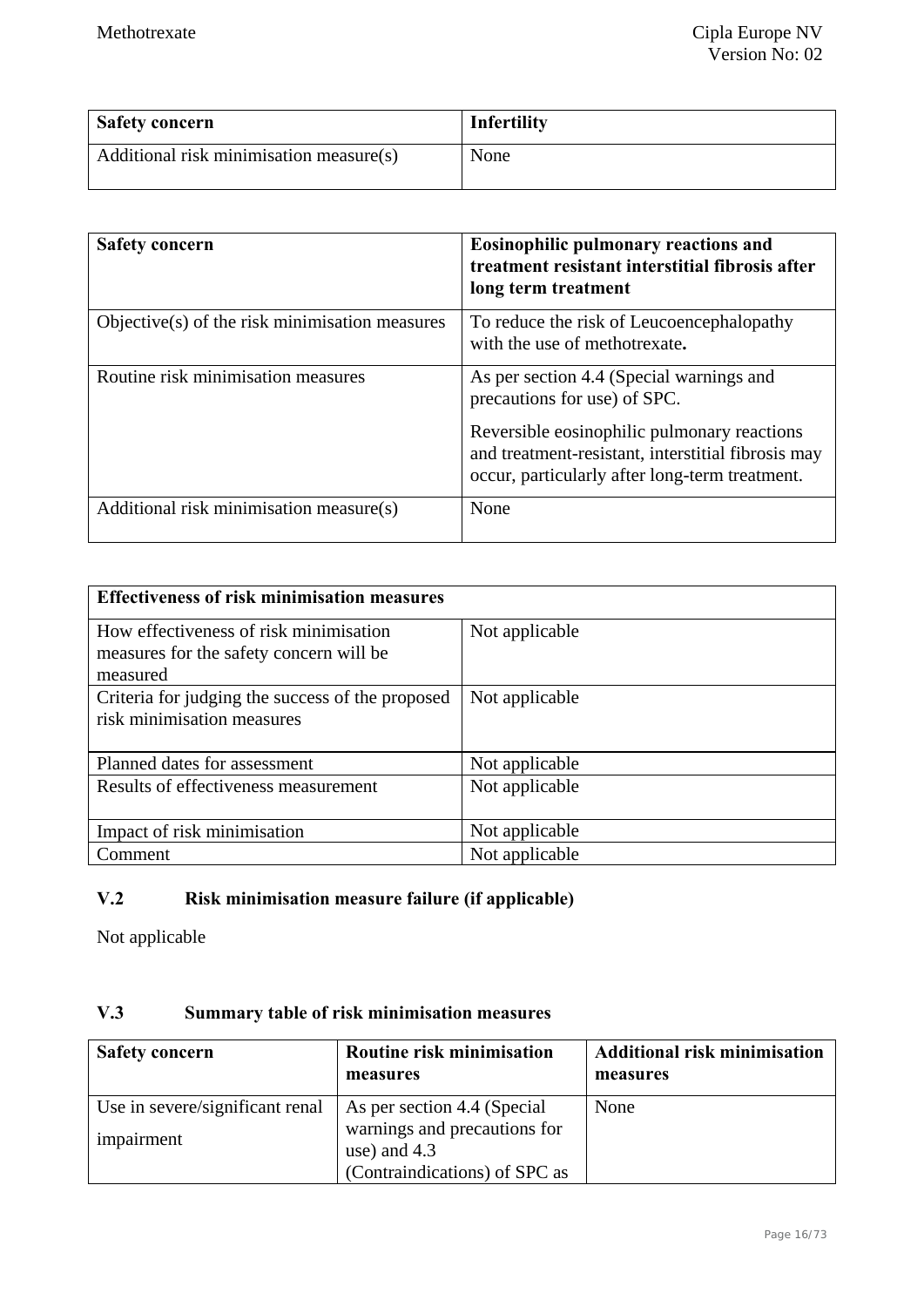| Safety concern | Infertility |
|---|---|
| Additional risk minimisation measure(s) | None |

| Safety concern | **Eosinophilic pulmonary reactions and treatment resistant interstitial fibrosis after long term treatment** |
|---|---|
| Objective(s) of the risk minimisation measures | To reduce the risk of Leucoencephalopathy with the use of methotrexate**.** |
| Routine risk minimisation measures | As per section 4.4 (Special warnings and precautions for use) of SPC.<br><br>Reversible eosinophilic pulmonary reactions and treatment-resistant, interstitial fibrosis may occur, particularly after long-term treatment. |
| Additional risk minimisation measure(s) | None |

| **Effectiveness of risk minimisation measures** | |
|---|---|
| How effectiveness of risk minimisation measures for the safety concern will be measured | Not applicable |
| Criteria for judging the success of the proposed risk minimisation measures | Not applicable |
| Planned dates for assessment | Not applicable |
| Results of effectiveness measurement | Not applicable |
| Impact of risk minimisation | Not applicable |
| Comment | Not applicable |

## V.2 Risk minimisation measure failure (if applicable)

Not applicable

## V.3 Summary table of risk minimisation measures

| Safety concern | Routine risk minimisation measures | Additional risk minimisation measures |
|---|---|---|
| Use in severe/significant renal impairment | As per section 4.4 (Special warnings and precautions for use) and 4.3 (Contraindications) of SPC as | None |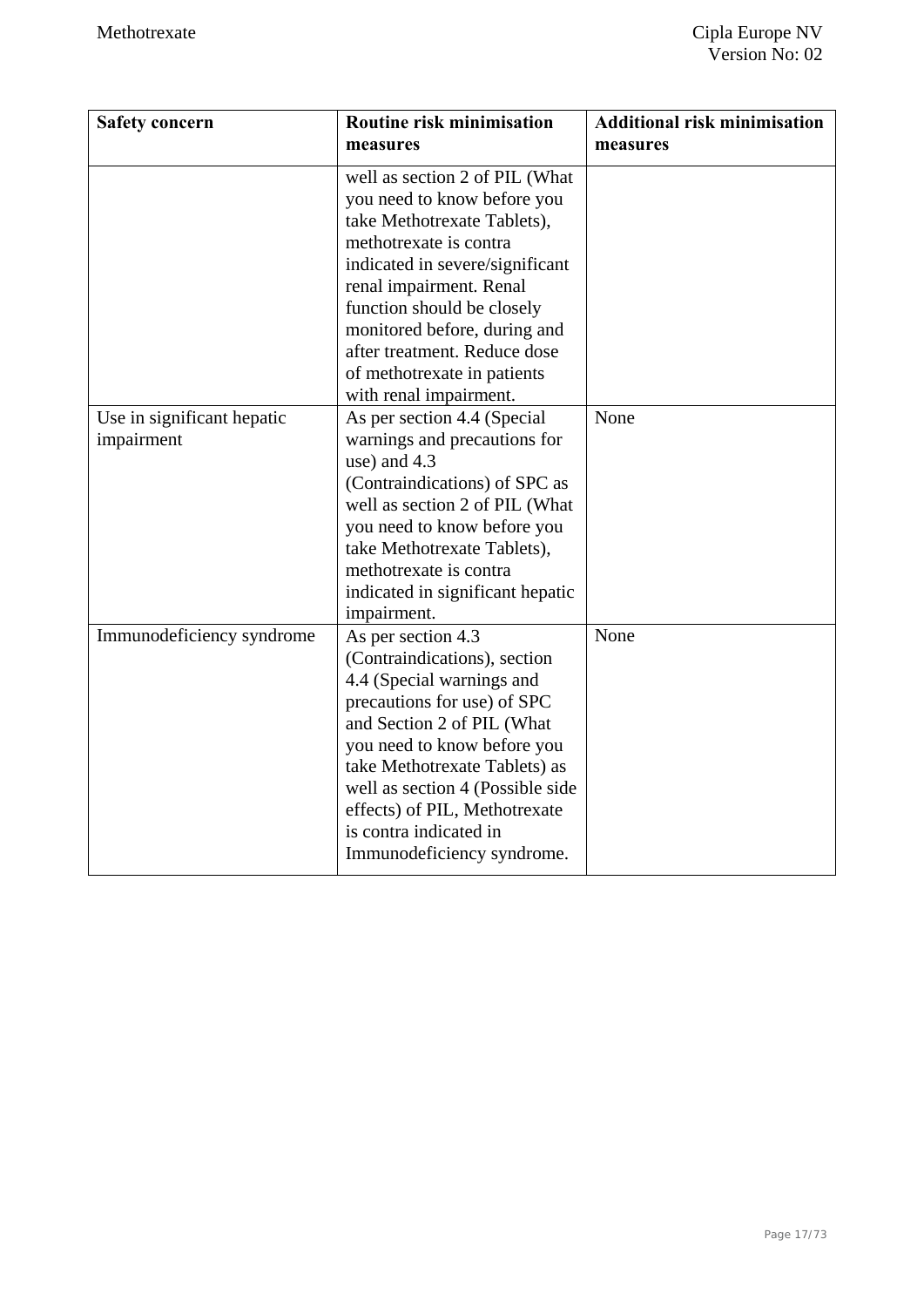| Safety concern | Routine risk minimisation measures | Additional risk minimisation measures |
|---|---|---|
| | well as section 2 of PIL (What you need to know before you take Methotrexate Tablets), methotrexate is contra indicated in severe/significant renal impairment. Renal function should be closely monitored before, during and after treatment. Reduce dose of methotrexate in patients with renal impairment. | |
| Use in significant hepatic impairment | As per section 4.4 (Special warnings and precautions for use) and 4.3 (Contraindications) of SPC as well as section 2 of PIL (What you need to know before you take Methotrexate Tablets), methotrexate is contra indicated in significant hepatic impairment. | None |
| Immunodeficiency syndrome | As per section 4.3 (Contraindications), section 4.4 (Special warnings and precautions for use) of SPC and Section 2 of PIL (What you need to know before you take Methotrexate Tablets) as well as section 4 (Possible side effects) of PIL, Methotrexate is contra indicated in Immunodeficiency syndrome. | None |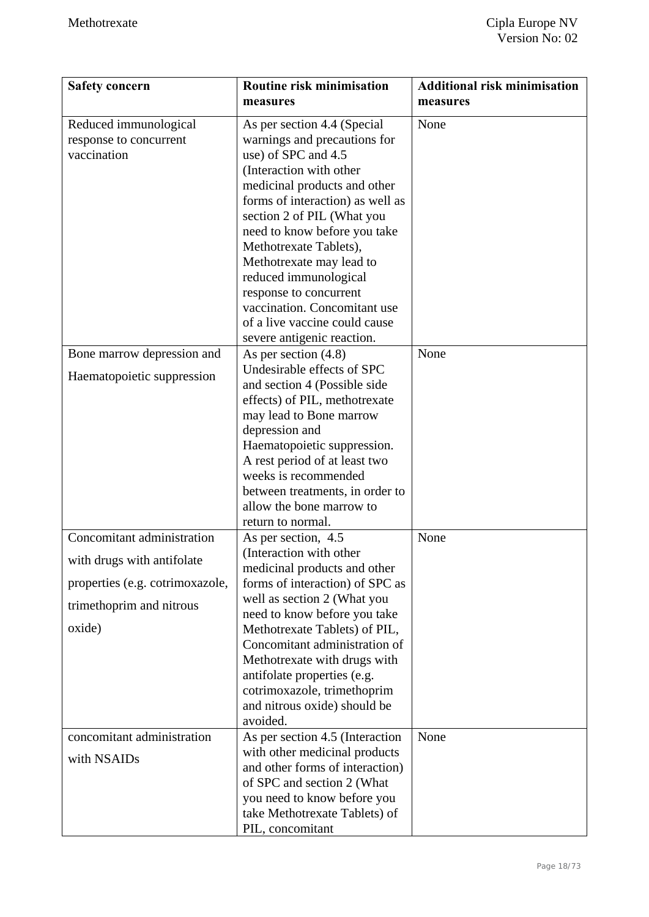| Safety concern | Routine risk minimisation measures | Additional risk minimisation measures |
|---|---|---|
| Reduced immunological response to concurrent vaccination | As per section 4.4 (Special warnings and precautions for use) of SPC and 4.5 (Interaction with other medicinal products and other forms of interaction) as well as section 2 of PIL (What you need to know before you take Methotrexate Tablets), Methotrexate may lead to reduced immunological response to concurrent vaccination. Concomitant use of a live vaccine could cause severe antigenic reaction. | None |
| Bone marrow depression and Haematopoietic suppression | As per section (4.8) Undesirable effects of SPC and section 4 (Possible side effects) of PIL, methotrexate may lead to Bone marrow depression and Haematopoietic suppression. A rest period of at least two weeks is recommended between treatments, in order to allow the bone marrow to return to normal. | None |
| Concomitant administration with drugs with antifolate properties (e.g. cotrimoxazole, trimethoprim and nitrous oxide) | As per section, 4.5 (Interaction with other medicinal products and other forms of interaction) of SPC as well as section 2 (What you need to know before you take Methotrexate Tablets) of PIL, Concomitant administration of Methotrexate with drugs with antifolate properties (e.g. cotrimoxazole, trimethoprim and nitrous oxide) should be avoided. | None |
| concomitant administration with NSAIDs | As per section 4.5 (Interaction with other medicinal products and other forms of interaction) of SPC and section 2 (What you need to know before you take Methotrexate Tablets) of PIL, concomitant | None |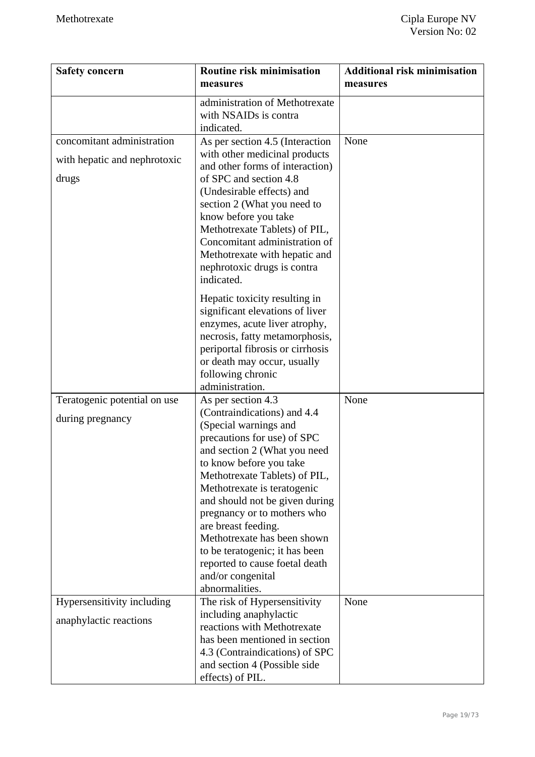| Safety concern | Routine risk minimisation measures | Additional risk minimisation measures |
|---|---|---|
| | administration of Methotrexate with NSAIDs is contra indicated. | |
| concomitant administration with hepatic and nephrotoxic drugs | As per section 4.5 (Interaction with other medicinal products and other forms of interaction) of SPC and section 4.8 (Undesirable effects) and section 2 (What you need to know before you take Methotrexate Tablets) of PIL, Concomitant administration of Methotrexate with hepatic and nephrotoxic drugs is contra indicated.<br><br>Hepatic toxicity resulting in significant elevations of liver enzymes, acute liver atrophy, necrosis, fatty metamorphosis, periportal fibrosis or cirrhosis or death may occur, usually following chronic administration. | None |
| Teratogenic potential on use during pregnancy | As per section 4.3 (Contraindications) and 4.4 (Special warnings and precautions for use) of SPC and section 2 (What you need to know before you take Methotrexate Tablets) of PIL, Methotrexate is teratogenic and should not be given during pregnancy or to mothers who are breast feeding. Methotrexate has been shown to be teratogenic; it has been reported to cause foetal death and/or congenital abnormalities. | None |
| Hypersensitivity including anaphylactic reactions | The risk of Hypersensitivity including anaphylactic reactions with Methotrexate has been mentioned in section 4.3 (Contraindications) of SPC and section 4 (Possible side effects) of PIL. | None |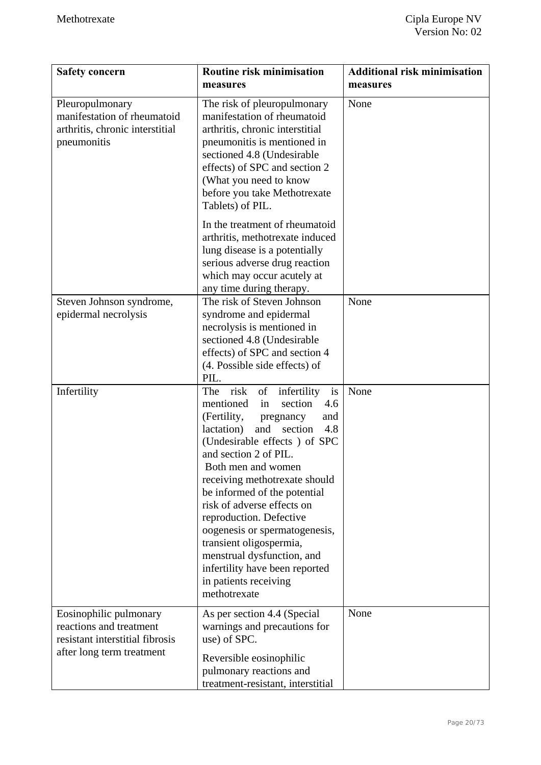| Safety concern | Routine risk minimisation measures | Additional risk minimisation measures |
|---|---|---|
| Pleuropulmonary manifestation of rheumatoid arthritis, chronic interstitial pneumonitis | The risk of pleuropulmonary manifestation of rheumatoid arthritis, chronic interstitial pneumonitis is mentioned in sectioned 4.8 (Undesirable effects) of SPC and section 2 (What you need to know before you take Methotrexate Tablets) of PIL.<br><br>In the treatment of rheumatoid arthritis, methotrexate induced lung disease is a potentially serious adverse drug reaction which may occur acutely at any time during therapy. | None |
| Steven Johnson syndrome, epidermal necrolysis | The risk of Steven Johnson syndrome and epidermal necrolysis is mentioned in sectioned 4.8 (Undesirable effects) of SPC and section 4 (4. Possible side effects) of PIL. | None |
| Infertility | The risk of infertility is mentioned in section 4.6 (Fertility, pregnancy and lactation) and section 4.8 (Undesirable effects ) of SPC and section 2 of PIL.<br>Both men and women receiving methotrexate should be informed of the potential risk of adverse effects on reproduction. Defective oogenesis or spermatogenesis, transient oligospermia, menstrual dysfunction, and infertility have been reported in patients receiving methotrexate | None |
| Eosinophilic pulmonary reactions and treatment resistant interstitial fibrosis after long term treatment | As per section 4.4 (Special warnings and precautions for use) of SPC.<br><br>Reversible eosinophilic pulmonary reactions and treatment-resistant, interstitial | None |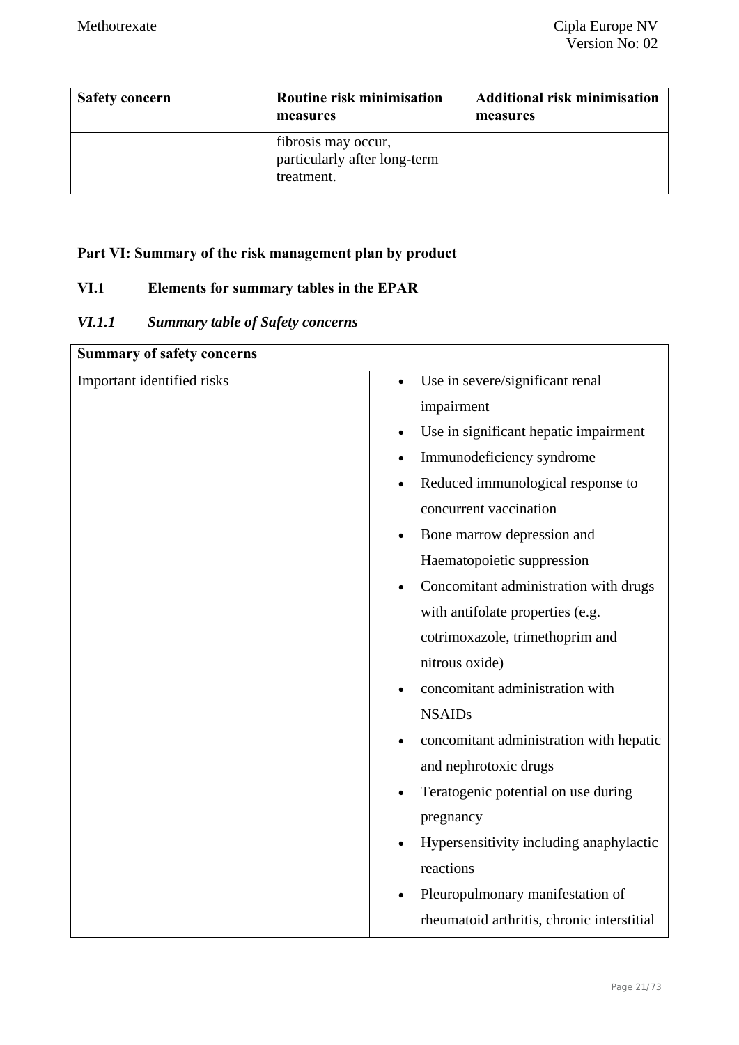| Safety concern | Routine risk minimisation measures | Additional risk minimisation measures |
|---|---|---|
| | fibrosis may occur, particularly after long-term treatment. | |

## Part VI: Summary of the risk management plan by product

### VI.1 Elements for summary tables in the EPAR

#### *VI.1.1 Summary table of Safety concerns*

| Summary of safety concerns | |
|---|---|
| Important identified risks | • Use in severe/significant renal impairment<br>• Use in significant hepatic impairment<br>• Immunodeficiency syndrome<br>• Reduced immunological response to concurrent vaccination<br>• Bone marrow depression and Haematopoietic suppression<br>• Concomitant administration with drugs with antifolate properties (e.g. cotrimoxazole, trimethoprim and nitrous oxide)<br>• concomitant administration with NSAIDs<br>• concomitant administration with hepatic and nephrotoxic drugs<br>• Teratogenic potential on use during pregnancy<br>• Hypersensitivity including anaphylactic reactions<br>• Pleuropulmonary manifestation of rheumatoid arthritis, chronic interstitial |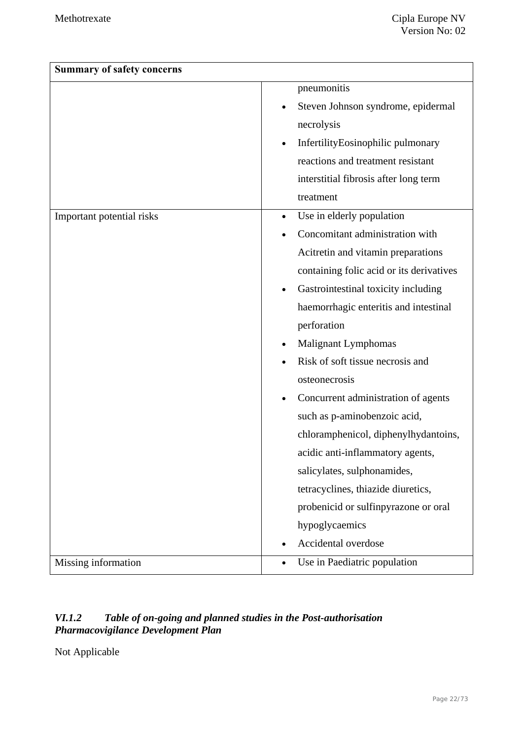| Summary of safety concerns | |
|---|---|
| | pneumonitis<br>• Steven Johnson syndrome, epidermal necrolysis<br>• InfertilityEosinophilic pulmonary reactions and treatment resistant interstitial fibrosis after long term treatment |
| Important potential risks | • Use in elderly population<br>• Concomitant administration with Acitretin and vitamin preparations containing folic acid or its derivatives<br>• Gastrointestinal toxicity including haemorrhagic enteritis and intestinal perforation<br>• Malignant Lymphomas<br>• Risk of soft tissue necrosis and osteonecrosis<br>• Concurrent administration of agents such as p-aminobenzoic acid, chloramphenicol, diphenylhydantoins, acidic anti-inflammatory agents, salicylates, sulphonamides, tetracyclines, thiazide diuretics, probenicid or sulfinpyrazone or oral hypoglycaemics<br>• Accidental overdose |
| Missing information | • Use in Paediatric population |

### *VI.1.2 Table of on-going and planned studies in the Post-authorisation Pharmacovigilance Development Plan*

Not Applicable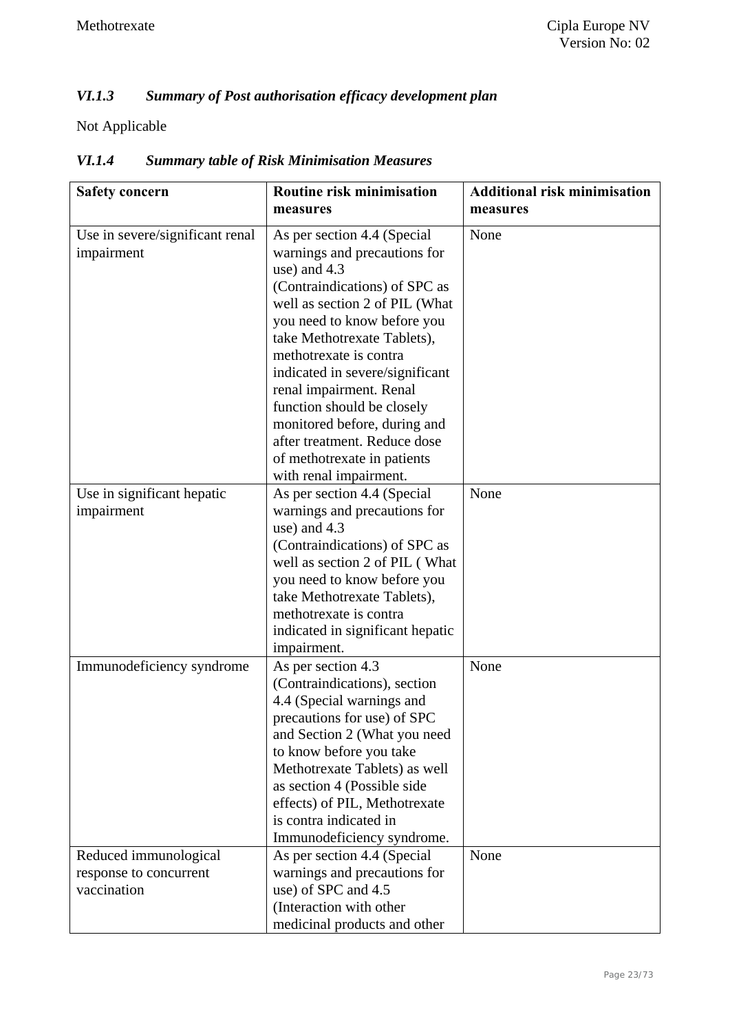### *VI.1.3 Summary of Post authorisation efficacy development plan*

Not Applicable

### *VI.1.4 Summary table of Risk Minimisation Measures*

| Safety concern | Routine risk minimisation measures | Additional risk minimisation measures |
|---|---|---|
| Use in severe/significant renal impairment | As per section 4.4 (Special warnings and precautions for use) and 4.3 (Contraindications) of SPC as well as section 2 of PIL (What you need to know before you take Methotrexate Tablets), methotrexate is contra indicated in severe/significant renal impairment. Renal function should be closely monitored before, during and after treatment. Reduce dose of methotrexate in patients with renal impairment. | None |
| Use in significant hepatic impairment | As per section 4.4 (Special warnings and precautions for use) and 4.3 (Contraindications) of SPC as well as section 2 of PIL ( What you need to know before you take Methotrexate Tablets), methotrexate is contra indicated in significant hepatic impairment. | None |
| Immunodeficiency syndrome | As per section 4.3 (Contraindications), section 4.4 (Special warnings and precautions for use) of SPC and Section 2 (What you need to know before you take Methotrexate Tablets) as well as section 4 (Possible side effects) of PIL, Methotrexate is contra indicated in Immunodeficiency syndrome. | None |
| Reduced immunological response to concurrent vaccination | As per section 4.4 (Special warnings and precautions for use) of SPC and 4.5 (Interaction with other medicinal products and other | None |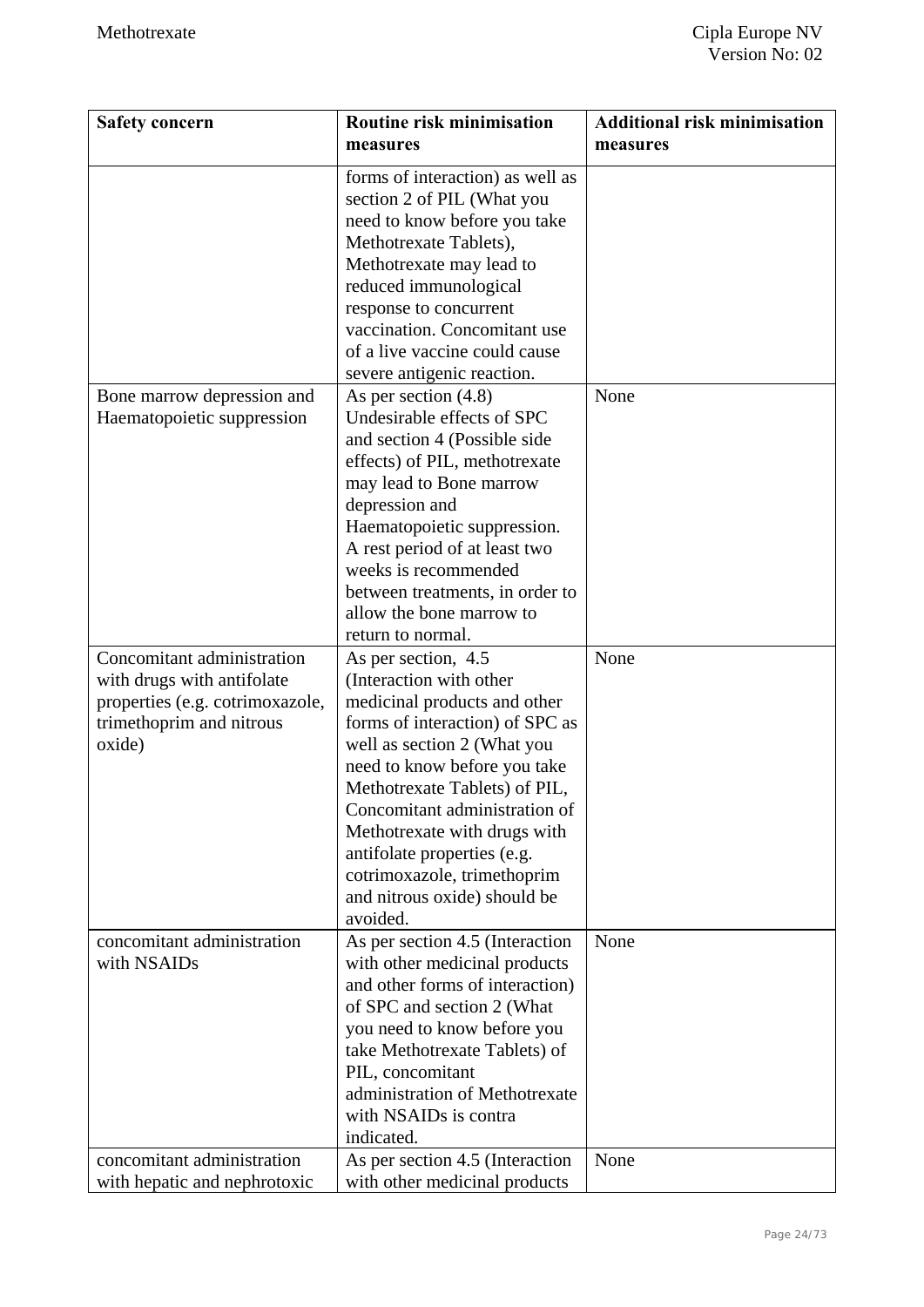| Safety concern | Routine risk minimisation measures | Additional risk minimisation measures |
|---|---|---|
| | forms of interaction) as well as section 2 of PIL (What you need to know before you take Methotrexate Tablets), Methotrexate may lead to reduced immunological response to concurrent vaccination. Concomitant use of a live vaccine could cause severe antigenic reaction. | |
| Bone marrow depression and Haematopoietic suppression | As per section (4.8) Undesirable effects of SPC and section 4 (Possible side effects) of PIL, methotrexate may lead to Bone marrow depression and Haematopoietic suppression. A rest period of at least two weeks is recommended between treatments, in order to allow the bone marrow to return to normal. | None |
| Concomitant administration with drugs with antifolate properties (e.g. cotrimoxazole, trimethoprim and nitrous oxide) | As per section, 4.5 (Interaction with other medicinal products and other forms of interaction) of SPC as well as section 2 (What you need to know before you take Methotrexate Tablets) of PIL, Concomitant administration of Methotrexate with drugs with antifolate properties (e.g. cotrimoxazole, trimethoprim and nitrous oxide) should be avoided. | None |
| concomitant administration with NSAIDs | As per section 4.5 (Interaction with other medicinal products and other forms of interaction) of SPC and section 2 (What you need to know before you take Methotrexate Tablets) of PIL, concomitant administration of Methotrexate with NSAIDs is contra indicated. | None |
| concomitant administration with hepatic and nephrotoxic | As per section 4.5 (Interaction with other medicinal products | None |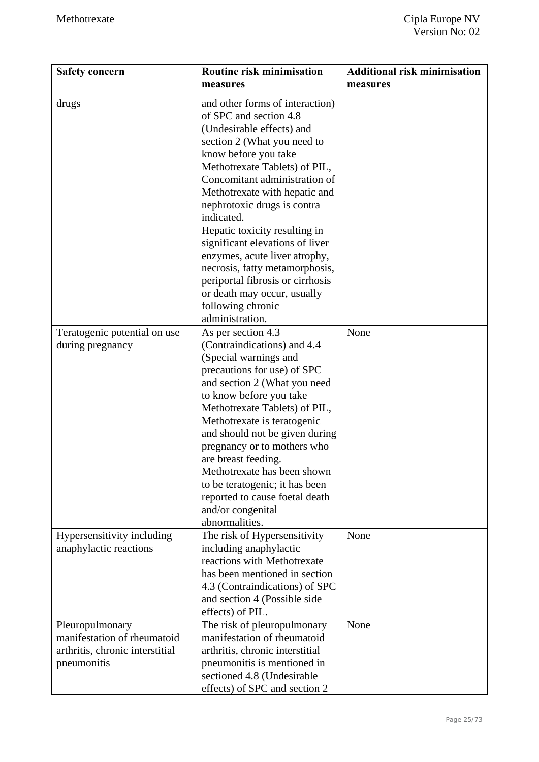| Safety concern | Routine risk minimisation measures | Additional risk minimisation measures |
|---|---|---|
| drugs | and other forms of interaction) of SPC and section 4.8 (Undesirable effects) and section 2 (What you need to know before you take Methotrexate Tablets) of PIL, Concomitant administration of Methotrexate with hepatic and nephrotoxic drugs is contra indicated. Hepatic toxicity resulting in significant elevations of liver enzymes, acute liver atrophy, necrosis, fatty metamorphosis, periportal fibrosis or cirrhosis or death may occur, usually following chronic administration. | |
| Teratogenic potential on use during pregnancy | As per section 4.3 (Contraindications) and 4.4 (Special warnings and precautions for use) of SPC and section 2 (What you need to know before you take Methotrexate Tablets) of PIL, Methotrexate is teratogenic and should not be given during pregnancy or to mothers who are breast feeding. Methotrexate has been shown to be teratogenic; it has been reported to cause foetal death and/or congenital abnormalities. | None |
| Hypersensitivity including anaphylactic reactions | The risk of Hypersensitivity including anaphylactic reactions with Methotrexate has been mentioned in section 4.3 (Contraindications) of SPC and section 4 (Possible side effects) of PIL. | None |
| Pleuropulmonary manifestation of rheumatoid arthritis, chronic interstitial pneumonitis | The risk of pleuropulmonary manifestation of rheumatoid arthritis, chronic interstitial pneumonitis is mentioned in sectioned 4.8 (Undesirable effects) of SPC and section 2 | None |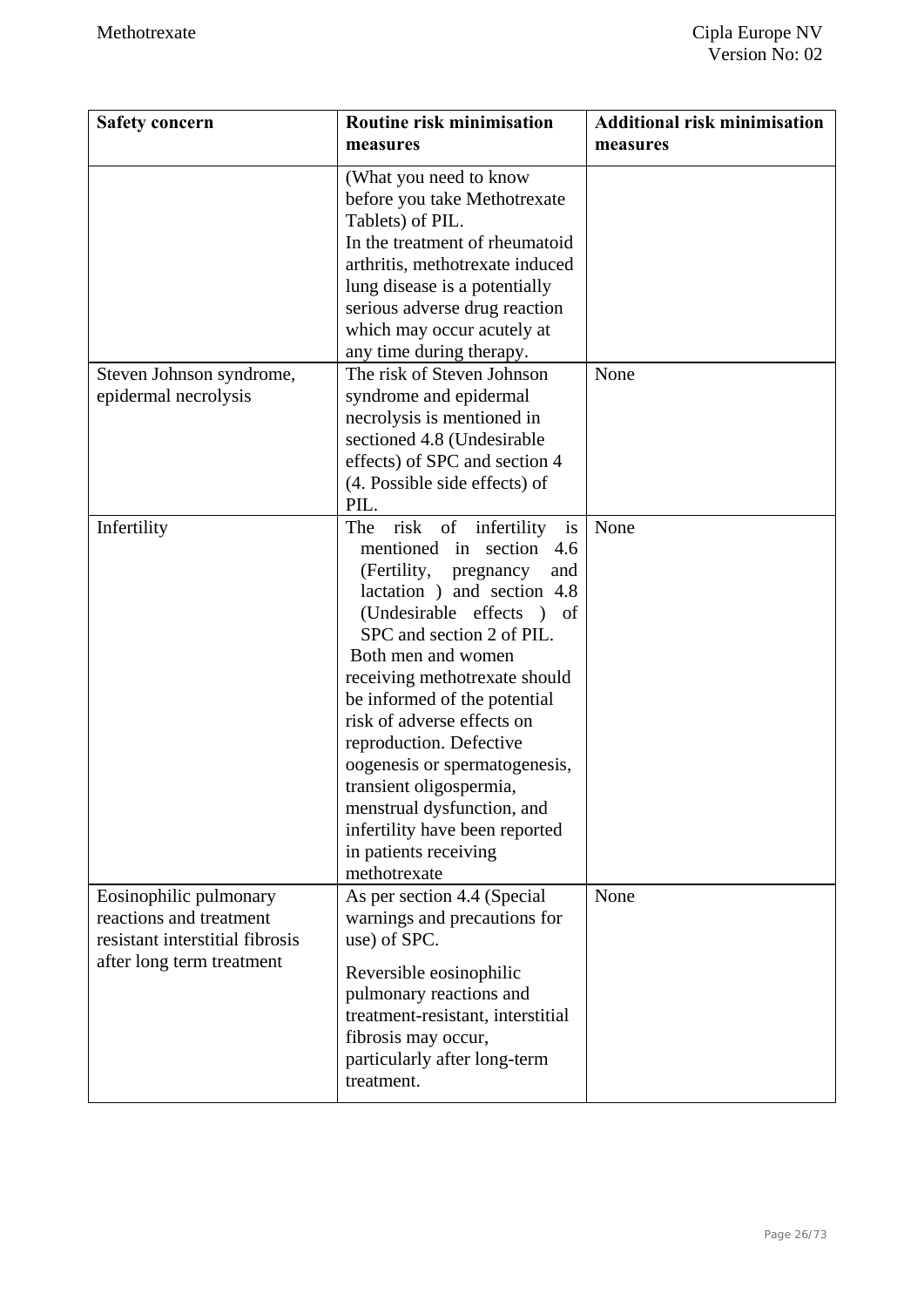| Safety concern | Routine risk minimisation measures | Additional risk minimisation measures |
|---|---|---|
| | (What you need to know before you take Methotrexate Tablets) of PIL. In the treatment of rheumatoid arthritis, methotrexate induced lung disease is a potentially serious adverse drug reaction which may occur acutely at any time during therapy. | |
| Steven Johnson syndrome, epidermal necrolysis | The risk of Steven Johnson syndrome and epidermal necrolysis is mentioned in sectioned 4.8 (Undesirable effects) of SPC and section 4 (4. Possible side effects) of PIL. | None |
| Infertility | The risk of infertility is mentioned in section 4.6 (Fertility, pregnancy and lactation ) and section 4.8 (Undesirable effects ) of SPC and section 2 of PIL. Both men and women receiving methotrexate should be informed of the potential risk of adverse effects on reproduction. Defective oogenesis or spermatogenesis, transient oligospermia, menstrual dysfunction, and infertility have been reported in patients receiving methotrexate | None |
| Eosinophilic pulmonary reactions and treatment resistant interstitial fibrosis after long term treatment | As per section 4.4 (Special warnings and precautions for use) of SPC. Reversible eosinophilic pulmonary reactions and treatment-resistant, interstitial fibrosis may occur, particularly after long-term treatment. | None |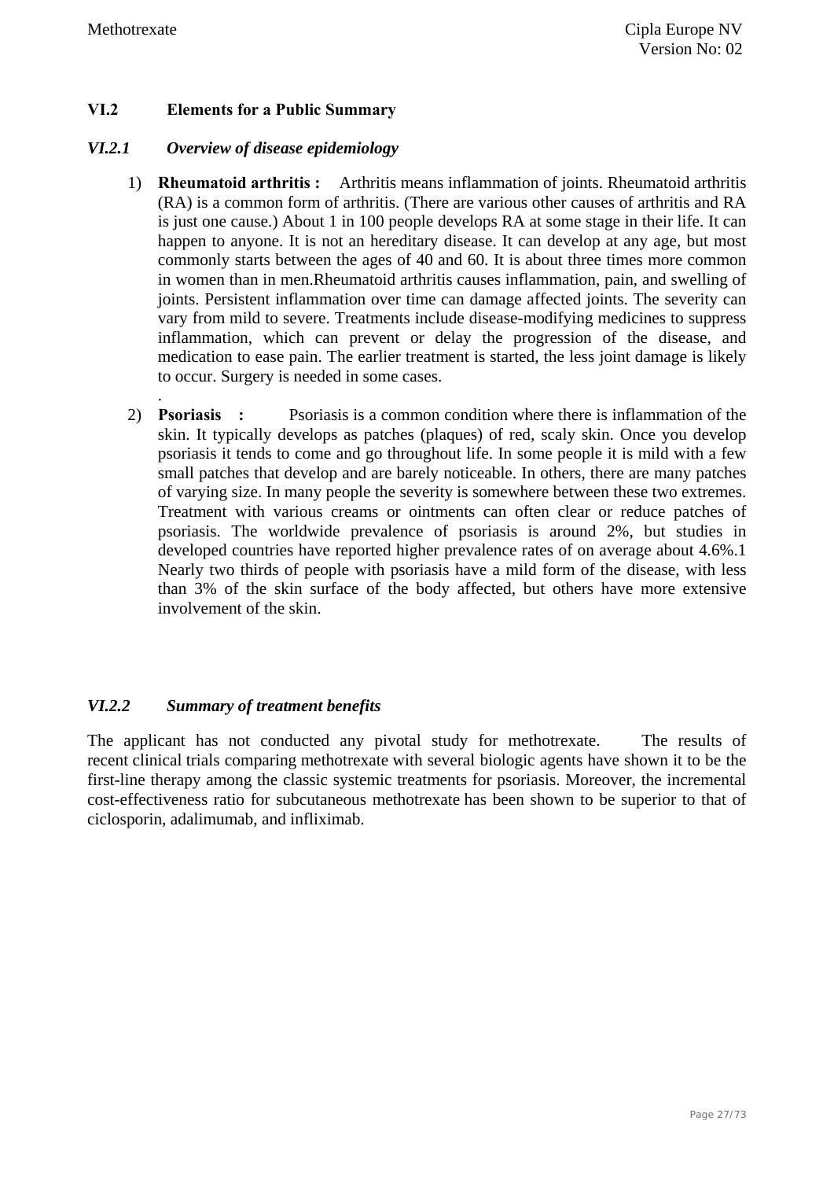## VI.2 Elements for a Public Summary

### *VI.2.1 Overview of disease epidemiology*

1) **Rheumatoid arthritis :** Arthritis means inflammation of joints. Rheumatoid arthritis (RA) is a common form of arthritis. (There are various other causes of arthritis and RA is just one cause.) About 1 in 100 people develops RA at some stage in their life. It can happen to anyone. It is not an hereditary disease. It can develop at any age, but most commonly starts between the ages of 40 and 60. It is about three times more common in women than in men.Rheumatoid arthritis causes inflammation, pain, and swelling of joints. Persistent inflammation over time can damage affected joints. The severity can vary from mild to severe. Treatments include disease-modifying medicines to suppress inflammation, which can prevent or delay the progression of the disease, and medication to ease pain. The earlier treatment is started, the less joint damage is likely to occur. Surgery is needed in some cases.
   .
2) **Psoriasis :** Psoriasis is a common condition where there is inflammation of the skin. It typically develops as patches (plaques) of red, scaly skin. Once you develop psoriasis it tends to come and go throughout life. In some people it is mild with a few small patches that develop and are barely noticeable. In others, there are many patches of varying size. In many people the severity is somewhere between these two extremes. Treatment with various creams or ointments can often clear or reduce patches of psoriasis. The worldwide prevalence of psoriasis is around 2%, but studies in developed countries have reported higher prevalence rates of on average about 4.6%.1 Nearly two thirds of people with psoriasis have a mild form of the disease, with less than 3% of the skin surface of the body affected, but others have more extensive involvement of the skin.

### *VI.2.2 Summary of treatment benefits*

The applicant has not conducted any pivotal study for methotrexate. The results of recent clinical trials comparing methotrexate with several biologic agents have shown it to be the first-line therapy among the classic systemic treatments for psoriasis. Moreover, the incremental cost-effectiveness ratio for subcutaneous methotrexate has been shown to be superior to that of ciclosporin, adalimumab, and infliximab.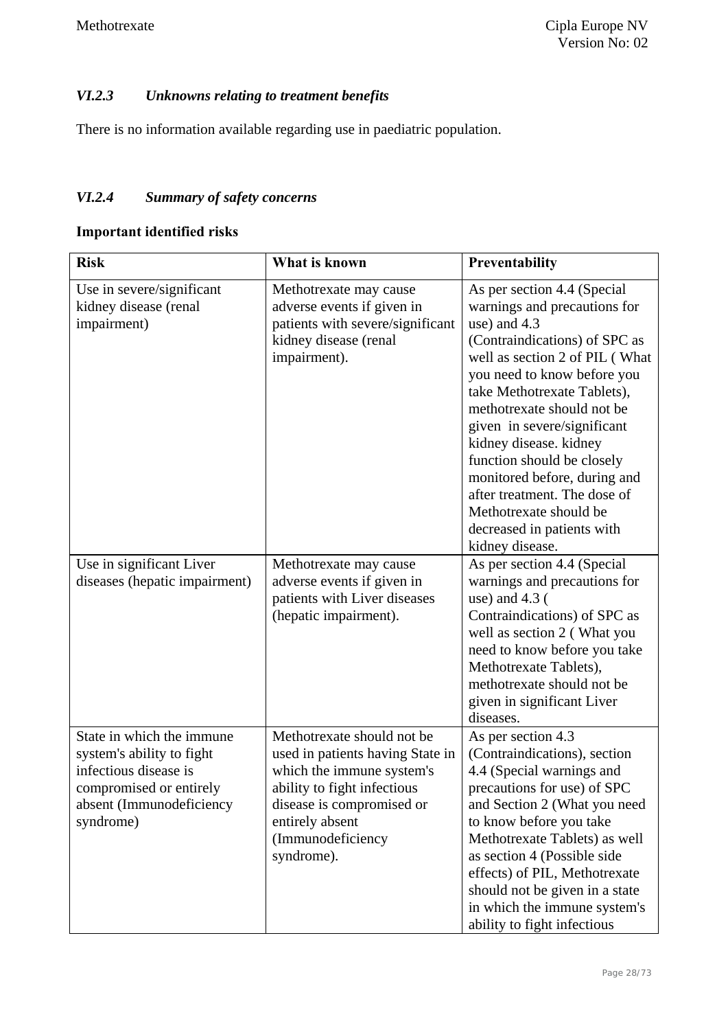### *VI.2.3 Unknowns relating to treatment benefits*

There is no information available regarding use in paediatric population.

### *VI.2.4 Summary of safety concerns*

**Important identified risks**

| **Risk** | **What is known** | **Preventability** |
|---|---|---|
| Use in severe/significant kidney disease (renal impairment) | Methotrexate may cause adverse events if given in patients with severe/significant kidney disease (renal impairment). | As per section 4.4 (Special warnings and precautions for use) and 4.3 (Contraindications) of SPC as well as section 2 of PIL ( What you need to know before you take Methotrexate Tablets), methotrexate should not be given in severe/significant kidney disease. kidney function should be closely monitored before, during and after treatment. The dose of Methotrexate should be decreased in patients with kidney disease. |
| Use in significant Liver diseases (hepatic impairment) | Methotrexate may cause adverse events if given in patients with Liver diseases (hepatic impairment). | As per section 4.4 (Special warnings and precautions for use) and 4.3 ( Contraindications) of SPC as well as section 2 ( What you need to know before you take Methotrexate Tablets), methotrexate should not be given in significant Liver diseases. |
| State in which the immune system's ability to fight infectious disease is compromised or entirely absent (Immunodeficiency syndrome) | Methotrexate should not be used in patients having State in which the immune system's ability to fight infectious disease is compromised or entirely absent (Immunodeficiency syndrome). | As per section 4.3 (Contraindications), section 4.4 (Special warnings and precautions for use) of SPC and Section 2 (What you need to know before you take Methotrexate Tablets) as well as section 4 (Possible side effects) of PIL, Methotrexate should not be given in a state in which the immune system's ability to fight infectious |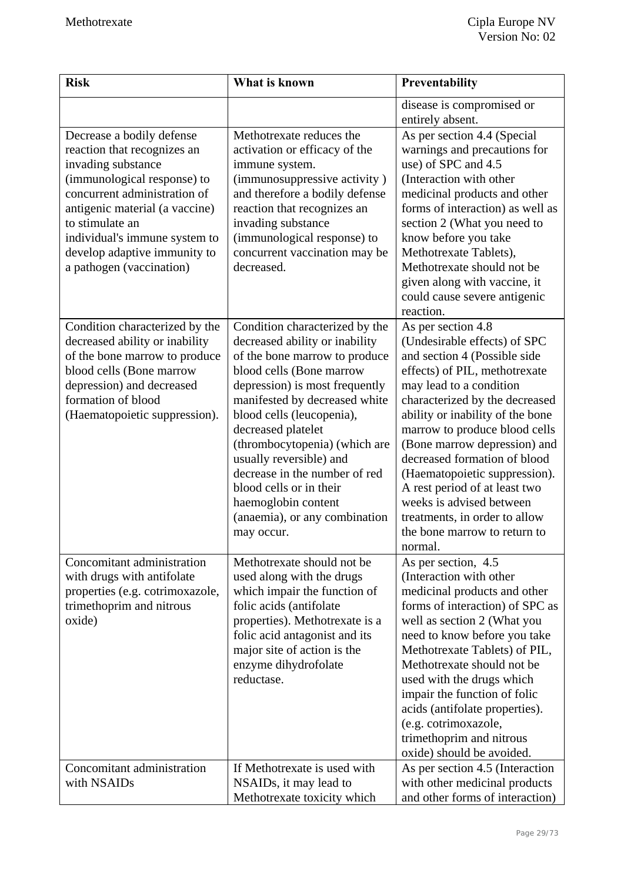| Risk | What is known | Preventability |
|---|---|---|
| | | disease is compromised or entirely absent. |
| Decrease a bodily defense reaction that recognizes an invading substance (immunological response) to concurrent administration of antigenic material (a vaccine) to stimulate an individual's immune system to develop adaptive immunity to a pathogen (vaccination) | Methotrexate reduces the activation or efficacy of the immune system. (immunosuppressive activity ) and therefore a bodily defense reaction that recognizes an invading substance (immunological response) to concurrent vaccination may be decreased. | As per section 4.4 (Special warnings and precautions for use) of SPC and 4.5 (Interaction with other medicinal products and other forms of interaction) as well as section 2 (What you need to know before you take Methotrexate Tablets), Methotrexate should not be given along with vaccine, it could cause severe antigenic reaction. |
| Condition characterized by the decreased ability or inability of the bone marrow to produce blood cells (Bone marrow depression) and decreased formation of blood (Haematopoietic suppression). | Condition characterized by the decreased ability or inability of the bone marrow to produce blood cells (Bone marrow depression) is most frequently manifested by decreased white blood cells (leucopenia), decreased platelet (thrombocytopenia) (which are usually reversible) and decrease in the number of red blood cells or in their haemoglobin content (anaemia), or any combination may occur. | As per section 4.8 (Undesirable effects) of SPC and section 4 (Possible side effects) of PIL, methotrexate may lead to a condition characterized by the decreased ability or inability of the bone marrow to produce blood cells (Bone marrow depression) and decreased formation of blood (Haematopoietic suppression). A rest period of at least two weeks is advised between treatments, in order to allow the bone marrow to return to normal. |
| Concomitant administration with drugs with antifolate properties (e.g. cotrimoxazole, trimethoprim and nitrous oxide) | Methotrexate should not be used along with the drugs which impair the function of folic acids (antifolate properties). Methotrexate is a folic acid antagonist and its major site of action is the enzyme dihydrofolate reductase. | As per section, 4.5 (Interaction with other medicinal products and other forms of interaction) of SPC as well as section 2 (What you need to know before you take Methotrexate Tablets) of PIL, Methotrexate should not be used with the drugs which impair the function of folic acids (antifolate properties). (e.g. cotrimoxazole, trimethoprim and nitrous oxide) should be avoided. |
| Concomitant administration with NSAIDs | If Methotrexate is used with NSAIDs, it may lead to Methotrexate toxicity which | As per section 4.5 (Interaction with other medicinal products and other forms of interaction) |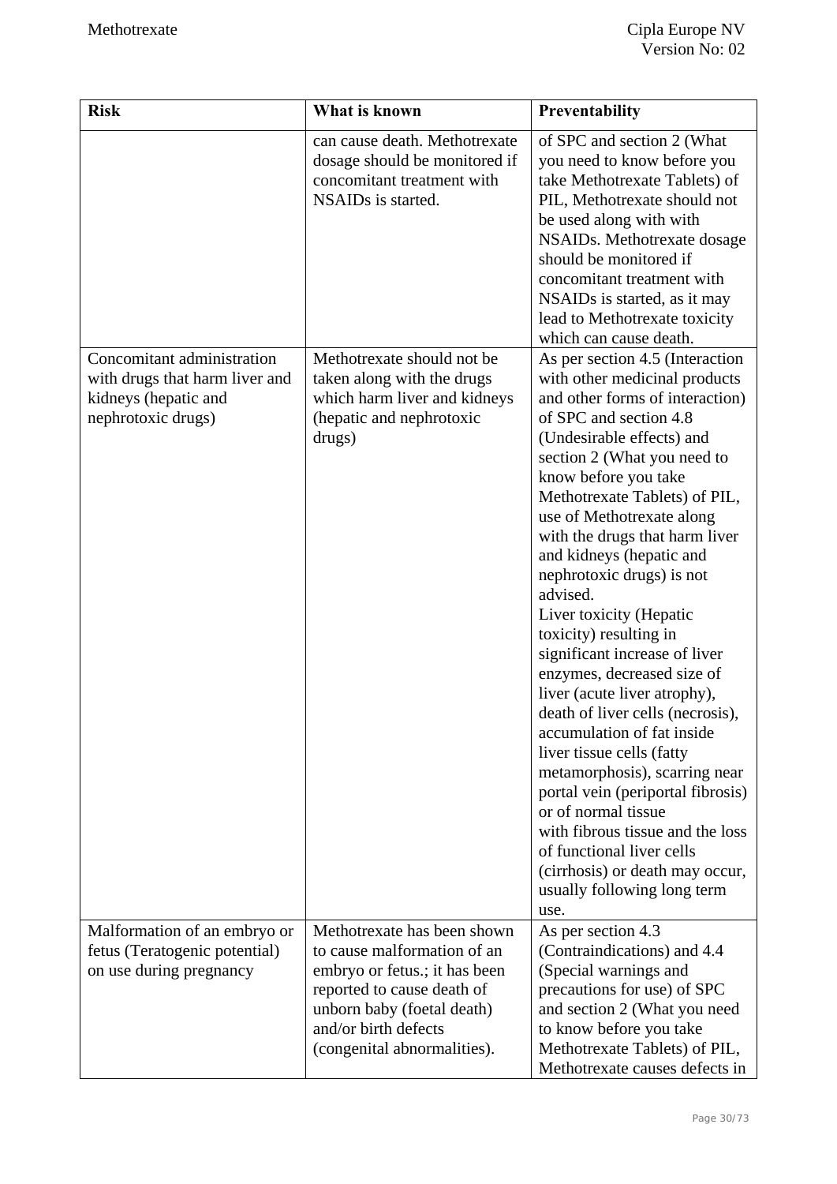| Risk | What is known | Preventability |
|---|---|---|
| | can cause death. Methotrexate dosage should be monitored if concomitant treatment with NSAIDs is started. | of SPC and section 2 (What you need to know before you take Methotrexate Tablets) of PIL, Methotrexate should not be used along with with NSAIDs. Methotrexate dosage should be monitored if concomitant treatment with NSAIDs is started, as it may lead to Methotrexate toxicity which can cause death. |
| Concomitant administration with drugs that harm liver and kidneys (hepatic and nephrotoxic drugs) | Methotrexate should not be taken along with the drugs which harm liver and kidneys (hepatic and nephrotoxic drugs) | As per section 4.5 (Interaction with other medicinal products and other forms of interaction) of SPC and section 4.8 (Undesirable effects) and section 2 (What you need to know before you take Methotrexate Tablets) of PIL, use of Methotrexate along with the drugs that harm liver and kidneys (hepatic and nephrotoxic drugs) is not advised.<br>Liver toxicity (Hepatic toxicity) resulting in significant increase of liver enzymes, decreased size of liver (acute liver atrophy), death of liver cells (necrosis), accumulation of fat inside liver tissue cells (fatty metamorphosis), scarring near portal vein (periportal fibrosis) or of normal tissue with fibrous tissue and the loss of functional liver cells (cirrhosis) or death may occur, usually following long term use. |
| Malformation of an embryo or fetus (Teratogenic potential) on use during pregnancy | Methotrexate has been shown to cause malformation of an embryo or fetus.; it has been reported to cause death of unborn baby (foetal death) and/or birth defects (congenital abnormalities). | As per section 4.3 (Contraindications) and 4.4 (Special warnings and precautions for use) of SPC and section 2 (What you need to know before you take Methotrexate Tablets) of PIL, Methotrexate causes defects in |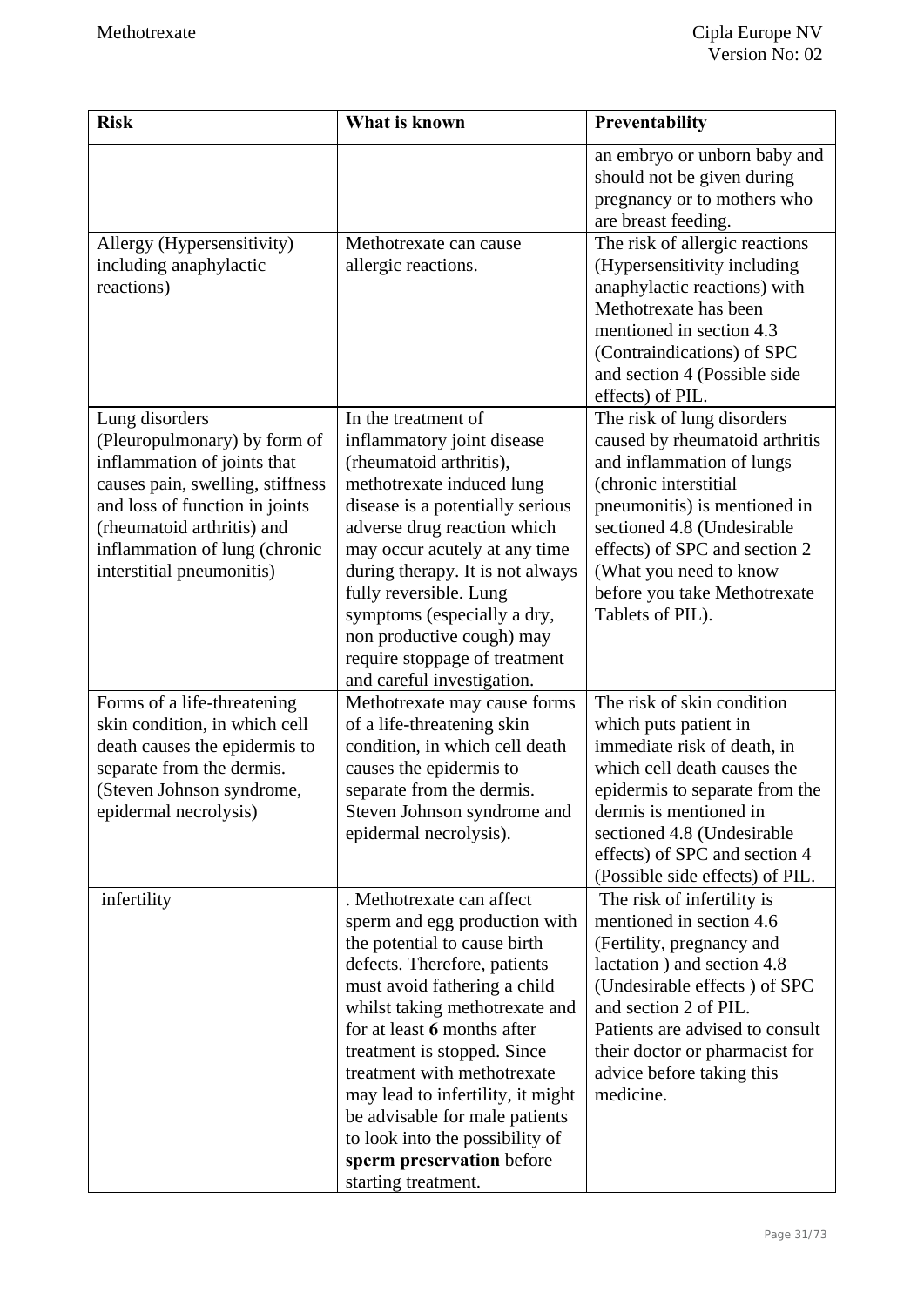| Risk | What is known | Preventability |
|---|---|---|
| | | an embryo or unborn baby and should not be given during pregnancy or to mothers who are breast feeding. |
| Allergy (Hypersensitivity) including anaphylactic reactions) | Methotrexate can cause allergic reactions. | The risk of allergic reactions (Hypersensitivity including anaphylactic reactions) with Methotrexate has been mentioned in section 4.3 (Contraindications) of SPC and section 4 (Possible side effects) of PIL. |
| Lung disorders (Pleuropulmonary) by form of inflammation of joints that causes pain, swelling, stiffness and loss of function in joints (rheumatoid arthritis) and inflammation of lung (chronic interstitial pneumonitis) | In the treatment of inflammatory joint disease (rheumatoid arthritis), methotrexate induced lung disease is a potentially serious adverse drug reaction which may occur acutely at any time during therapy. It is not always fully reversible. Lung symptoms (especially a dry, non productive cough) may require stoppage of treatment and careful investigation. | The risk of lung disorders caused by rheumatoid arthritis and inflammation of lungs (chronic interstitial pneumonitis) is mentioned in sectioned 4.8 (Undesirable effects) of SPC and section 2 (What you need to know before you take Methotrexate Tablets of PIL). |
| Forms of a life-threatening skin condition, in which cell death causes the epidermis to separate from the dermis. (Steven Johnson syndrome, epidermal necrolysis) | Methotrexate may cause forms of a life-threatening skin condition, in which cell death causes the epidermis to separate from the dermis. Steven Johnson syndrome and epidermal necrolysis). | The risk of skin condition which puts patient in immediate risk of death, in which cell death causes the epidermis to separate from the dermis is mentioned in sectioned 4.8 (Undesirable effects) of SPC and section 4 (Possible side effects) of PIL. |
| infertility | . Methotrexate can affect sperm and egg production with the potential to cause birth defects. Therefore, patients must avoid fathering a child whilst taking methotrexate and for at least **6** months after treatment is stopped. Since treatment with methotrexate may lead to infertility, it might be advisable for male patients to look into the possibility of **sperm preservation** before starting treatment. | The risk of infertility is mentioned in section 4.6 (Fertility, pregnancy and lactation ) and section 4.8 (Undesirable effects ) of SPC and section 2 of PIL. Patients are advised to consult their doctor or pharmacist for advice before taking this medicine. |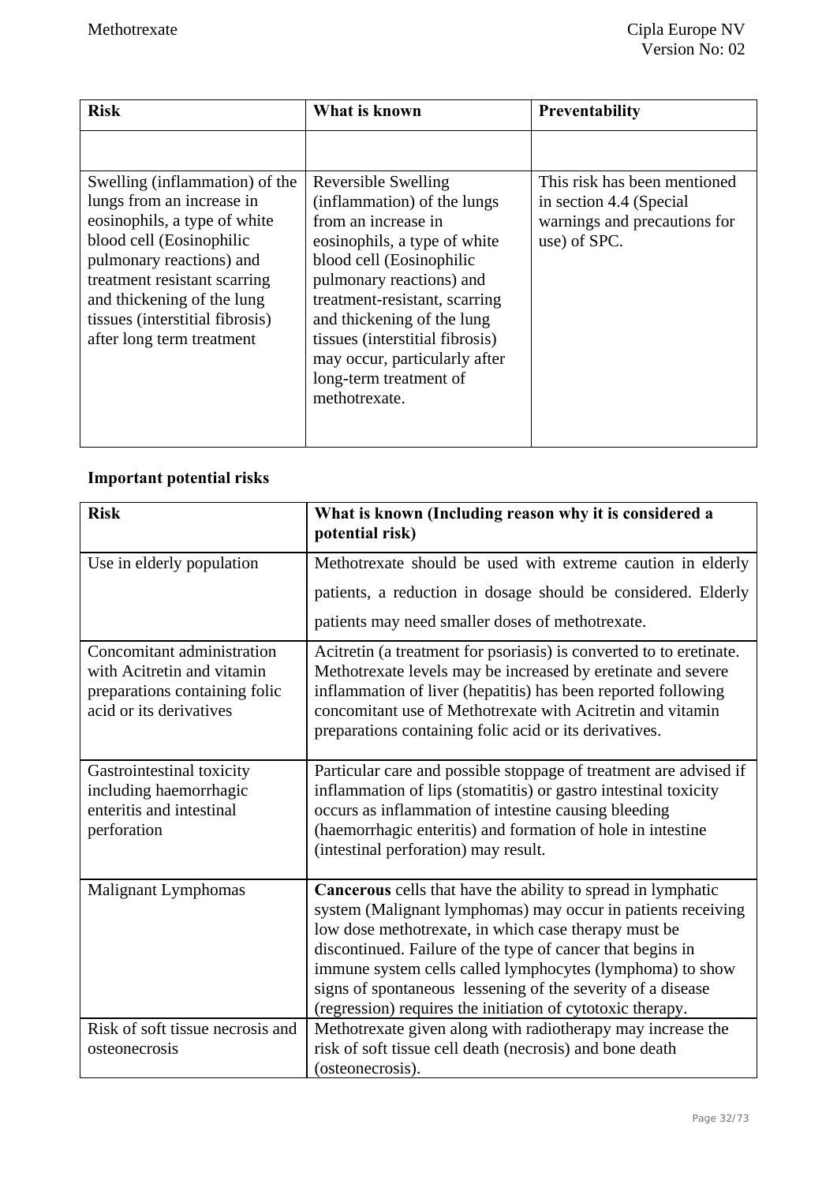| Risk | What is known | Preventability |
|---|---|---|
| | | |
| Swelling (inflammation) of the lungs from an increase in eosinophils, a type of white blood cell (Eosinophilic pulmonary reactions) and treatment resistant scarring and thickening of the lung tissues (interstitial fibrosis) after long term treatment | Reversible Swelling (inflammation) of the lungs from an increase in eosinophils, a type of white blood cell (Eosinophilic pulmonary reactions) and treatment-resistant, scarring and thickening of the lung tissues (interstitial fibrosis) may occur, particularly after long-term treatment of methotrexate. | This risk has been mentioned in section 4.4 (Special warnings and precautions for use) of SPC. |

**Important potential risks**

| Risk | What is known (Including reason why it is considered a potential risk) |
|---|---|
| Use in elderly population | Methotrexate should be used with extreme caution in elderly patients, a reduction in dosage should be considered. Elderly patients may need smaller doses of methotrexate. |
| Concomitant administration with Acitretin and vitamin preparations containing folic acid or its derivatives | Acitretin (a treatment for psoriasis) is converted to to eretinate. Methotrexate levels may be increased by eretinate and severe inflammation of liver (hepatitis) has been reported following concomitant use of Methotrexate with Acitretin and vitamin preparations containing folic acid or its derivatives. |
| Gastrointestinal toxicity including haemorrhagic enteritis and intestinal perforation | Particular care and possible stoppage of treatment are advised if inflammation of lips (stomatitis) or gastro intestinal toxicity occurs as inflammation of intestine causing bleeding (haemorrhagic enteritis) and formation of hole in intestine (intestinal perforation) may result. |
| Malignant Lymphomas | **Cancerous** cells that have the ability to spread in lymphatic system (Malignant lymphomas) may occur in patients receiving low dose methotrexate, in which case therapy must be discontinued. Failure of the type of cancer that begins in immune system cells called lymphocytes (lymphoma) to show signs of spontaneous lessening of the severity of a disease (regression) requires the initiation of cytotoxic therapy. |
| Risk of soft tissue necrosis and osteonecrosis | Methotrexate given along with radiotherapy may increase the risk of soft tissue cell death (necrosis) and bone death (osteonecrosis). |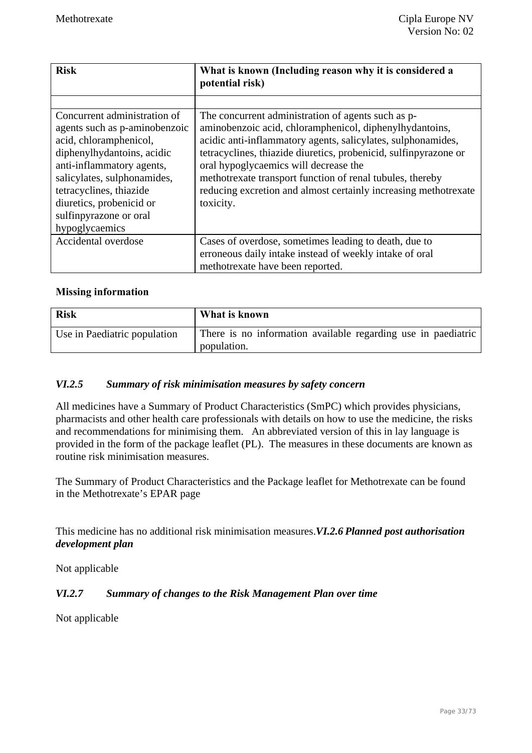| Risk | What is known (Including reason why it is considered a potential risk) |
|---|---|
| | |
| Concurrent administration of agents such as p-aminobenzoic acid, chloramphenicol, diphenylhydantoins, acidic anti-inflammatory agents, salicylates, sulphonamides, tetracyclines, thiazide diuretics, probenicid or sulfinpyrazone or oral hypoglycaemics | The concurrent administration of agents such as p-aminobenzoic acid, chloramphenicol, diphenylhydantoins, acidic anti-inflammatory agents, salicylates, sulphonamides, tetracyclines, thiazide diuretics, probenicid, sulfinpyrazone or oral hypoglycaemics will decrease the methotrexate transport function of renal tubules, thereby reducing excretion and almost certainly increasing methotrexate toxicity. |
| Accidental overdose | Cases of overdose, sometimes leading to death, due to erroneous daily intake instead of weekly intake of oral methotrexate have been reported. |

**Missing information**

| Risk | What is known |
|---|---|
| Use in Paediatric population | There is no information available regarding use in paediatric population. |

### *VI.2.5 Summary of risk minimisation measures by safety concern*

All medicines have a Summary of Product Characteristics (SmPC) which provides physicians, pharmacists and other health care professionals with details on how to use the medicine, the risks and recommendations for minimising them. An abbreviated version of this in lay language is provided in the form of the package leaflet (PL). The measures in these documents are known as routine risk minimisation measures.

The Summary of Product Characteristics and the Package leaflet for Methotrexate can be found in the Methotrexate's EPAR page

This medicine has no additional risk minimisation measures.

### *VI.2.6 Planned post authorisation development plan*

Not applicable

### *VI.2.7 Summary of changes to the Risk Management Plan over time*

Not applicable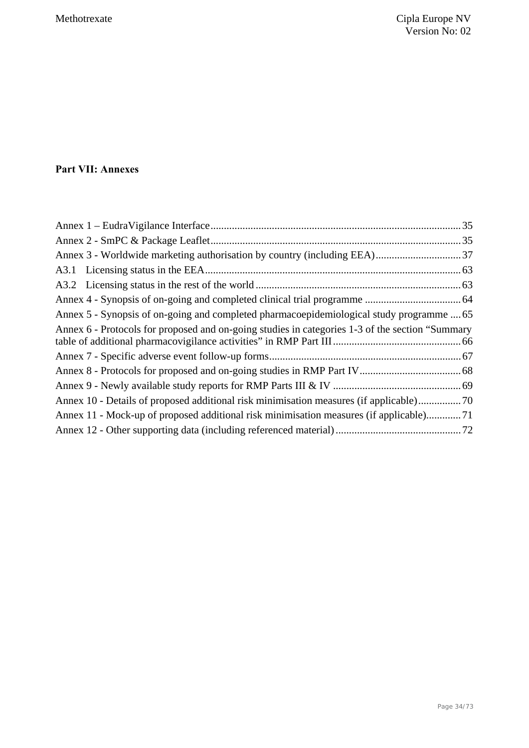# Part VII: Annexes

Annex 1 – EudraVigilance Interface .......... 35
Annex 2 - SmPC & Package Leaflet .......... 35
Annex 3 - Worldwide marketing authorisation by country (including EEA) .......... 37
A3.1 Licensing status in the EEA .......... 63
A3.2 Licensing status in the rest of the world .......... 63
Annex 4 - Synopsis of on-going and completed clinical trial programme .......... 64
Annex 5 - Synopsis of on-going and completed pharmacoepidemiological study programme .......... 65
Annex 6 - Protocols for proposed and on-going studies in categories 1-3 of the section "Summary table of additional pharmacovigilance activities" in RMP Part III .......... 66
Annex 7 - Specific adverse event follow-up forms .......... 67
Annex 8 - Protocols for proposed and on-going studies in RMP Part IV .......... 68
Annex 9 - Newly available study reports for RMP Parts III & IV .......... 69
Annex 10 - Details of proposed additional risk minimisation measures (if applicable) .......... 70
Annex 11 - Mock-up of proposed additional risk minimisation measures (if applicable) .......... 71
Annex 12 - Other supporting data (including referenced material) .......... 72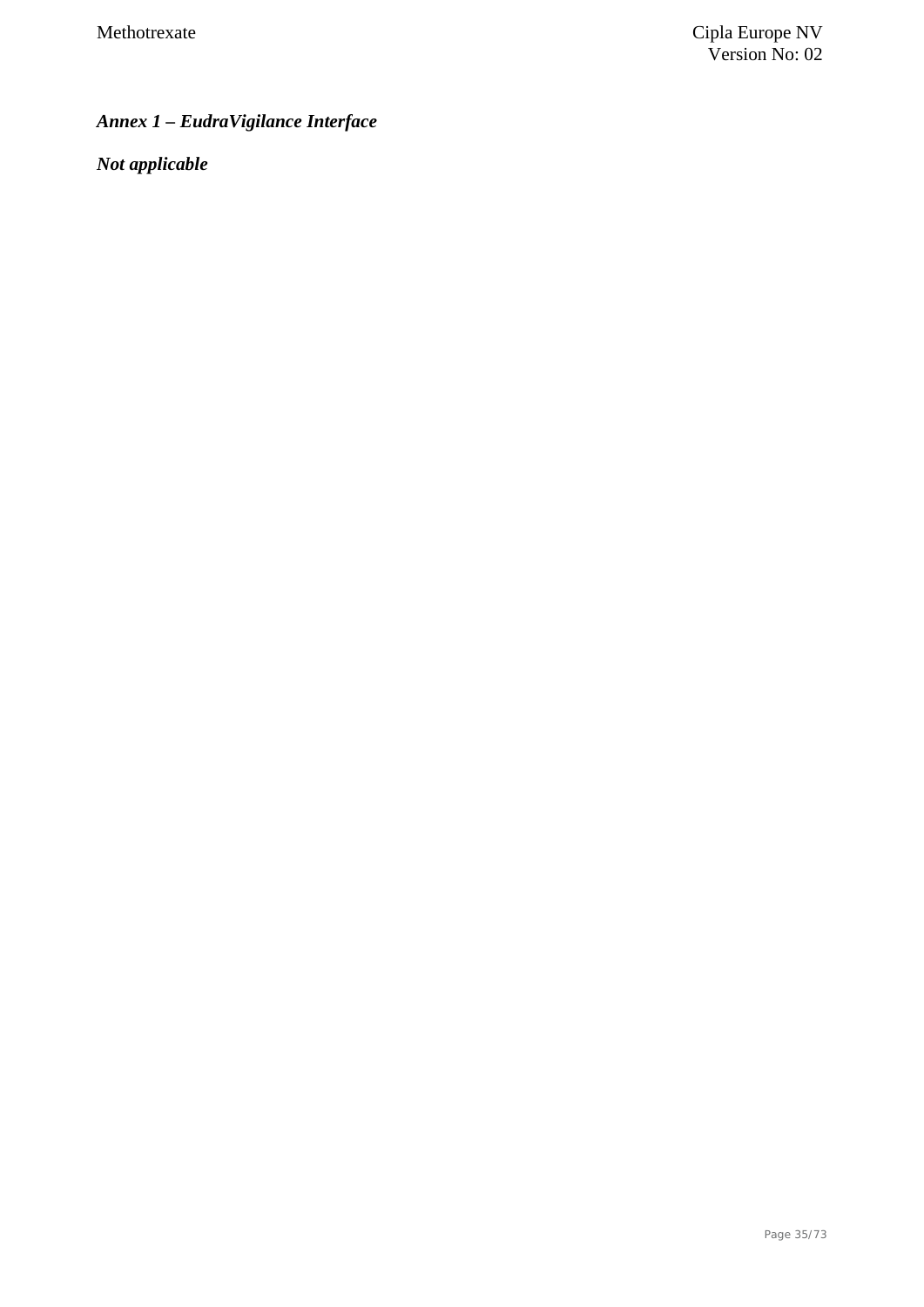***Annex 1 – EudraVigilance Interface***

***Not applicable***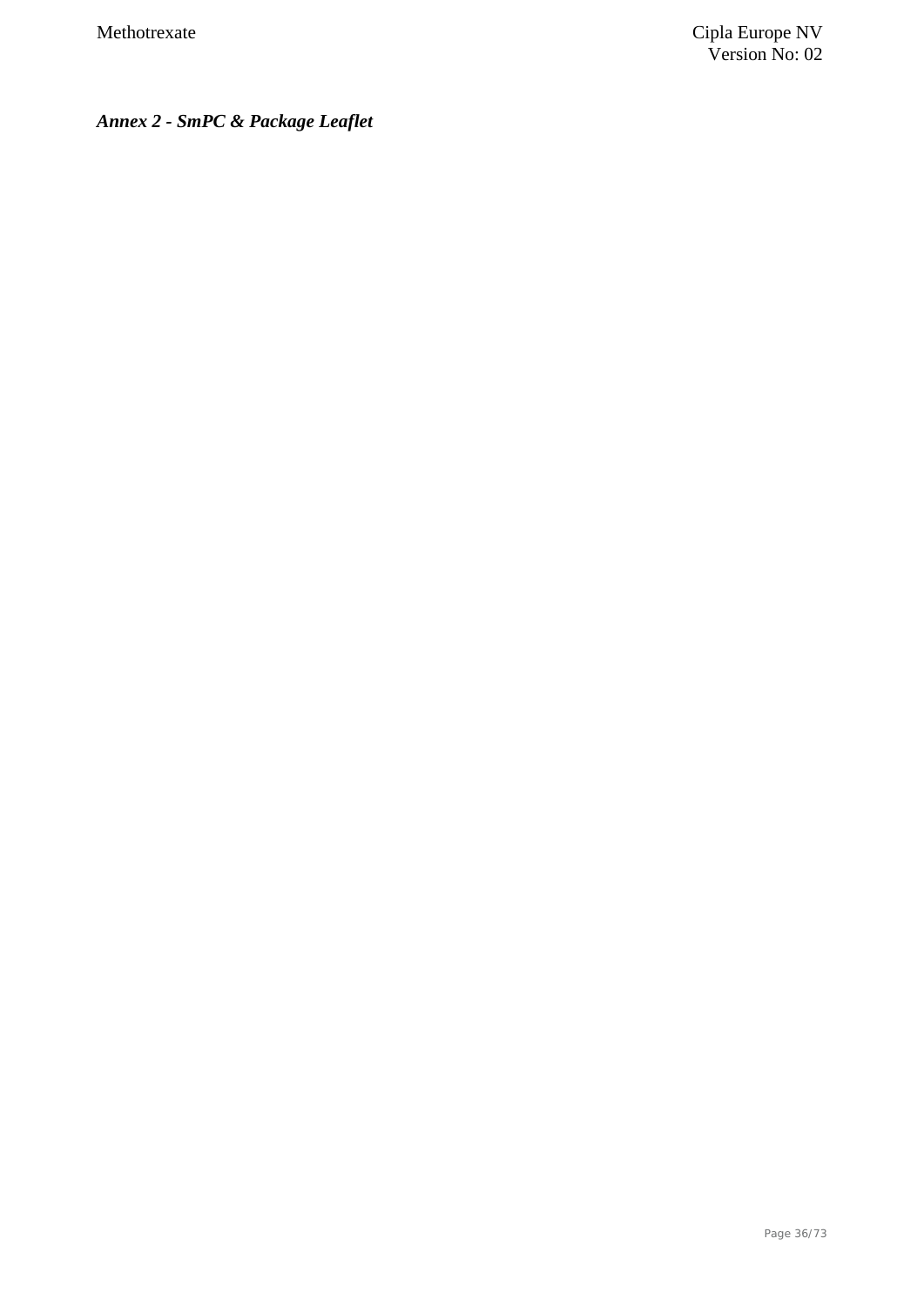***Annex 2 - SmPC & Package Leaflet***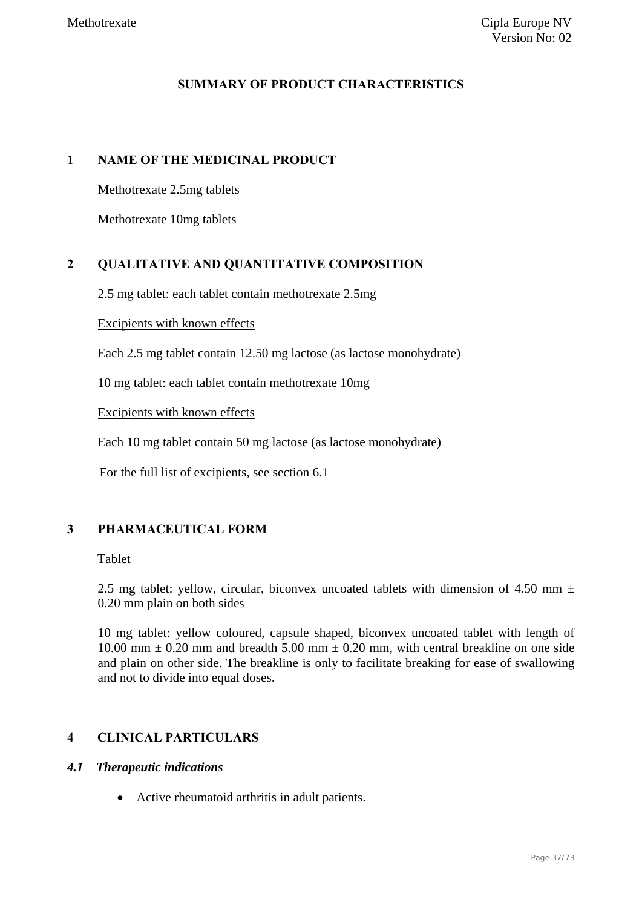# SUMMARY OF PRODUCT CHARACTERISTICS

## 1 NAME OF THE MEDICINAL PRODUCT

Methotrexate 2.5mg tablets

Methotrexate 10mg tablets

## 2 QUALITATIVE AND QUANTITATIVE COMPOSITION

2.5 mg tablet: each tablet contain methotrexate 2.5mg

Excipients with known effects

Each 2.5 mg tablet contain 12.50 mg lactose (as lactose monohydrate)

10 mg tablet: each tablet contain methotrexate 10mg

Excipients with known effects

Each 10 mg tablet contain 50 mg lactose (as lactose monohydrate)

For the full list of excipients, see section 6.1

## 3 PHARMACEUTICAL FORM

Tablet

2.5 mg tablet: yellow, circular, biconvex uncoated tablets with dimension of 4.50 mm ± 0.20 mm plain on both sides

10 mg tablet: yellow coloured, capsule shaped, biconvex uncoated tablet with length of 10.00 mm ± 0.20 mm and breadth 5.00 mm ± 0.20 mm, with central breakline on one side and plain on other side. The breakline is only to facilitate breaking for ease of swallowing and not to divide into equal doses.

## 4 CLINICAL PARTICULARS

### *4.1 Therapeutic indications*

- Active rheumatoid arthritis in adult patients.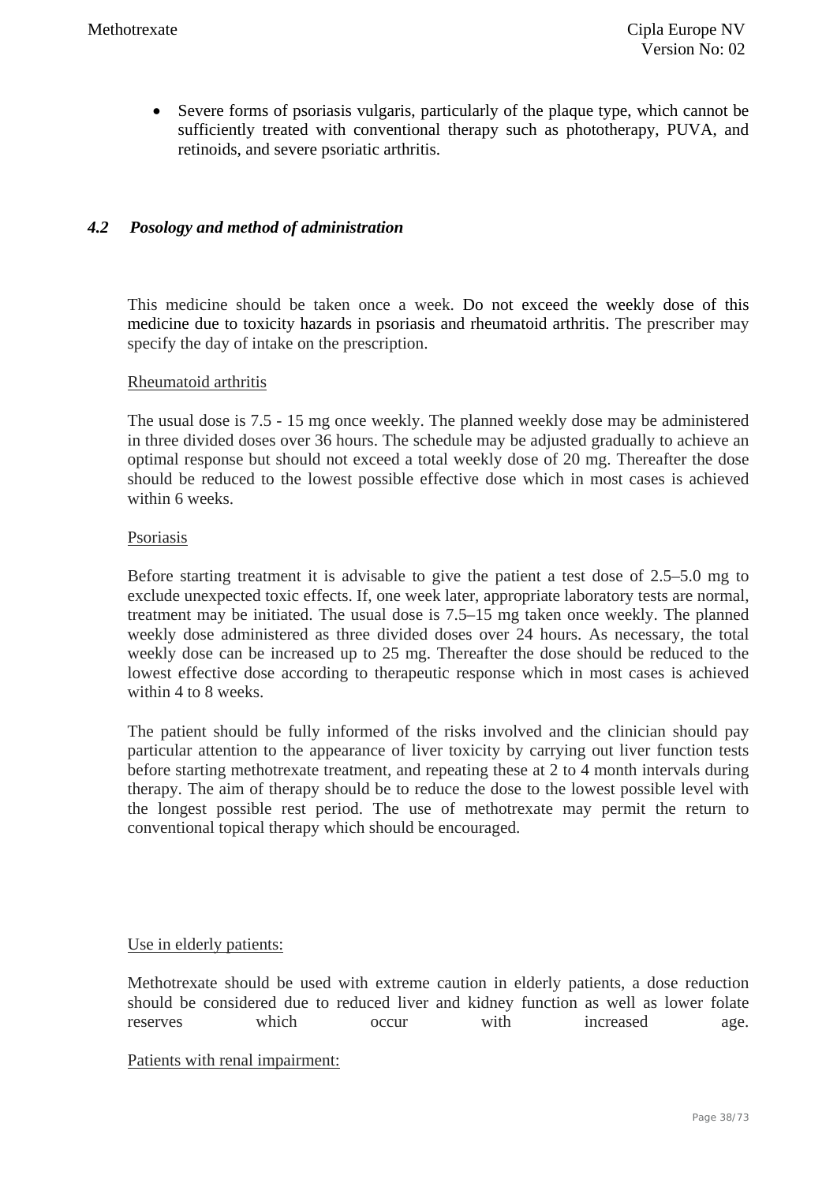- Severe forms of psoriasis vulgaris, particularly of the plaque type, which cannot be sufficiently treated with conventional therapy such as phototherapy, PUVA, and retinoids, and severe psoriatic arthritis.

### *4.2 Posology and method of administration*

This medicine should be taken once a week. Do not exceed the weekly dose of this medicine due to toxicity hazards in psoriasis and rheumatoid arthritis. The prescriber may specify the day of intake on the prescription.

Rheumatoid arthritis

The usual dose is 7.5 - 15 mg once weekly. The planned weekly dose may be administered in three divided doses over 36 hours. The schedule may be adjusted gradually to achieve an optimal response but should not exceed a total weekly dose of 20 mg. Thereafter the dose should be reduced to the lowest possible effective dose which in most cases is achieved within 6 weeks.

Psoriasis

Before starting treatment it is advisable to give the patient a test dose of 2.5–5.0 mg to exclude unexpected toxic effects. If, one week later, appropriate laboratory tests are normal, treatment may be initiated. The usual dose is 7.5–15 mg taken once weekly. The planned weekly dose administered as three divided doses over 24 hours. As necessary, the total weekly dose can be increased up to 25 mg. Thereafter the dose should be reduced to the lowest effective dose according to therapeutic response which in most cases is achieved within 4 to 8 weeks.

The patient should be fully informed of the risks involved and the clinician should pay particular attention to the appearance of liver toxicity by carrying out liver function tests before starting methotrexate treatment, and repeating these at 2 to 4 month intervals during therapy. The aim of therapy should be to reduce the dose to the lowest possible level with the longest possible rest period. The use of methotrexate may permit the return to conventional topical therapy which should be encouraged.

Use in elderly patients:

Methotrexate should be used with extreme caution in elderly patients, a dose reduction should be considered due to reduced liver and kidney function as well as lower folate reserves which occur with increased age.

Patients with renal impairment: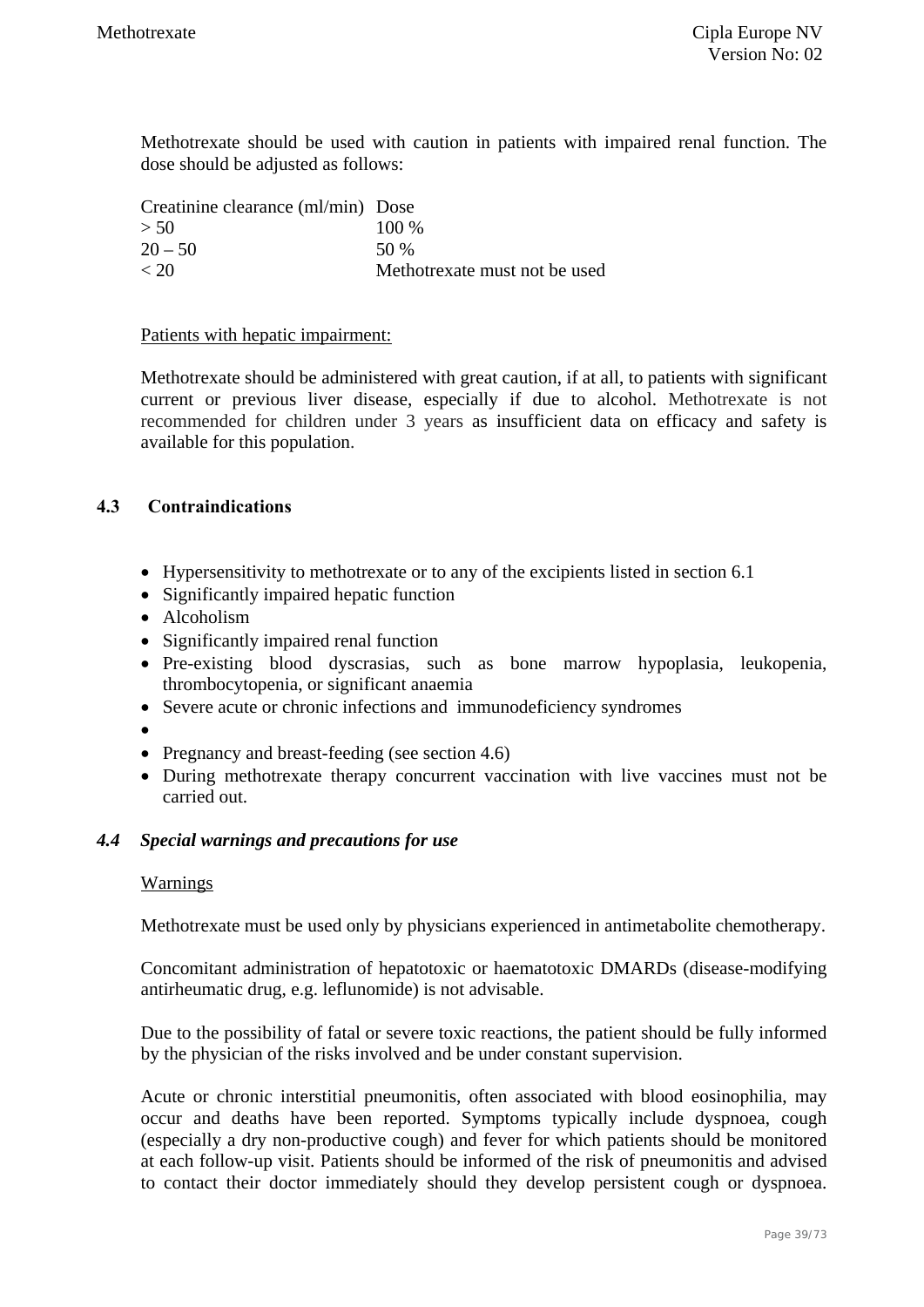Methotrexate should be used with caution in patients with impaired renal function. The dose should be adjusted as follows:

| Creatinine clearance (ml/min) | Dose |
|---|---|
| > 50 | 100 % |
| 20 – 50 | 50 % |
| < 20 | Methotrexate must not be used |

Patients with hepatic impairment:

Methotrexate should be administered with great caution, if at all, to patients with significant current or previous liver disease, especially if due to alcohol. Methotrexate is not recommended for children under 3 years as insufficient data on efficacy and safety is available for this population.

## 4.3 Contraindications

- Hypersensitivity to methotrexate or to any of the excipients listed in section 6.1
- Significantly impaired hepatic function
- Alcoholism
- Significantly impaired renal function
- Pre-existing blood dyscrasias, such as bone marrow hypoplasia, leukopenia, thrombocytopenia, or significant anaemia
- Severe acute or chronic infections and immunodeficiency syndromes
- 
- Pregnancy and breast-feeding (see section 4.6)
- During methotrexate therapy concurrent vaccination with live vaccines must not be carried out.

## *4.4 Special warnings and precautions for use*

Warnings

Methotrexate must be used only by physicians experienced in antimetabolite chemotherapy.

Concomitant administration of hepatotoxic or haematotoxic DMARDs (disease-modifying antirheumatic drug, e.g. leflunomide) is not advisable.

Due to the possibility of fatal or severe toxic reactions, the patient should be fully informed by the physician of the risks involved and be under constant supervision.

Acute or chronic interstitial pneumonitis, often associated with blood eosinophilia, may occur and deaths have been reported. Symptoms typically include dyspnoea, cough (especially a dry non-productive cough) and fever for which patients should be monitored at each follow-up visit. Patients should be informed of the risk of pneumonitis and advised to contact their doctor immediately should they develop persistent cough or dyspnoea.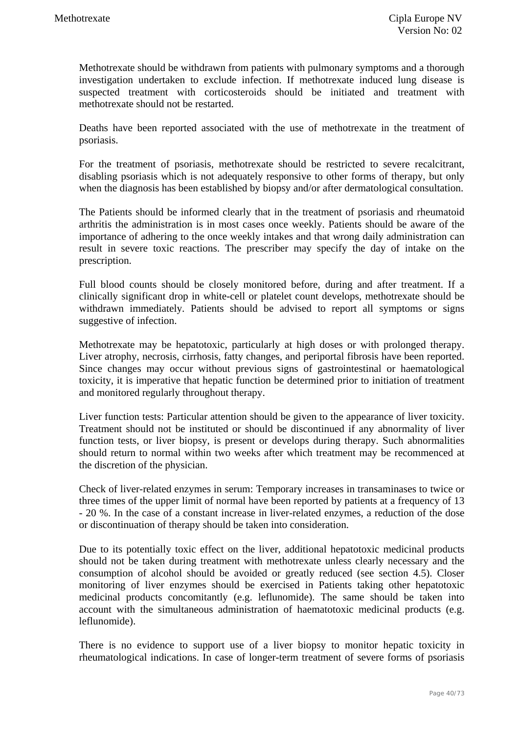Methotrexate should be withdrawn from patients with pulmonary symptoms and a thorough investigation undertaken to exclude infection. If methotrexate induced lung disease is suspected treatment with corticosteroids should be initiated and treatment with methotrexate should not be restarted.

Deaths have been reported associated with the use of methotrexate in the treatment of psoriasis.

For the treatment of psoriasis, methotrexate should be restricted to severe recalcitrant, disabling psoriasis which is not adequately responsive to other forms of therapy, but only when the diagnosis has been established by biopsy and/or after dermatological consultation.

The Patients should be informed clearly that in the treatment of psoriasis and rheumatoid arthritis the administration is in most cases once weekly. Patients should be aware of the importance of adhering to the once weekly intakes and that wrong daily administration can result in severe toxic reactions. The prescriber may specify the day of intake on the prescription.

Full blood counts should be closely monitored before, during and after treatment. If a clinically significant drop in white-cell or platelet count develops, methotrexate should be withdrawn immediately. Patients should be advised to report all symptoms or signs suggestive of infection.

Methotrexate may be hepatotoxic, particularly at high doses or with prolonged therapy. Liver atrophy, necrosis, cirrhosis, fatty changes, and periportal fibrosis have been reported. Since changes may occur without previous signs of gastrointestinal or haematological toxicity, it is imperative that hepatic function be determined prior to initiation of treatment and monitored regularly throughout therapy.

Liver function tests: Particular attention should be given to the appearance of liver toxicity. Treatment should not be instituted or should be discontinued if any abnormality of liver function tests, or liver biopsy, is present or develops during therapy. Such abnormalities should return to normal within two weeks after which treatment may be recommenced at the discretion of the physician.

Check of liver-related enzymes in serum: Temporary increases in transaminases to twice or three times of the upper limit of normal have been reported by patients at a frequency of 13 - 20 %. In the case of a constant increase in liver-related enzymes, a reduction of the dose or discontinuation of therapy should be taken into consideration.

Due to its potentially toxic effect on the liver, additional hepatotoxic medicinal products should not be taken during treatment with methotrexate unless clearly necessary and the consumption of alcohol should be avoided or greatly reduced (see section 4.5). Closer monitoring of liver enzymes should be exercised in Patients taking other hepatotoxic medicinal products concomitantly (e.g. leflunomide). The same should be taken into account with the simultaneous administration of haematotoxic medicinal products (e.g. leflunomide).

There is no evidence to support use of a liver biopsy to monitor hepatic toxicity in rheumatological indications. In case of longer-term treatment of severe forms of psoriasis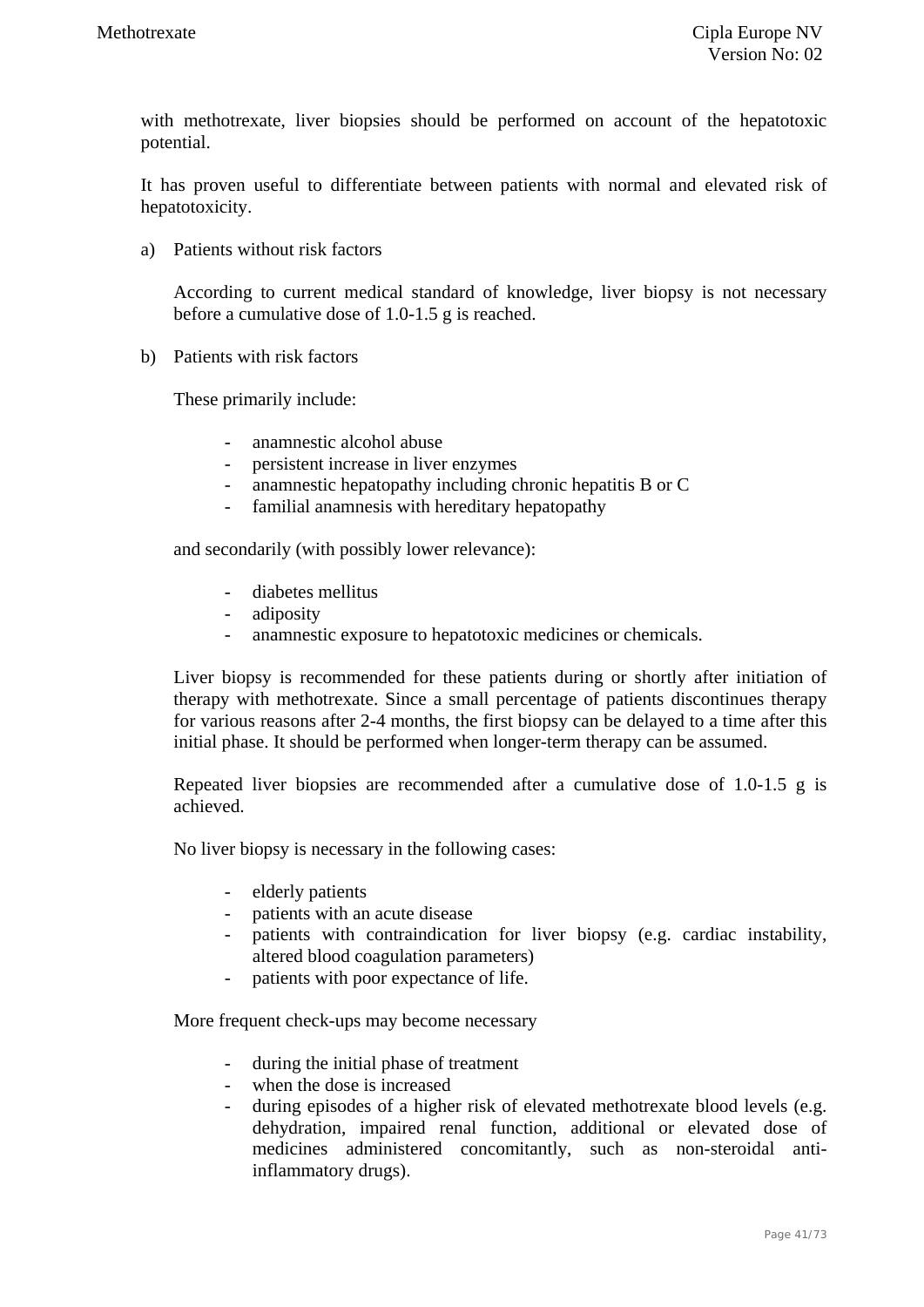with methotrexate, liver biopsies should be performed on account of the hepatotoxic potential.

It has proven useful to differentiate between patients with normal and elevated risk of hepatotoxicity.

a) Patients without risk factors

   According to current medical standard of knowledge, liver biopsy is not necessary before a cumulative dose of 1.0-1.5 g is reached.

b) Patients with risk factors

   These primarily include:

   - anamnestic alcohol abuse
   - persistent increase in liver enzymes
   - anamnestic hepatopathy including chronic hepatitis B or C
   - familial anamnesis with hereditary hepatopathy

   and secondarily (with possibly lower relevance):

   - diabetes mellitus
   - adiposity
   - anamnestic exposure to hepatotoxic medicines or chemicals.

   Liver biopsy is recommended for these patients during or shortly after initiation of therapy with methotrexate. Since a small percentage of patients discontinues therapy for various reasons after 2-4 months, the first biopsy can be delayed to a time after this initial phase. It should be performed when longer-term therapy can be assumed.

   Repeated liver biopsies are recommended after a cumulative dose of 1.0-1.5 g is achieved.

   No liver biopsy is necessary in the following cases:

   - elderly patients
   - patients with an acute disease
   - patients with contraindication for liver biopsy (e.g. cardiac instability, altered blood coagulation parameters)
   - patients with poor expectance of life.

   More frequent check-ups may become necessary

   - during the initial phase of treatment
   - when the dose is increased
   - during episodes of a higher risk of elevated methotrexate blood levels (e.g. dehydration, impaired renal function, additional or elevated dose of medicines administered concomitantly, such as non-steroidal anti-inflammatory drugs).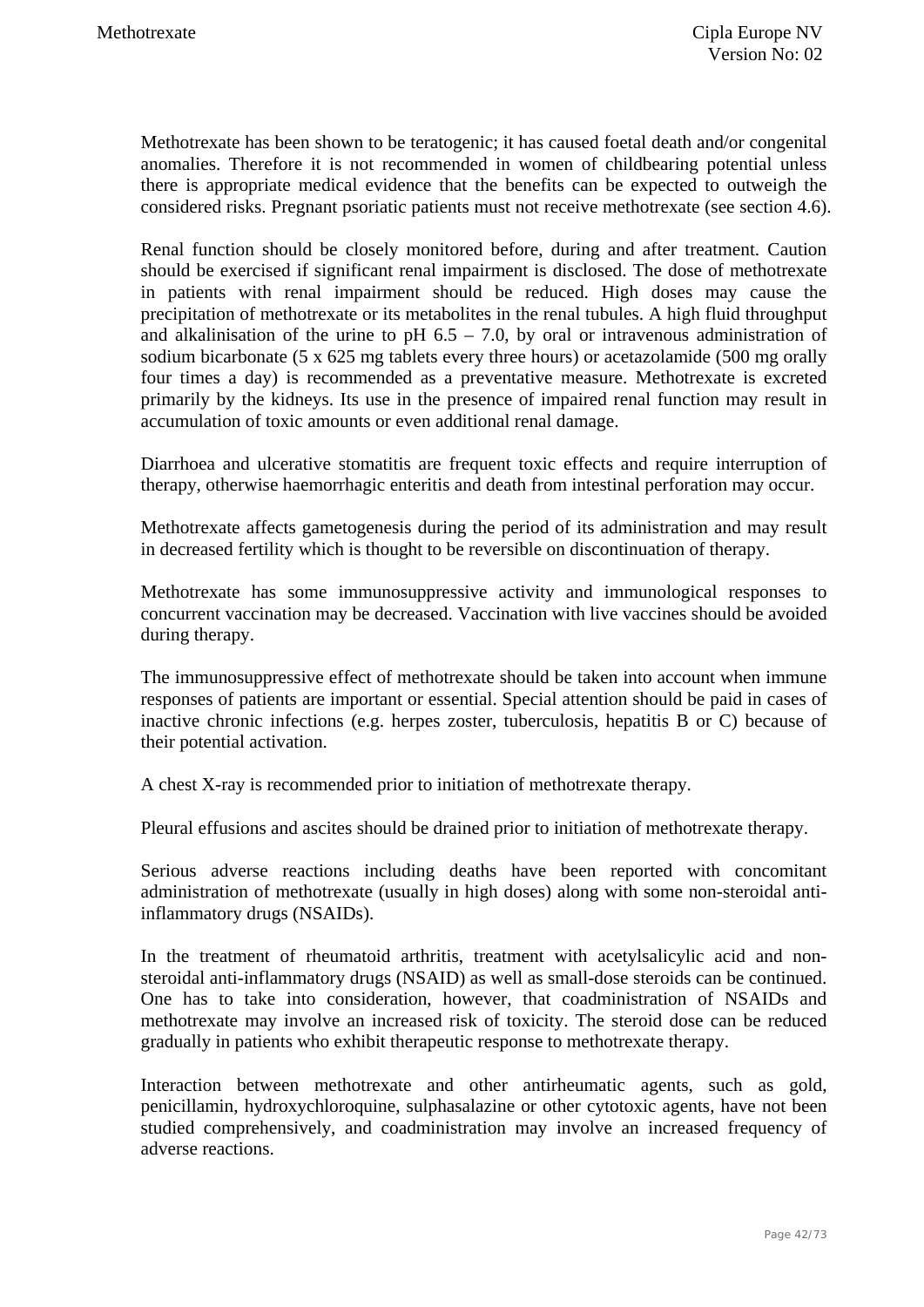Methotrexate has been shown to be teratogenic; it has caused foetal death and/or congenital anomalies. Therefore it is not recommended in women of childbearing potential unless there is appropriate medical evidence that the benefits can be expected to outweigh the considered risks. Pregnant psoriatic patients must not receive methotrexate (see section 4.6).

Renal function should be closely monitored before, during and after treatment. Caution should be exercised if significant renal impairment is disclosed. The dose of methotrexate in patients with renal impairment should be reduced. High doses may cause the precipitation of methotrexate or its metabolites in the renal tubules. A high fluid throughput and alkalinisation of the urine to pH 6.5 – 7.0, by oral or intravenous administration of sodium bicarbonate (5 x 625 mg tablets every three hours) or acetazolamide (500 mg orally four times a day) is recommended as a preventative measure. Methotrexate is excreted primarily by the kidneys. Its use in the presence of impaired renal function may result in accumulation of toxic amounts or even additional renal damage.

Diarrhoea and ulcerative stomatitis are frequent toxic effects and require interruption of therapy, otherwise haemorrhagic enteritis and death from intestinal perforation may occur.

Methotrexate affects gametogenesis during the period of its administration and may result in decreased fertility which is thought to be reversible on discontinuation of therapy.

Methotrexate has some immunosuppressive activity and immunological responses to concurrent vaccination may be decreased. Vaccination with live vaccines should be avoided during therapy.

The immunosuppressive effect of methotrexate should be taken into account when immune responses of patients are important or essential. Special attention should be paid in cases of inactive chronic infections (e.g. herpes zoster, tuberculosis, hepatitis B or C) because of their potential activation.

A chest X-ray is recommended prior to initiation of methotrexate therapy.

Pleural effusions and ascites should be drained prior to initiation of methotrexate therapy.

Serious adverse reactions including deaths have been reported with concomitant administration of methotrexate (usually in high doses) along with some non-steroidal anti-inflammatory drugs (NSAIDs).

In the treatment of rheumatoid arthritis, treatment with acetylsalicylic acid and non-steroidal anti-inflammatory drugs (NSAID) as well as small-dose steroids can be continued. One has to take into consideration, however, that coadministration of NSAIDs and methotrexate may involve an increased risk of toxicity. The steroid dose can be reduced gradually in patients who exhibit therapeutic response to methotrexate therapy.

Interaction between methotrexate and other antirheumatic agents, such as gold, penicillamin, hydroxychloroquine, sulphasalazine or other cytotoxic agents, have not been studied comprehensively, and coadministration may involve an increased frequency of adverse reactions.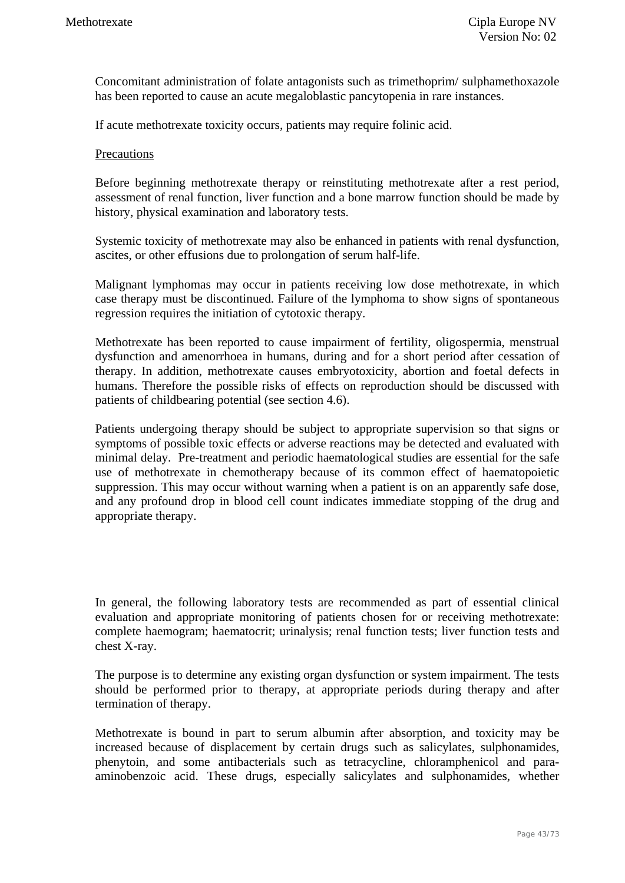Concomitant administration of folate antagonists such as trimethoprim/ sulphamethoxazole has been reported to cause an acute megaloblastic pancytopenia in rare instances.

If acute methotrexate toxicity occurs, patients may require folinic acid.

Precautions

Before beginning methotrexate therapy or reinstituting methotrexate after a rest period, assessment of renal function, liver function and a bone marrow function should be made by history, physical examination and laboratory tests.

Systemic toxicity of methotrexate may also be enhanced in patients with renal dysfunction, ascites, or other effusions due to prolongation of serum half-life.

Malignant lymphomas may occur in patients receiving low dose methotrexate, in which case therapy must be discontinued. Failure of the lymphoma to show signs of spontaneous regression requires the initiation of cytotoxic therapy.

Methotrexate has been reported to cause impairment of fertility, oligospermia, menstrual dysfunction and amenorrhoea in humans, during and for a short period after cessation of therapy. In addition, methotrexate causes embryotoxicity, abortion and foetal defects in humans. Therefore the possible risks of effects on reproduction should be discussed with patients of childbearing potential (see section 4.6).

Patients undergoing therapy should be subject to appropriate supervision so that signs or symptoms of possible toxic effects or adverse reactions may be detected and evaluated with minimal delay. Pre-treatment and periodic haematological studies are essential for the safe use of methotrexate in chemotherapy because of its common effect of haematopoietic suppression. This may occur without warning when a patient is on an apparently safe dose, and any profound drop in blood cell count indicates immediate stopping of the drug and appropriate therapy.

In general, the following laboratory tests are recommended as part of essential clinical evaluation and appropriate monitoring of patients chosen for or receiving methotrexate: complete haemogram; haematocrit; urinalysis; renal function tests; liver function tests and chest X-ray.

The purpose is to determine any existing organ dysfunction or system impairment. The tests should be performed prior to therapy, at appropriate periods during therapy and after termination of therapy.

Methotrexate is bound in part to serum albumin after absorption, and toxicity may be increased because of displacement by certain drugs such as salicylates, sulphonamides, phenytoin, and some antibacterials such as tetracycline, chloramphenicol and para-aminobenzoic acid. These drugs, especially salicylates and sulphonamides, whether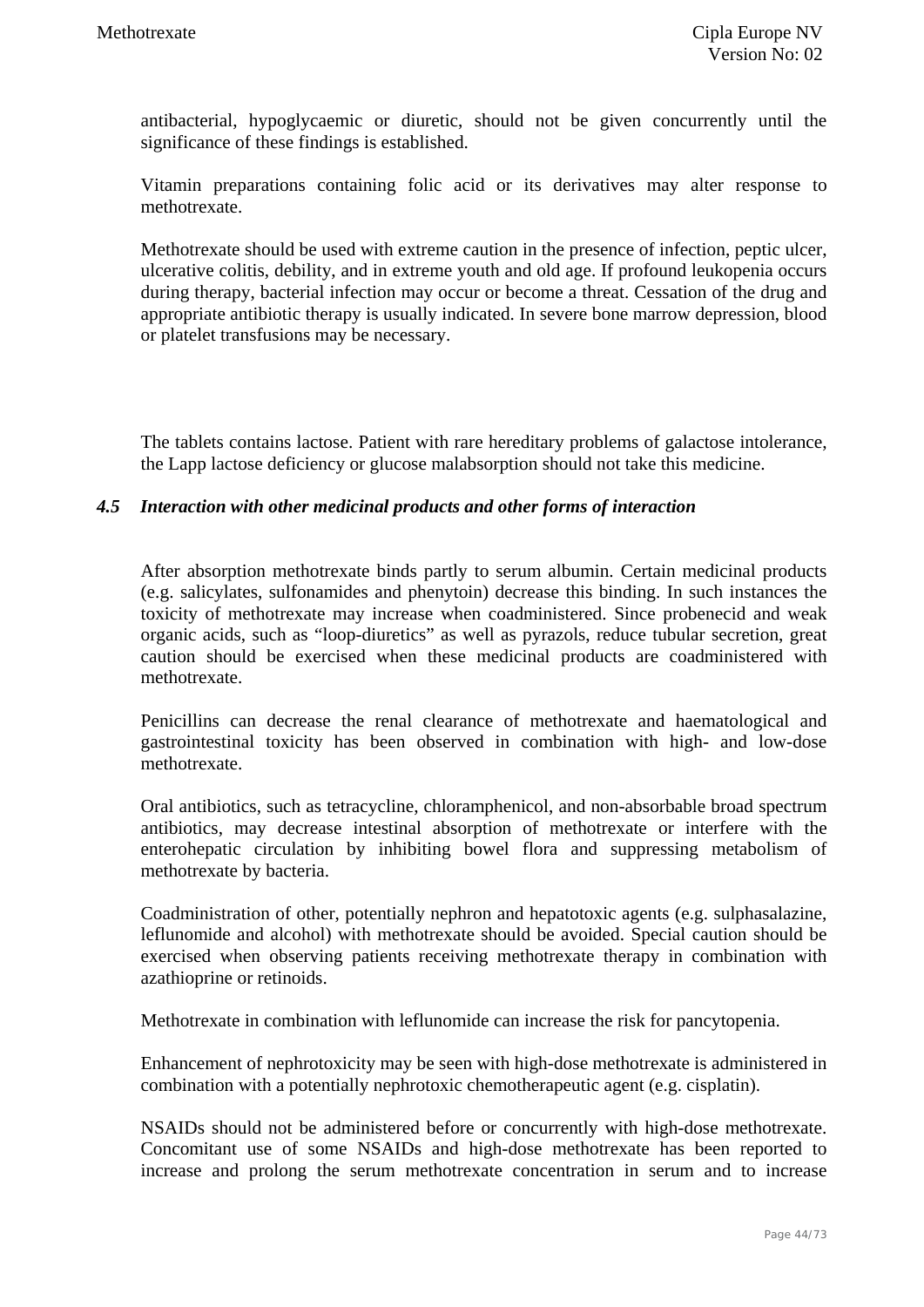antibacterial, hypoglycaemic or diuretic, should not be given concurrently until the significance of these findings is established.

Vitamin preparations containing folic acid or its derivatives may alter response to methotrexate.

Methotrexate should be used with extreme caution in the presence of infection, peptic ulcer, ulcerative colitis, debility, and in extreme youth and old age. If profound leukopenia occurs during therapy, bacterial infection may occur or become a threat. Cessation of the drug and appropriate antibiotic therapy is usually indicated. In severe bone marrow depression, blood or platelet transfusions may be necessary.

The tablets contains lactose. Patient with rare hereditary problems of galactose intolerance, the Lapp lactose deficiency or glucose malabsorption should not take this medicine.

### *4.5 Interaction with other medicinal products and other forms of interaction*

After absorption methotrexate binds partly to serum albumin. Certain medicinal products (e.g. salicylates, sulfonamides and phenytoin) decrease this binding. In such instances the toxicity of methotrexate may increase when coadministered. Since probenecid and weak organic acids, such as "loop-diuretics" as well as pyrazols, reduce tubular secretion, great caution should be exercised when these medicinal products are coadministered with methotrexate.

Penicillins can decrease the renal clearance of methotrexate and haematological and gastrointestinal toxicity has been observed in combination with high- and low-dose methotrexate.

Oral antibiotics, such as tetracycline, chloramphenicol, and non-absorbable broad spectrum antibiotics, may decrease intestinal absorption of methotrexate or interfere with the enterohepatic circulation by inhibiting bowel flora and suppressing metabolism of methotrexate by bacteria.

Coadministration of other, potentially nephron and hepatotoxic agents (e.g. sulphasalazine, leflunomide and alcohol) with methotrexate should be avoided. Special caution should be exercised when observing patients receiving methotrexate therapy in combination with azathioprine or retinoids.

Methotrexate in combination with leflunomide can increase the risk for pancytopenia.

Enhancement of nephrotoxicity may be seen with high-dose methotrexate is administered in combination with a potentially nephrotoxic chemotherapeutic agent (e.g. cisplatin).

NSAIDs should not be administered before or concurrently with high-dose methotrexate. Concomitant use of some NSAIDs and high-dose methotrexate has been reported to increase and prolong the serum methotrexate concentration in serum and to increase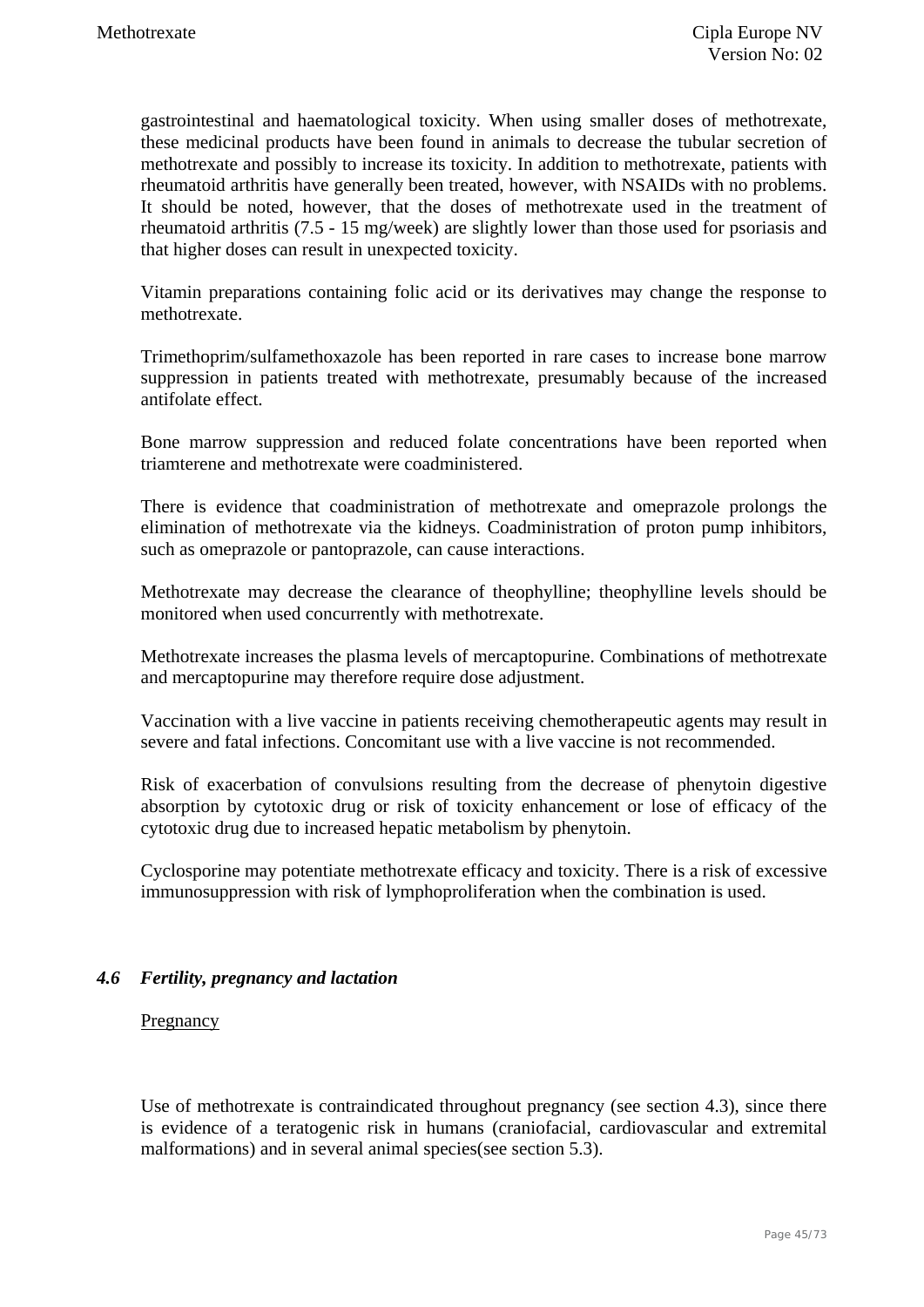gastrointestinal and haematological toxicity. When using smaller doses of methotrexate, these medicinal products have been found in animals to decrease the tubular secretion of methotrexate and possibly to increase its toxicity. In addition to methotrexate, patients with rheumatoid arthritis have generally been treated, however, with NSAIDs with no problems. It should be noted, however, that the doses of methotrexate used in the treatment of rheumatoid arthritis (7.5 - 15 mg/week) are slightly lower than those used for psoriasis and that higher doses can result in unexpected toxicity.

Vitamin preparations containing folic acid or its derivatives may change the response to methotrexate.

Trimethoprim/sulfamethoxazole has been reported in rare cases to increase bone marrow suppression in patients treated with methotrexate, presumably because of the increased antifolate effect.

Bone marrow suppression and reduced folate concentrations have been reported when triamterene and methotrexate were coadministered.

There is evidence that coadministration of methotrexate and omeprazole prolongs the elimination of methotrexate via the kidneys. Coadministration of proton pump inhibitors, such as omeprazole or pantoprazole, can cause interactions.

Methotrexate may decrease the clearance of theophylline; theophylline levels should be monitored when used concurrently with methotrexate.

Methotrexate increases the plasma levels of mercaptopurine. Combinations of methotrexate and mercaptopurine may therefore require dose adjustment.

Vaccination with a live vaccine in patients receiving chemotherapeutic agents may result in severe and fatal infections. Concomitant use with a live vaccine is not recommended.

Risk of exacerbation of convulsions resulting from the decrease of phenytoin digestive absorption by cytotoxic drug or risk of toxicity enhancement or lose of efficacy of the cytotoxic drug due to increased hepatic metabolism by phenytoin.

Cyclosporine may potentiate methotrexate efficacy and toxicity. There is a risk of excessive immunosuppression with risk of lymphoproliferation when the combination is used.

### *4.6 Fertility, pregnancy and lactation*

Pregnancy

Use of methotrexate is contraindicated throughout pregnancy (see section 4.3), since there is evidence of a teratogenic risk in humans (craniofacial, cardiovascular and extremital malformations) and in several animal species(see section 5.3).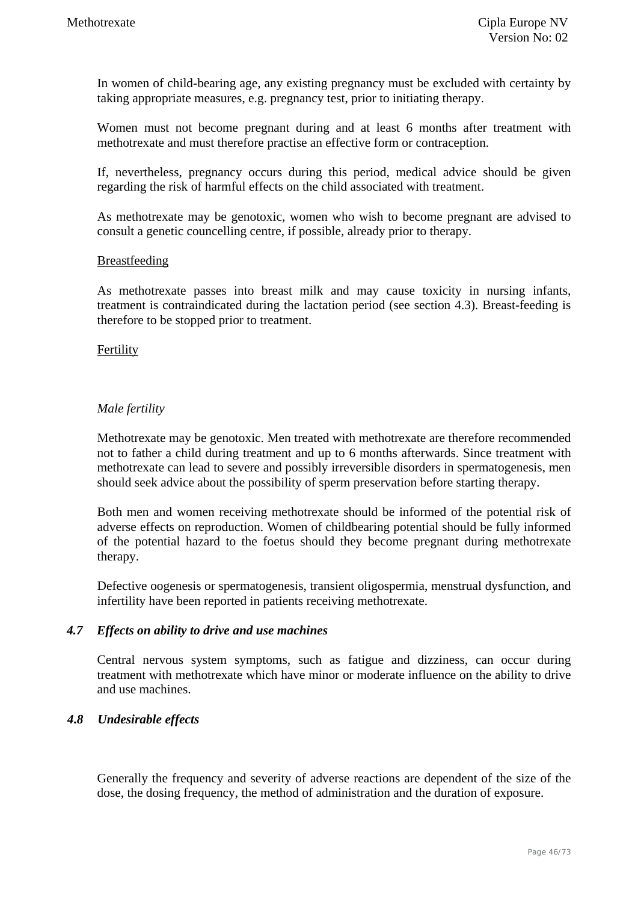In women of child-bearing age, any existing pregnancy must be excluded with certainty by taking appropriate measures, e.g. pregnancy test, prior to initiating therapy.

Women must not become pregnant during and at least 6 months after treatment with methotrexate and must therefore practise an effective form or contraception.

If, nevertheless, pregnancy occurs during this period, medical advice should be given regarding the risk of harmful effects on the child associated with treatment.

As methotrexate may be genotoxic, women who wish to become pregnant are advised to consult a genetic councelling centre, if possible, already prior to therapy.

Breastfeeding

As methotrexate passes into breast milk and may cause toxicity in nursing infants, treatment is contraindicated during the lactation period (see section 4.3). Breast-feeding is therefore to be stopped prior to treatment.

Fertility

*Male fertility*

Methotrexate may be genotoxic. Men treated with methotrexate are therefore recommended not to father a child during treatment and up to 6 months afterwards. Since treatment with methotrexate can lead to severe and possibly irreversible disorders in spermatogenesis, men should seek advice about the possibility of sperm preservation before starting therapy.

Both men and women receiving methotrexate should be informed of the potential risk of adverse effects on reproduction. Women of childbearing potential should be fully informed of the potential hazard to the foetus should they become pregnant during methotrexate therapy.

Defective oogenesis or spermatogenesis, transient oligospermia, menstrual dysfunction, and infertility have been reported in patients receiving methotrexate.

### *4.7 Effects on ability to drive and use machines*

Central nervous system symptoms, such as fatigue and dizziness, can occur during treatment with methotrexate which have minor or moderate influence on the ability to drive and use machines.

### *4.8 Undesirable effects*

Generally the frequency and severity of adverse reactions are dependent of the size of the dose, the dosing frequency, the method of administration and the duration of exposure.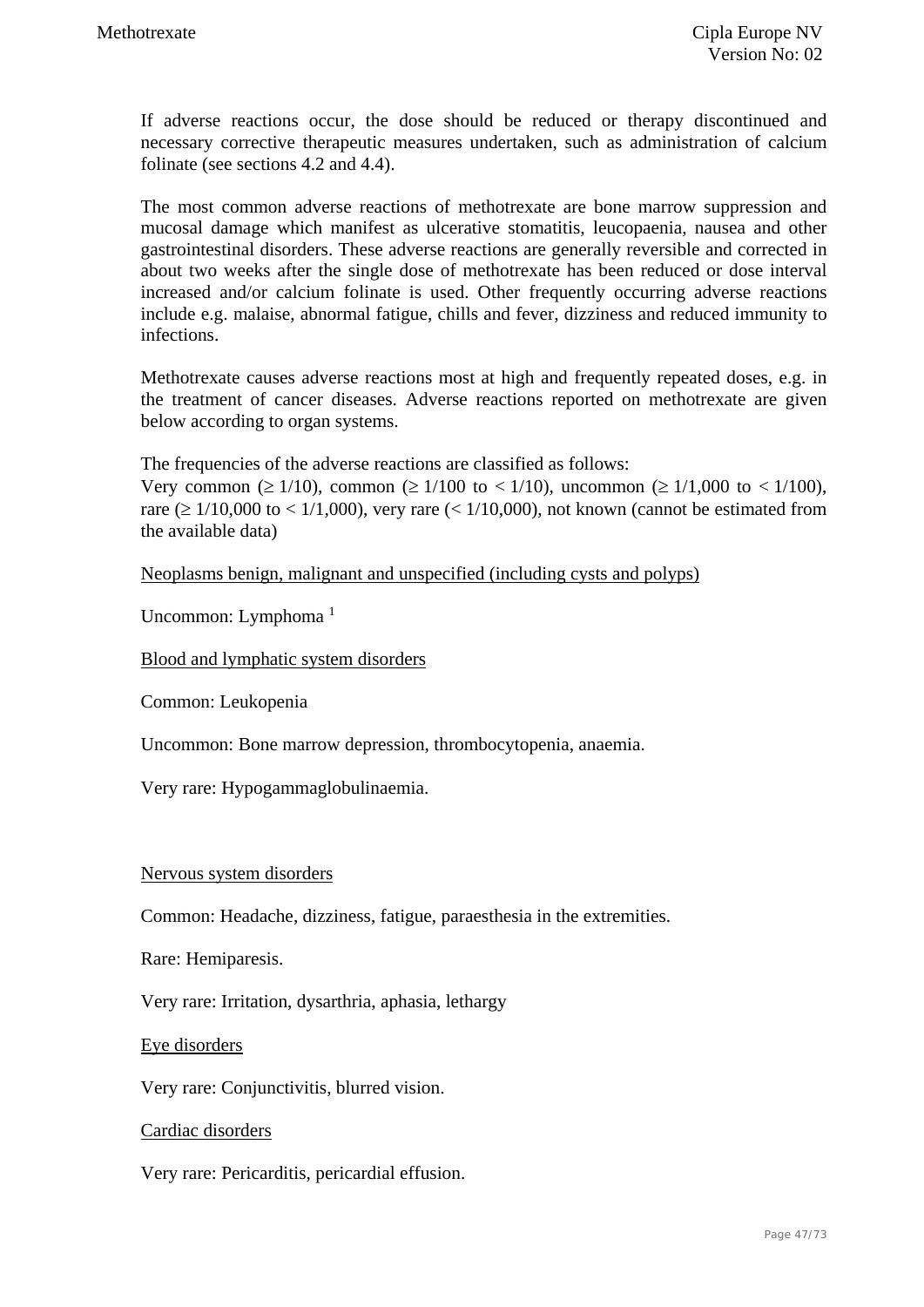If adverse reactions occur, the dose should be reduced or therapy discontinued and necessary corrective therapeutic measures undertaken, such as administration of calcium folinate (see sections 4.2 and 4.4).

The most common adverse reactions of methotrexate are bone marrow suppression and mucosal damage which manifest as ulcerative stomatitis, leucopaenia, nausea and other gastrointestinal disorders. These adverse reactions are generally reversible and corrected in about two weeks after the single dose of methotrexate has been reduced or dose interval increased and/or calcium folinate is used. Other frequently occurring adverse reactions include e.g. malaise, abnormal fatigue, chills and fever, dizziness and reduced immunity to infections.

Methotrexate causes adverse reactions most at high and frequently repeated doses, e.g. in the treatment of cancer diseases. Adverse reactions reported on methotrexate are given below according to organ systems.

The frequencies of the adverse reactions are classified as follows:
Very common (≥ 1/10), common (≥ 1/100 to < 1/10), uncommon (≥ 1/1,000 to < 1/100), rare (≥ 1/10,000 to < 1/1,000), very rare (< 1/10,000), not known (cannot be estimated from the available data)

<u>Neoplasms benign, malignant and unspecified (including cysts and polyps)</u>

Uncommon: Lymphoma [1]

<u>Blood and lymphatic system disorders</u>

Common: Leukopenia

Uncommon: Bone marrow depression, thrombocytopenia, anaemia.

Very rare: Hypogammaglobulinaemia.

<u>Nervous system disorders</u>

Common: Headache, dizziness, fatigue, paraesthesia in the extremities.

Rare: Hemiparesis.

Very rare: Irritation, dysarthria, aphasia, lethargy

<u>Eye disorders</u>

Very rare: Conjunctivitis, blurred vision.

<u>Cardiac disorders</u>

Very rare: Pericarditis, pericardial effusion.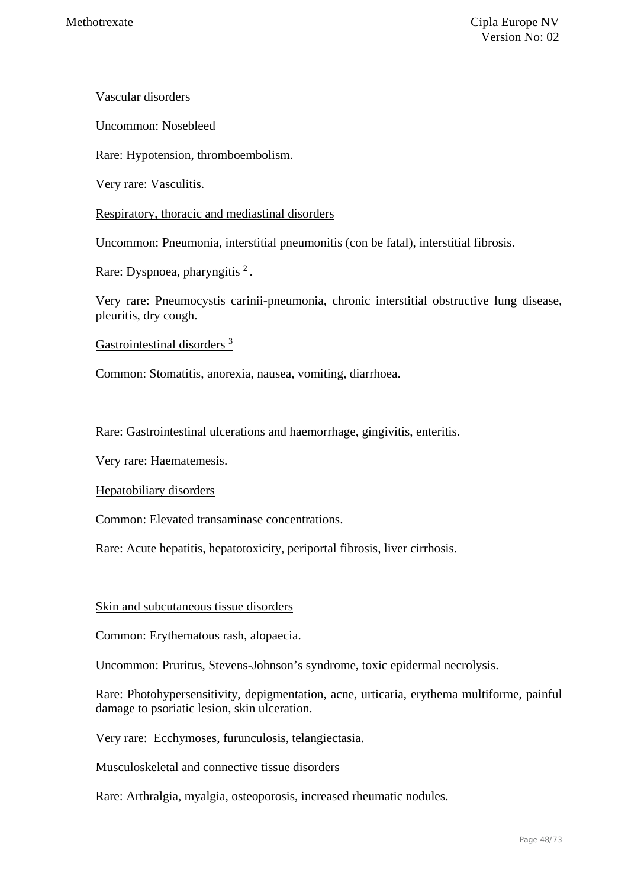Vascular disorders

Uncommon: Nosebleed

Rare: Hypotension, thromboembolism.

Very rare: Vasculitis.

Respiratory, thoracic and mediastinal disorders

Uncommon: Pneumonia, interstitial pneumonitis (con be fatal), interstitial fibrosis.

Rare: Dyspnoea, pharyngitis [2].

Very rare: Pneumocystis carinii-pneumonia, chronic interstitial obstructive lung disease, pleuritis, dry cough.

Gastrointestinal disorders [3]

Common: Stomatitis, anorexia, nausea, vomiting, diarrhoea.

Rare: Gastrointestinal ulcerations and haemorrhage, gingivitis, enteritis.

Very rare: Haematemesis.

Hepatobiliary disorders

Common: Elevated transaminase concentrations.

Rare: Acute hepatitis, hepatotoxicity, periportal fibrosis, liver cirrhosis.

Skin and subcutaneous tissue disorders

Common: Erythematous rash, alopaecia.

Uncommon: Pruritus, Stevens-Johnson's syndrome, toxic epidermal necrolysis.

Rare: Photohypersensitivity, depigmentation, acne, urticaria, erythema multiforme, painful damage to psoriatic lesion, skin ulceration.

Very rare: Ecchymoses, furunculosis, telangiectasia.

Musculoskeletal and connective tissue disorders

Rare: Arthralgia, myalgia, osteoporosis, increased rheumatic nodules.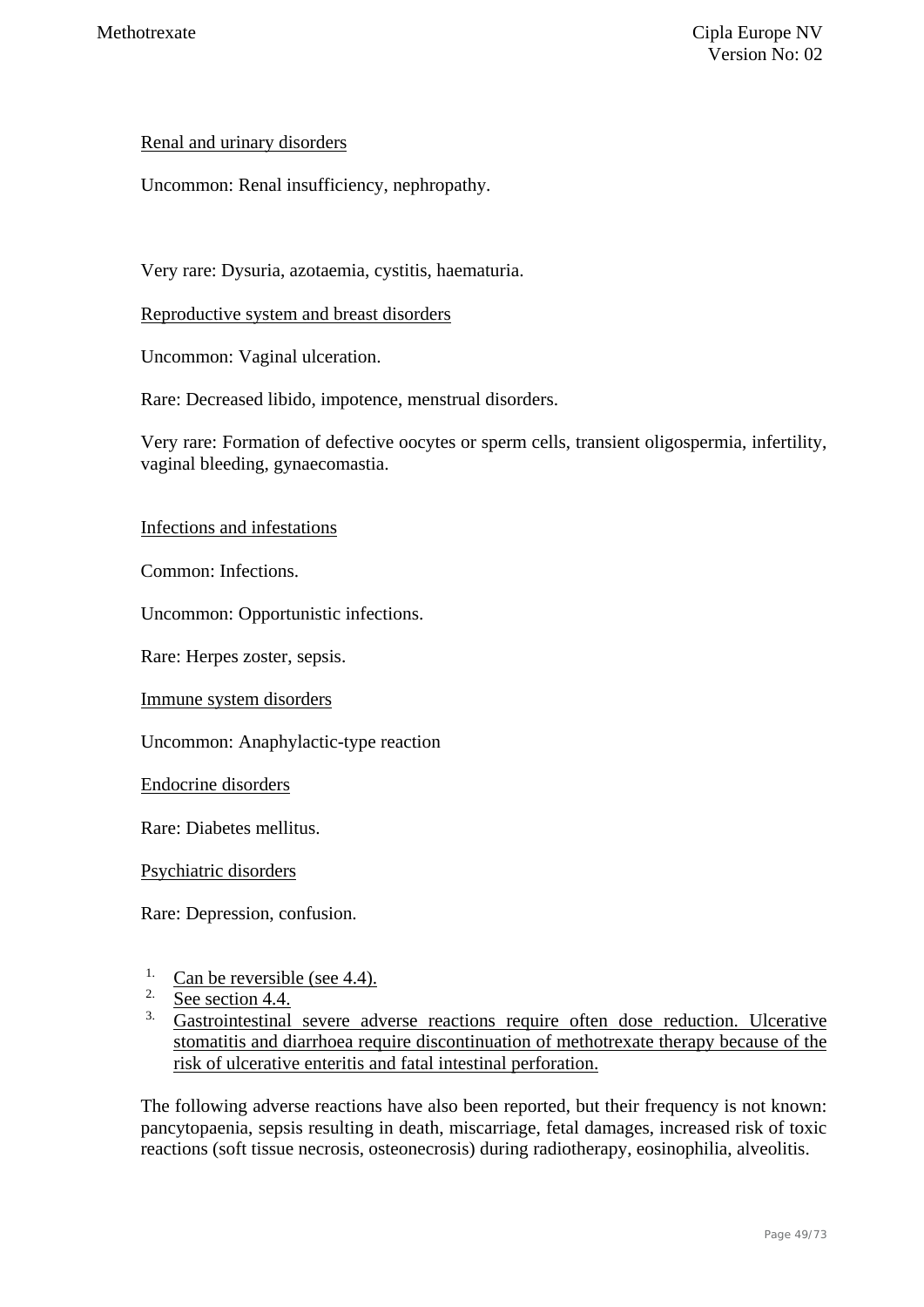Renal and urinary disorders

Uncommon: Renal insufficiency, nephropathy.

Very rare: Dysuria, azotaemia, cystitis, haematuria.

Reproductive system and breast disorders

Uncommon: Vaginal ulceration.

Rare: Decreased libido, impotence, menstrual disorders.

Very rare: Formation of defective oocytes or sperm cells, transient oligospermia, infertility, vaginal bleeding, gynaecomastia.

Infections and infestations

Common: Infections.

Uncommon: Opportunistic infections.

Rare: Herpes zoster, sepsis.

Immune system disorders

Uncommon: Anaphylactic-type reaction

Endocrine disorders

Rare: Diabetes mellitus.

Psychiatric disorders

Rare: Depression, confusion.

1. Can be reversible (see 4.4).
2. See section 4.4.
3. Gastrointestinal severe adverse reactions require often dose reduction. Ulcerative stomatitis and diarrhoea require discontinuation of methotrexate therapy because of the risk of ulcerative enteritis and fatal intestinal perforation.

The following adverse reactions have also been reported, but their frequency is not known: pancytopaenia, sepsis resulting in death, miscarriage, fetal damages, increased risk of toxic reactions (soft tissue necrosis, osteonecrosis) during radiotherapy, eosinophilia, alveolitis.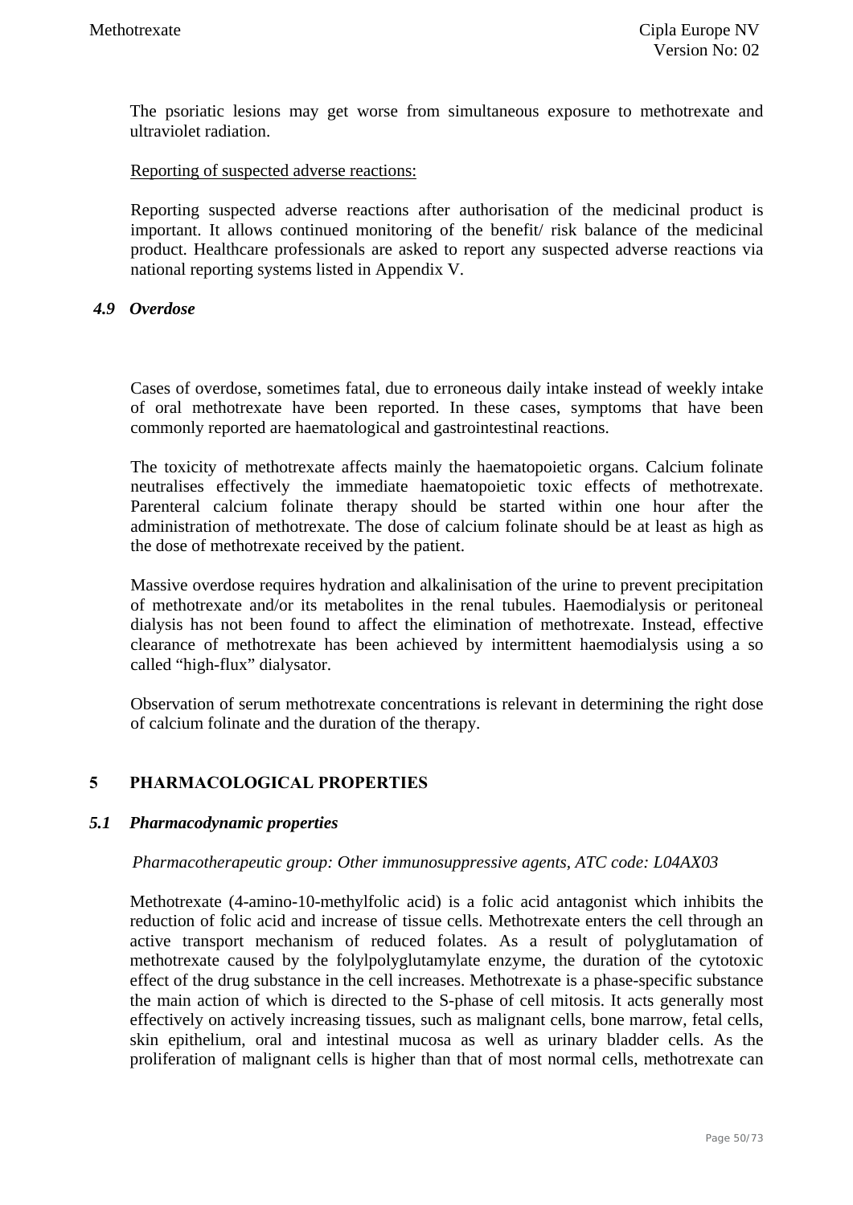The psoriatic lesions may get worse from simultaneous exposure to methotrexate and ultraviolet radiation.

Reporting of suspected adverse reactions:

Reporting suspected adverse reactions after authorisation of the medicinal product is important. It allows continued monitoring of the benefit/ risk balance of the medicinal product. Healthcare professionals are asked to report any suspected adverse reactions via national reporting systems listed in Appendix V.

### *4.9 Overdose*

Cases of overdose, sometimes fatal, due to erroneous daily intake instead of weekly intake of oral methotrexate have been reported. In these cases, symptoms that have been commonly reported are haematological and gastrointestinal reactions.

The toxicity of methotrexate affects mainly the haematopoietic organs. Calcium folinate neutralises effectively the immediate haematopoietic toxic effects of methotrexate. Parenteral calcium folinate therapy should be started within one hour after the administration of methotrexate. The dose of calcium folinate should be at least as high as the dose of methotrexate received by the patient.

Massive overdose requires hydration and alkalinisation of the urine to prevent precipitation of methotrexate and/or its metabolites in the renal tubules. Haemodialysis or peritoneal dialysis has not been found to affect the elimination of methotrexate. Instead, effective clearance of methotrexate has been achieved by intermittent haemodialysis using a so called “high-flux” dialysator.

Observation of serum methotrexate concentrations is relevant in determining the right dose of calcium folinate and the duration of the therapy.

## 5 PHARMACOLOGICAL PROPERTIES

### *5.1 Pharmacodynamic properties*

*Pharmacotherapeutic group: Other immunosuppressive agents, ATC code: L04AX03*

Methotrexate (4-amino-10-methylfolic acid) is a folic acid antagonist which inhibits the reduction of folic acid and increase of tissue cells. Methotrexate enters the cell through an active transport mechanism of reduced folates. As a result of polyglutamation of methotrexate caused by the folylpolyglutamylate enzyme, the duration of the cytotoxic effect of the drug substance in the cell increases. Methotrexate is a phase-specific substance the main action of which is directed to the S-phase of cell mitosis. It acts generally most effectively on actively increasing tissues, such as malignant cells, bone marrow, fetal cells, skin epithelium, oral and intestinal mucosa as well as urinary bladder cells. As the proliferation of malignant cells is higher than that of most normal cells, methotrexate can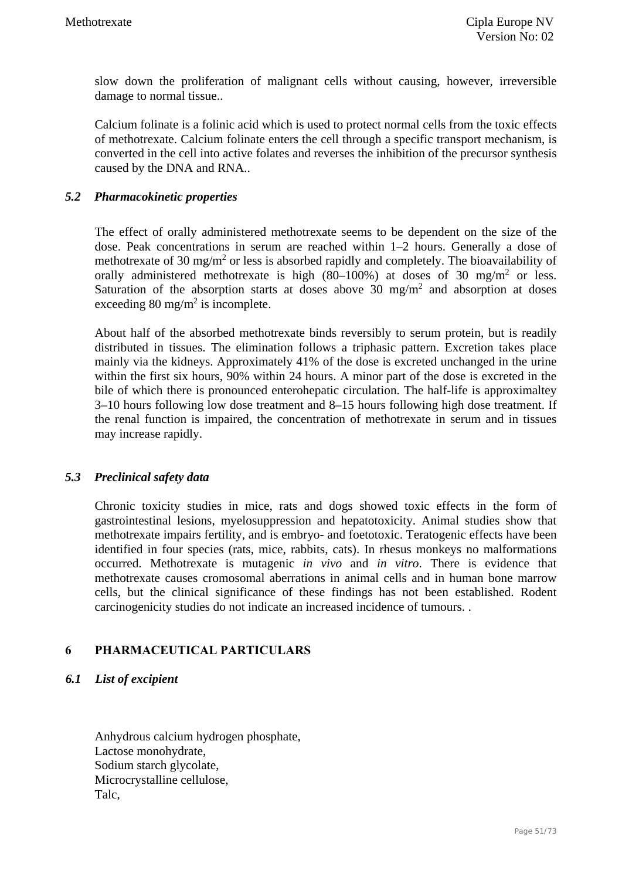slow down the proliferation of malignant cells without causing, however, irreversible damage to normal tissue..

Calcium folinate is a folinic acid which is used to protect normal cells from the toxic effects of methotrexate. Calcium folinate enters the cell through a specific transport mechanism, is converted in the cell into active folates and reverses the inhibition of the precursor synthesis caused by the DNA and RNA..

### *5.2 Pharmacokinetic properties*

The effect of orally administered methotrexate seems to be dependent on the size of the dose. Peak concentrations in serum are reached within 1–2 hours. Generally a dose of methotrexate of 30 mg/$m^2$ or less is absorbed rapidly and completely. The bioavailability of orally administered methotrexate is high (80–100%) at doses of 30 mg/$m^2$ or less. Saturation of the absorption starts at doses above 30 mg/$m^2$ and absorption at doses exceeding 80 mg/$m^2$ is incomplete.

About half of the absorbed methotrexate binds reversibly to serum protein, but is readily distributed in tissues. The elimination follows a triphasic pattern. Excretion takes place mainly via the kidneys. Approximately 41% of the dose is excreted unchanged in the urine within the first six hours, 90% within 24 hours. A minor part of the dose is excreted in the bile of which there is pronounced enterohepatic circulation. The half-life is approximaltey 3–10 hours following low dose treatment and 8–15 hours following high dose treatment. If the renal function is impaired, the concentration of methotrexate in serum and in tissues may increase rapidly.

### *5.3 Preclinical safety data*

Chronic toxicity studies in mice, rats and dogs showed toxic effects in the form of gastrointestinal lesions, myelosuppression and hepatotoxicity. Animal studies show that methotrexate impairs fertility, and is embryo- and foetotoxic. Teratogenic effects have been identified in four species (rats, mice, rabbits, cats). In rhesus monkeys no malformations occurred. Methotrexate is mutagenic *in vivo* and *in vitro*. There is evidence that methotrexate causes cromosomal aberrations in animal cells and in human bone marrow cells, but the clinical significance of these findings has not been established. Rodent carcinogenicity studies do not indicate an increased incidence of tumours. .

## 6 PHARMACEUTICAL PARTICULARS

### *6.1 List of excipient*

Anhydrous calcium hydrogen phosphate,
Lactose monohydrate,
Sodium starch glycolate,
Microcrystalline cellulose,
Talc,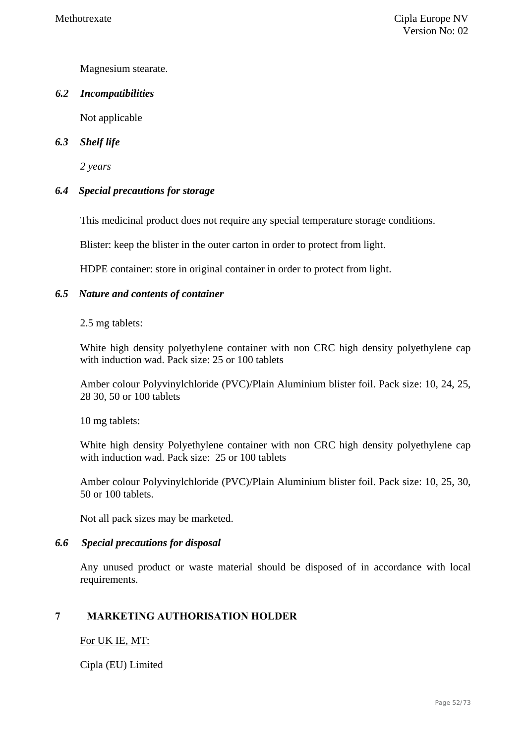Magnesium stearate.

### *6.2 Incompatibilities*

Not applicable

### *6.3 Shelf life*

*2 years*

### *6.4 Special precautions for storage*

This medicinal product does not require any special temperature storage conditions.

Blister: keep the blister in the outer carton in order to protect from light.

HDPE container: store in original container in order to protect from light.

### *6.5 Nature and contents of container*

2.5 mg tablets:

White high density polyethylene container with non CRC high density polyethylene cap with induction wad. Pack size: 25 or 100 tablets

Amber colour Polyvinylchloride (PVC)/Plain Aluminium blister foil. Pack size: 10, 24, 25, 28 30, 50 or 100 tablets

10 mg tablets:

White high density Polyethylene container with non CRC high density polyethylene cap with induction wad. Pack size: 25 or 100 tablets

Amber colour Polyvinylchloride (PVC)/Plain Aluminium blister foil. Pack size: 10, 25, 30, 50 or 100 tablets.

Not all pack sizes may be marketed.

### *6.6 Special precautions for disposal*

Any unused product or waste material should be disposed of in accordance with local requirements.

## 7 MARKETING AUTHORISATION HOLDER

For UK IE, MT:

Cipla (EU) Limited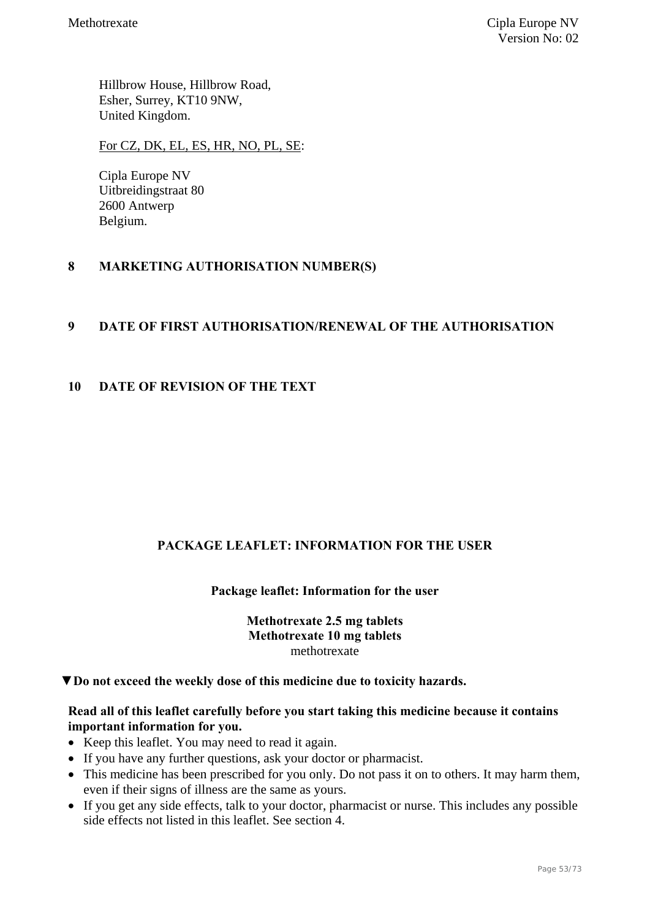Hillbrow House, Hillbrow Road,
Esher, Surrey, KT10 9NW,
United Kingdom.

<u>For CZ, DK, EL, ES, HR, NO, PL, SE</u>:

Cipla Europe NV
Uitbreidingstraat 80
2600 Antwerp
Belgium.

## 8 MARKETING AUTHORISATION NUMBER(S)

## 9 DATE OF FIRST AUTHORISATION/RENEWAL OF THE AUTHORISATION

## 10 DATE OF REVISION OF THE TEXT

# PACKAGE LEAFLET: INFORMATION FOR THE USER

**Package leaflet: Information for the user**

**Methotrexate 2.5 mg tablets**
**Methotrexate 10 mg tablets**
methotrexate

▼**Do not exceed the weekly dose of this medicine due to toxicity hazards.**

**Read all of this leaflet carefully before you start taking this medicine because it contains important information for you.**

- Keep this leaflet. You may need to read it again.
- If you have any further questions, ask your doctor or pharmacist.
- This medicine has been prescribed for you only. Do not pass it on to others. It may harm them, even if their signs of illness are the same as yours.
- If you get any side effects, talk to your doctor, pharmacist or nurse. This includes any possible side effects not listed in this leaflet. See section 4.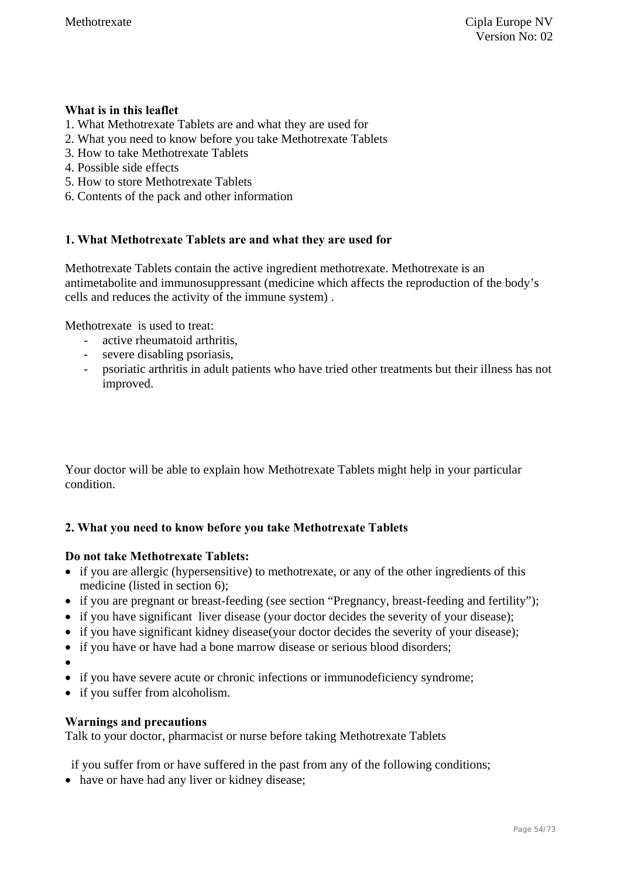**What is in this leaflet**

1. What Methotrexate Tablets are and what they are used for
2. What you need to know before you take Methotrexate Tablets
3. How to take Methotrexate Tablets
4. Possible side effects
5. How to store Methotrexate Tablets
6. Contents of the pack and other information

**1. What Methotrexate Tablets are and what they are used for**

Methotrexate Tablets contain the active ingredient methotrexate. Methotrexate is an antimetabolite and immunosuppressant (medicine which affects the reproduction of the body's cells and reduces the activity of the immune system) .

Methotrexate is used to treat:

- active rheumatoid arthritis,
- severe disabling psoriasis,
- psoriatic arthritis in adult patients who have tried other treatments but their illness has not improved.

Your doctor will be able to explain how Methotrexate Tablets might help in your particular condition.

**2. What you need to know before you take Methotrexate Tablets**

**Do not take Methotrexate Tablets:**

- if you are allergic (hypersensitive) to methotrexate, or any of the other ingredients of this medicine (listed in section 6);
- if you are pregnant or breast-feeding (see section "Pregnancy, breast-feeding and fertility");
- if you have significant liver disease (your doctor decides the severity of your disease);
- if you have significant kidney disease(your doctor decides the severity of your disease);
- if you have or have had a bone marrow disease or serious blood disorders;
- 
- if you have severe acute or chronic infections or immunodeficiency syndrome;
- if you suffer from alcoholism.

**Warnings and precautions**

Talk to your doctor, pharmacist or nurse before taking Methotrexate Tablets

if you suffer from or have suffered in the past from any of the following conditions;

- have or have had any liver or kidney disease;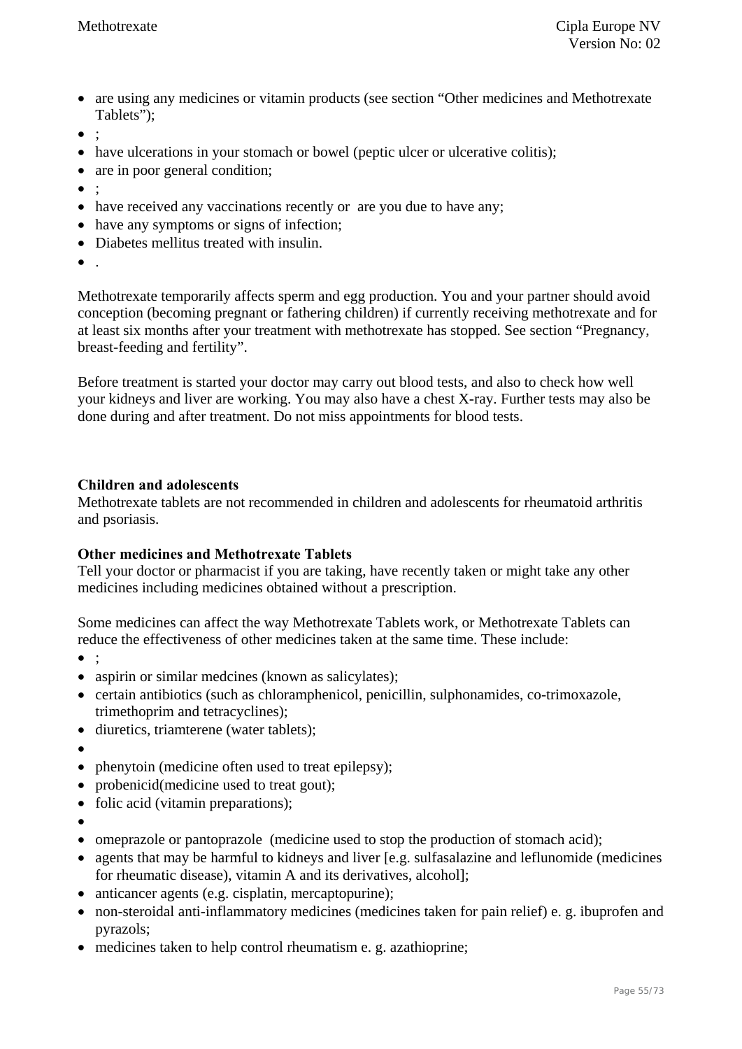- are using any medicines or vitamin products (see section "Other medicines and Methotrexate Tablets");
- ;
- have ulcerations in your stomach or bowel (peptic ulcer or ulcerative colitis);
- are in poor general condition;
- ;
- have received any vaccinations recently or  are you due to have any;
- have any symptoms or signs of infection;
- Diabetes mellitus treated with insulin.
- .

Methotrexate temporarily affects sperm and egg production. You and your partner should avoid conception (becoming pregnant or fathering children) if currently receiving methotrexate and for at least six months after your treatment with methotrexate has stopped. See section "Pregnancy, breast-feeding and fertility".

Before treatment is started your doctor may carry out blood tests, and also to check how well your kidneys and liver are working. You may also have a chest X-ray. Further tests may also be done during and after treatment. Do not miss appointments for blood tests.

**Children and adolescents**

Methotrexate tablets are not recommended in children and adolescents for rheumatoid arthritis and psoriasis.

**Other medicines and Methotrexate Tablets**

Tell your doctor or pharmacist if you are taking, have recently taken or might take any other medicines including medicines obtained without a prescription.

Some medicines can affect the way Methotrexate Tablets work, or Methotrexate Tablets can reduce the effectiveness of other medicines taken at the same time. These include:

- ;
- aspirin or similar medcines (known as salicylates);
- certain antibiotics (such as chloramphenicol, penicillin, sulphonamides, co-trimoxazole, trimethoprim and tetracyclines);
- diuretics, triamterene (water tablets);
- 
- phenytoin (medicine often used to treat epilepsy);
- probenicid(medicine used to treat gout);
- folic acid (vitamin preparations);
- 
- omeprazole or pantoprazole  (medicine used to stop the production of stomach acid);
- agents that may be harmful to kidneys and liver [e.g. sulfasalazine and leflunomide (medicines for rheumatic disease), vitamin A and its derivatives, alcohol];
- anticancer agents (e.g. cisplatin, mercaptopurine);
- non-steroidal anti-inflammatory medicines (medicines taken for pain relief) e. g. ibuprofen and pyrazols;
- medicines taken to help control rheumatism e. g. azathioprine;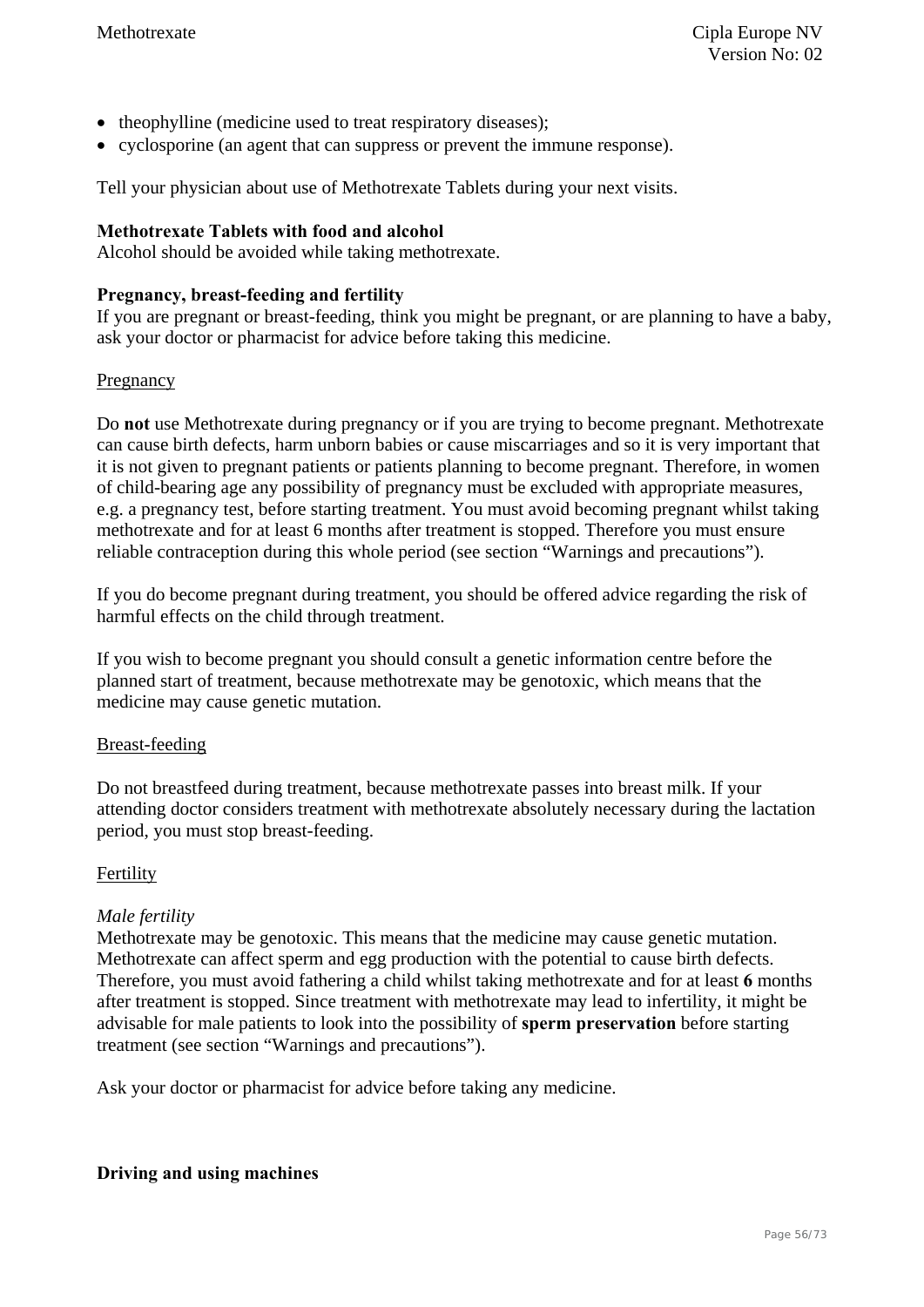- theophylline (medicine used to treat respiratory diseases);
- cyclosporine (an agent that can suppress or prevent the immune response).

Tell your physician about use of Methotrexate Tablets during your next visits.

**Methotrexate Tablets with food and alcohol**
Alcohol should be avoided while taking methotrexate.

**Pregnancy, breast-feeding and fertility**
If you are pregnant or breast-feeding, think you might be pregnant, or are planning to have a baby, ask your doctor or pharmacist for advice before taking this medicine.

Pregnancy

Do **not** use Methotrexate during pregnancy or if you are trying to become pregnant. Methotrexate can cause birth defects, harm unborn babies or cause miscarriages and so it is very important that it is not given to pregnant patients or patients planning to become pregnant. Therefore, in women of child-bearing age any possibility of pregnancy must be excluded with appropriate measures, e.g. a pregnancy test, before starting treatment. You must avoid becoming pregnant whilst taking methotrexate and for at least 6 months after treatment is stopped. Therefore you must ensure reliable contraception during this whole period (see section “Warnings and precautions”).

If you do become pregnant during treatment, you should be offered advice regarding the risk of harmful effects on the child through treatment.

If you wish to become pregnant you should consult a genetic information centre before the planned start of treatment, because methotrexate may be genotoxic, which means that the medicine may cause genetic mutation.

Breast-feeding

Do not breastfeed during treatment, because methotrexate passes into breast milk. If your attending doctor considers treatment with methotrexate absolutely necessary during the lactation period, you must stop breast-feeding.

Fertility

*Male fertility*
Methotrexate may be genotoxic. This means that the medicine may cause genetic mutation. Methotrexate can affect sperm and egg production with the potential to cause birth defects. Therefore, you must avoid fathering a child whilst taking methotrexate and for at least **6** months after treatment is stopped. Since treatment with methotrexate may lead to infertility, it might be advisable for male patients to look into the possibility of **sperm preservation** before starting treatment (see section “Warnings and precautions”).

Ask your doctor or pharmacist for advice before taking any medicine.

**Driving and using machines**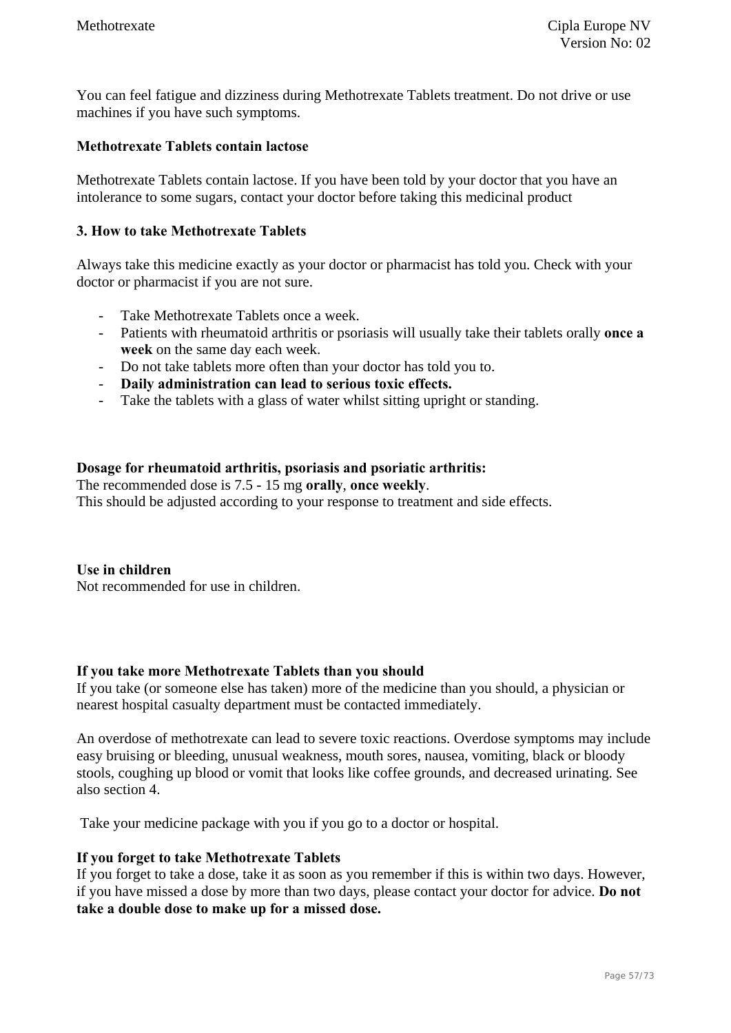You can feel fatigue and dizziness during Methotrexate Tablets treatment. Do not drive or use machines if you have such symptoms.

**Methotrexate Tablets contain lactose**

Methotrexate Tablets contain lactose. If you have been told by your doctor that you have an intolerance to some sugars, contact your doctor before taking this medicinal product

## 3. How to take Methotrexate Tablets

Always take this medicine exactly as your doctor or pharmacist has told you. Check with your doctor or pharmacist if you are not sure.

- Take Methotrexate Tablets once a week.
- Patients with rheumatoid arthritis or psoriasis will usually take their tablets orally **once a week** on the same day each week.
- Do not take tablets more often than your doctor has told you to.
- **Daily administration can lead to serious toxic effects.**
- Take the tablets with a glass of water whilst sitting upright or standing.

**Dosage for rheumatoid arthritis, psoriasis and psoriatic arthritis:**
The recommended dose is 7.5 - 15 mg **orally**, **once weekly**.
This should be adjusted according to your response to treatment and side effects.

**Use in children**
Not recommended for use in children.

**If you take more Methotrexate Tablets than you should**
If you take (or someone else has taken) more of the medicine than you should, a physician or nearest hospital casualty department must be contacted immediately.

An overdose of methotrexate can lead to severe toxic reactions. Overdose symptoms may include easy bruising or bleeding, unusual weakness, mouth sores, nausea, vomiting, black or bloody stools, coughing up blood or vomit that looks like coffee grounds, and decreased urinating. See also section 4.

Take your medicine package with you if you go to a doctor or hospital.

**If you forget to take Methotrexate Tablets**
If you forget to take a dose, take it as soon as you remember if this is within two days. However, if you have missed a dose by more than two days, please contact your doctor for advice. **Do not take a double dose to make up for a missed dose.**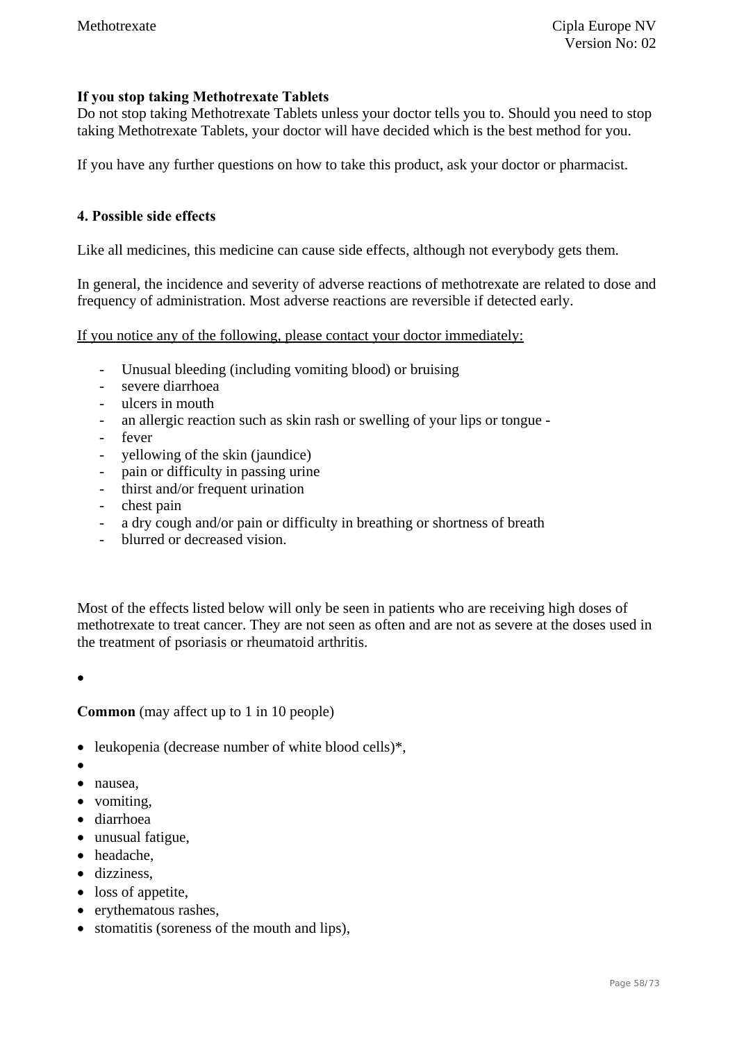**If you stop taking Methotrexate Tablets**

Do not stop taking Methotrexate Tablets unless your doctor tells you to. Should you need to stop taking Methotrexate Tablets, your doctor will have decided which is the best method for you.

If you have any further questions on how to take this product, ask your doctor or pharmacist.

**4. Possible side effects**

Like all medicines, this medicine can cause side effects, although not everybody gets them.

In general, the incidence and severity of adverse reactions of methotrexate are related to dose and frequency of administration. Most adverse reactions are reversible if detected early.

<u>If you notice any of the following, please contact your doctor immediately:</u>

- Unusual bleeding (including vomiting blood) or bruising
- severe diarrhoea
- ulcers in mouth
- an allergic reaction such as skin rash or swelling of your lips or tongue -
- fever
- yellowing of the skin (jaundice)
- pain or difficulty in passing urine
- thirst and/or frequent urination
- chest pain
- a dry cough and/or pain or difficulty in breathing or shortness of breath
- blurred or decreased vision.

Most of the effects listed below will only be seen in patients who are receiving high doses of methotrexate to treat cancer. They are not seen as often and are not as severe at the doses used in the treatment of psoriasis or rheumatoid arthritis.

**Common** (may affect up to 1 in 10 people)

- leukopenia (decrease number of white blood cells)*,
- nausea,
- vomiting,
- diarrhoea
- unusual fatigue,
- headache,
- dizziness,
- loss of appetite,
- erythematous rashes,
- stomatitis (soreness of the mouth and lips),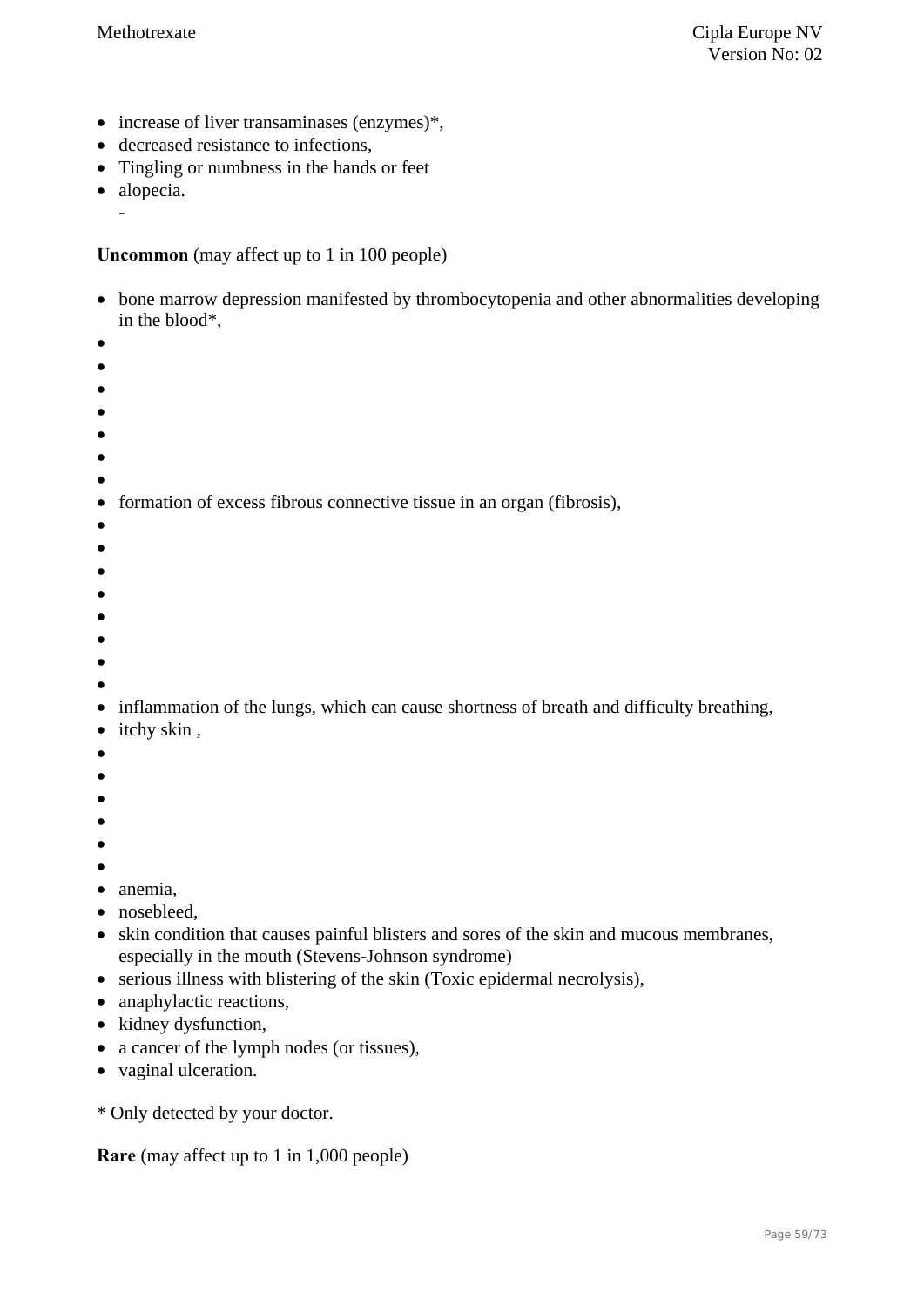- increase of liver transaminases (enzymes)*,
- decreased resistance to infections,
- Tingling or numbness in the hands or feet
- alopecia.
  -

**Uncommon** (may affect up to 1 in 100 people)

- bone marrow depression manifested by thrombocytopenia and other abnormalities developing in the blood*,
- 
- 
- 
- 
- 
- 
- 
- formation of excess fibrous connective tissue in an organ (fibrosis),
- 
- 
- 
- 
- 
- 
- 
- 
- inflammation of the lungs, which can cause shortness of breath and difficulty breathing,
- itchy skin ,
- 
- 
- 
- 
- 
- 
- anemia,
- nosebleed,
- skin condition that causes painful blisters and sores of the skin and mucous membranes, especially in the mouth (Stevens-Johnson syndrome)
- serious illness with blistering of the skin (Toxic epidermal necrolysis),
- anaphylactic reactions,
- kidney dysfunction,
- a cancer of the lymph nodes (or tissues),
- vaginal ulceration.

* Only detected by your doctor.

**Rare** (may affect up to 1 in 1,000 people)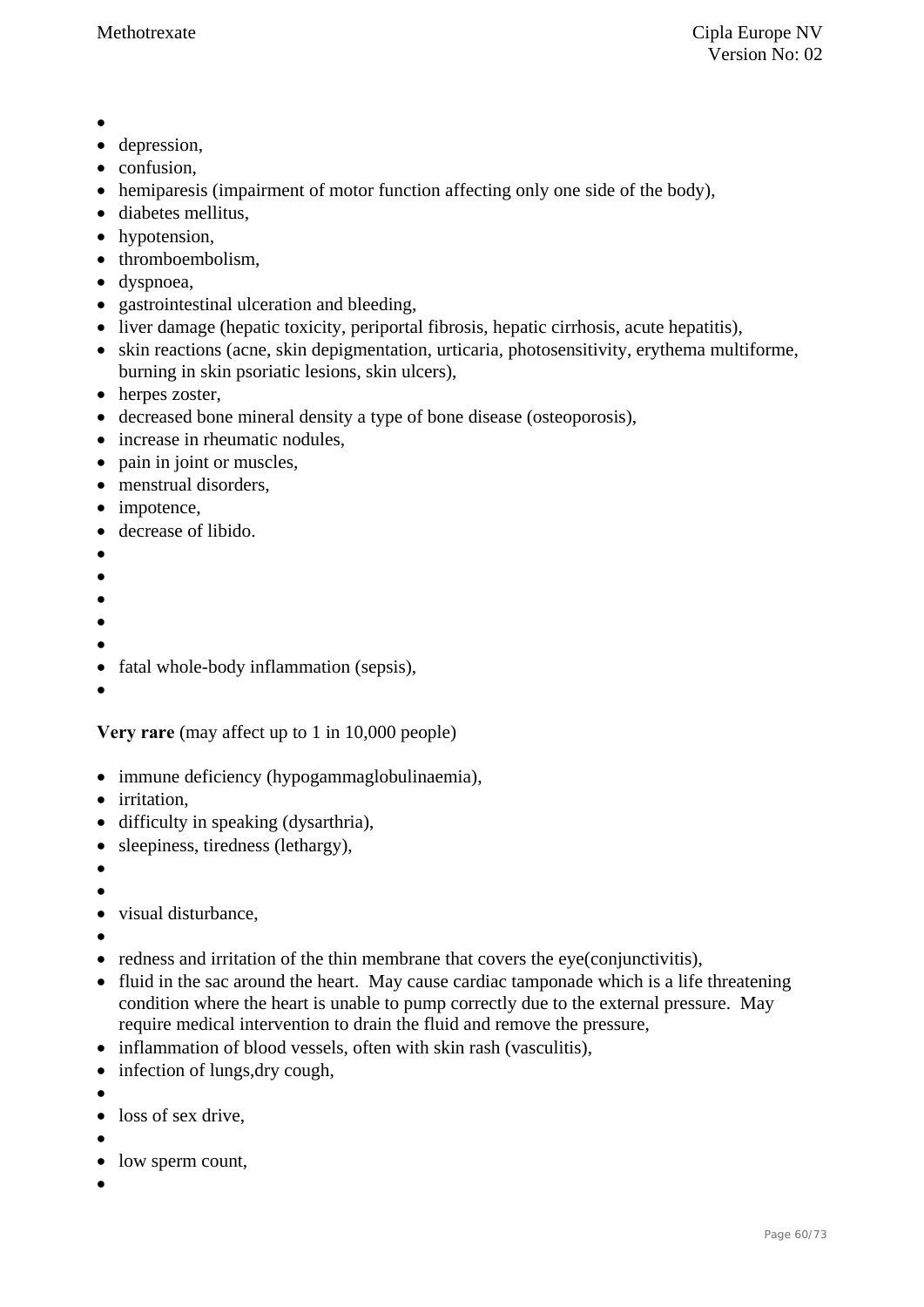- 
- depression,
- confusion,
- hemiparesis (impairment of motor function affecting only one side of the body),
- diabetes mellitus,
- hypotension,
- thromboembolism,
- dyspnoea,
- gastrointestinal ulceration and bleeding,
- liver damage (hepatic toxicity, periportal fibrosis, hepatic cirrhosis, acute hepatitis),
- skin reactions (acne, skin depigmentation, urticaria, photosensitivity, erythema multiforme, burning in skin psoriatic lesions, skin ulcers),
- herpes zoster,
- decreased bone mineral density a type of bone disease (osteoporosis),
- increase in rheumatic nodules,
- pain in joint or muscles,
- menstrual disorders,
- impotence,
- decrease of libido.
- 
- 
- 
- 
- 
- fatal whole-body inflammation (sepsis),
- 

**Very rare** (may affect up to 1 in 10,000 people)

- immune deficiency (hypogammaglobulinaemia),
- irritation,
- difficulty in speaking (dysarthria),
- sleepiness, tiredness (lethargy),
- 
- 
- visual disturbance,
- 
- redness and irritation of the thin membrane that covers the eye(conjunctivitis),
- fluid in the sac around the heart. May cause cardiac tamponade which is a life threatening condition where the heart is unable to pump correctly due to the external pressure. May require medical intervention to drain the fluid and remove the pressure,
- inflammation of blood vessels, often with skin rash (vasculitis),
- infection of lungs,dry cough,
- 
- loss of sex drive,
- 
- low sperm count,
-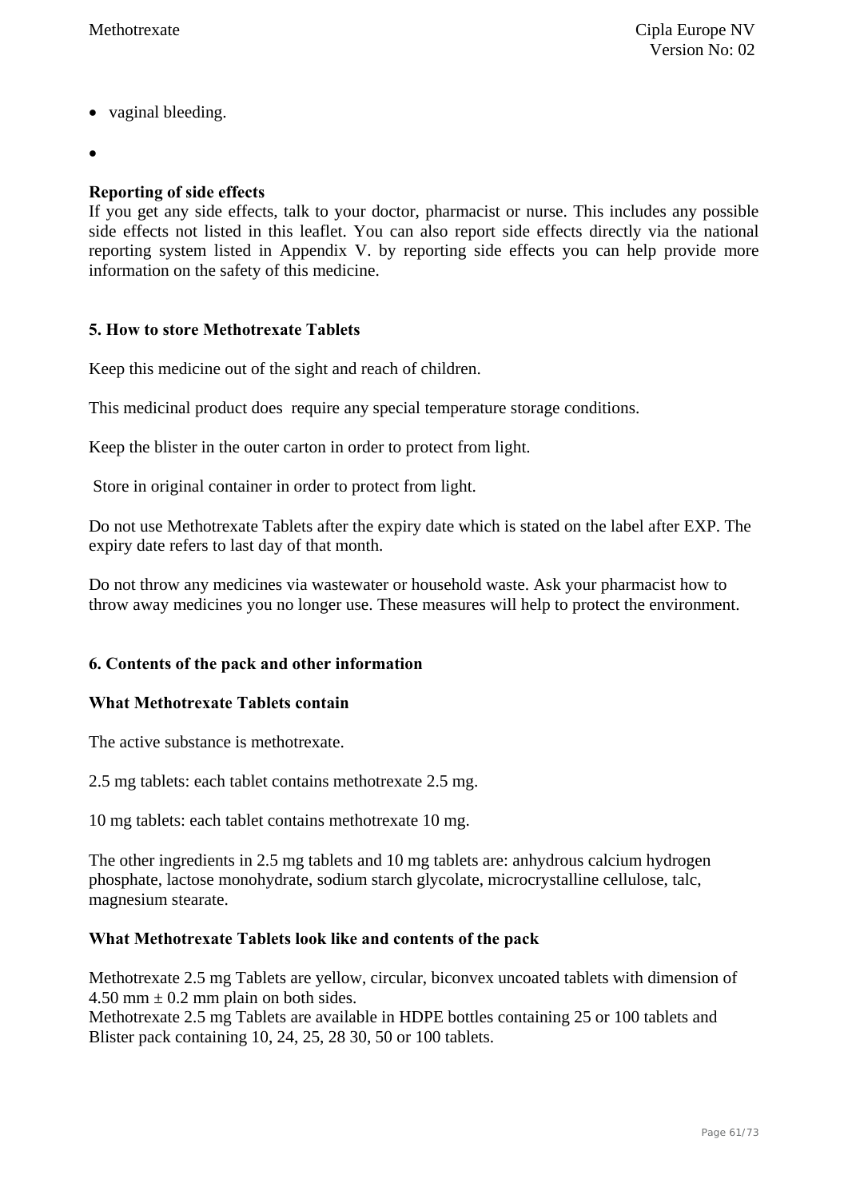- vaginal bleeding.
- 

**Reporting of side effects**
If you get any side effects, talk to your doctor, pharmacist or nurse. This includes any possible side effects not listed in this leaflet. You can also report side effects directly via the national reporting system listed in Appendix V. by reporting side effects you can help provide more information on the safety of this medicine.

## 5. How to store Methotrexate Tablets

Keep this medicine out of the sight and reach of children.

This medicinal product does require any special temperature storage conditions.

Keep the blister in the outer carton in order to protect from light.

Store in original container in order to protect from light.

Do not use Methotrexate Tablets after the expiry date which is stated on the label after EXP. The expiry date refers to last day of that month.

Do not throw any medicines via wastewater or household waste. Ask your pharmacist how to throw away medicines you no longer use. These measures will help to protect the environment.

## 6. Contents of the pack and other information

### What Methotrexate Tablets contain

The active substance is methotrexate.

2.5 mg tablets: each tablet contains methotrexate 2.5 mg.

10 mg tablets: each tablet contains methotrexate 10 mg.

The other ingredients in 2.5 mg tablets and 10 mg tablets are: anhydrous calcium hydrogen phosphate, lactose monohydrate, sodium starch glycolate, microcrystalline cellulose, talc, magnesium stearate.

### What Methotrexate Tablets look like and contents of the pack

Methotrexate 2.5 mg Tablets are yellow, circular, biconvex uncoated tablets with dimension of 4.50 mm ± 0.2 mm plain on both sides.
Methotrexate 2.5 mg Tablets are available in HDPE bottles containing 25 or 100 tablets and Blister pack containing 10, 24, 25, 28 30, 50 or 100 tablets.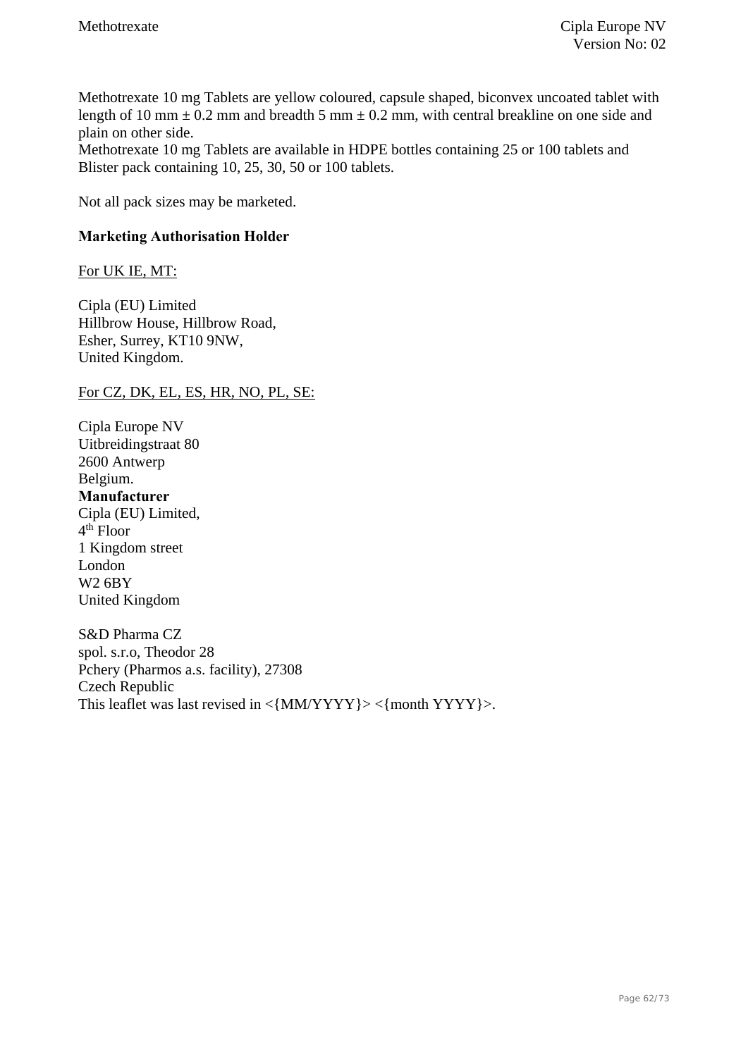Methotrexate 10 mg Tablets are yellow coloured, capsule shaped, biconvex uncoated tablet with length of 10 mm ± 0.2 mm and breadth 5 mm ± 0.2 mm, with central breakline on one side and plain on other side.
Methotrexate 10 mg Tablets are available in HDPE bottles containing 25 or 100 tablets and Blister pack containing 10, 25, 30, 50 or 100 tablets.

Not all pack sizes may be marketed.

**Marketing Authorisation Holder**

For UK IE, MT:

Cipla (EU) Limited
Hillbrow House, Hillbrow Road,
Esher, Surrey, KT10 9NW,
United Kingdom.

For CZ, DK, EL, ES, HR, NO, PL, SE:

Cipla Europe NV
Uitbreidingstraat 80
2600 Antwerp
Belgium.

**Manufacturer**

Cipla (EU) Limited,
4th Floor
1 Kingdom street
London
W2 6BY
United Kingdom

S&D Pharma CZ
spol. s.r.o, Theodor 28
Pchery (Pharmos a.s. facility), 27308
Czech Republic

This leaflet was last revised in <{MM/YYYY}> <{month YYYY}>.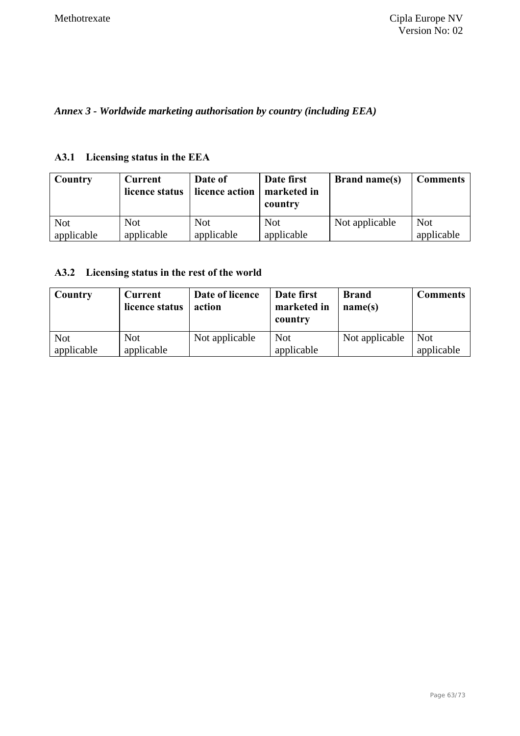*Annex 3 - Worldwide marketing authorisation by country (including EEA)*

## A3.1 Licensing status in the EEA

| Country | Current licence status | Date of licence action | Date first marketed in country | Brand name(s) | Comments |
|---|---|---|---|---|---|
| Not applicable | Not applicable | Not applicable | Not applicable | Not applicable | Not applicable |

## A3.2 Licensing status in the rest of the world

| Country | Current licence status | Date of licence action | Date first marketed in country | Brand name(s) | Comments |
|---|---|---|---|---|---|
| Not applicable | Not applicable | Not applicable | Not applicable | Not applicable | Not applicable |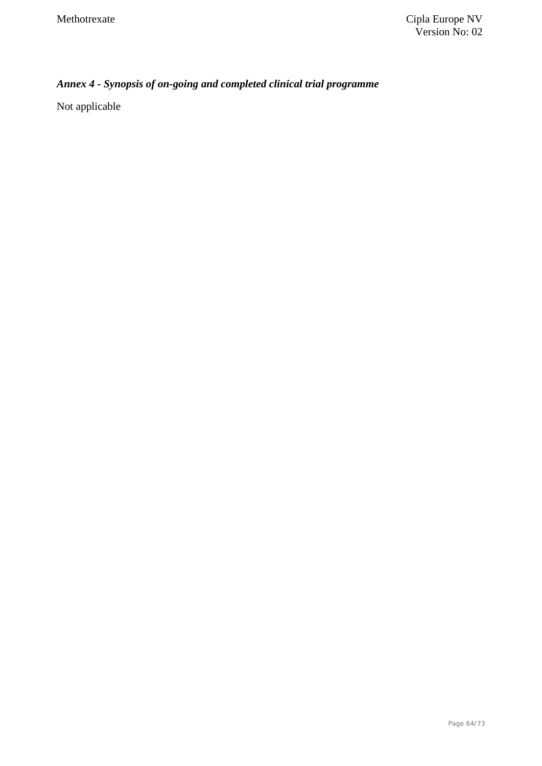### *Annex 4 - Synopsis of on-going and completed clinical trial programme*

Not applicable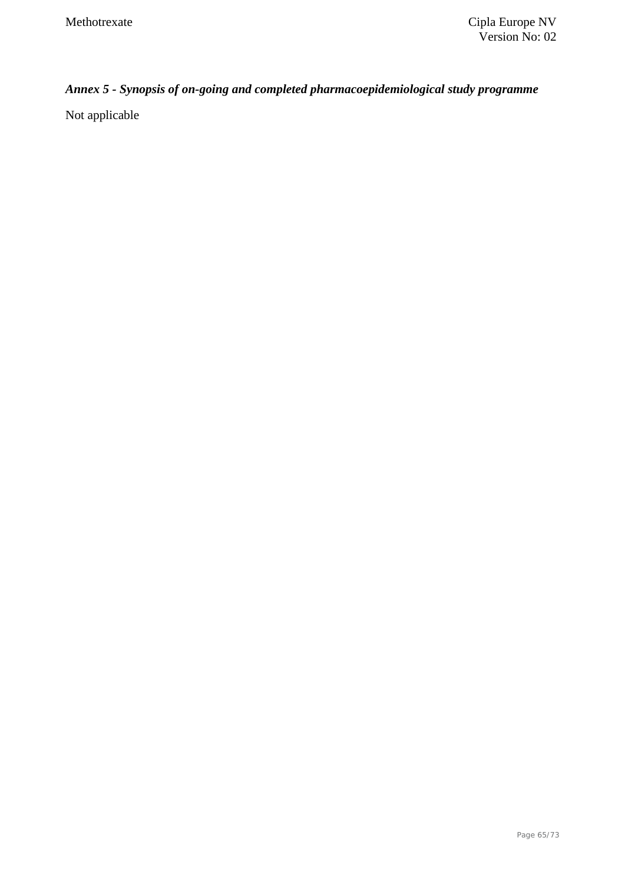***Annex 5 - Synopsis of on-going and completed pharmacoepidemiological study programme***

Not applicable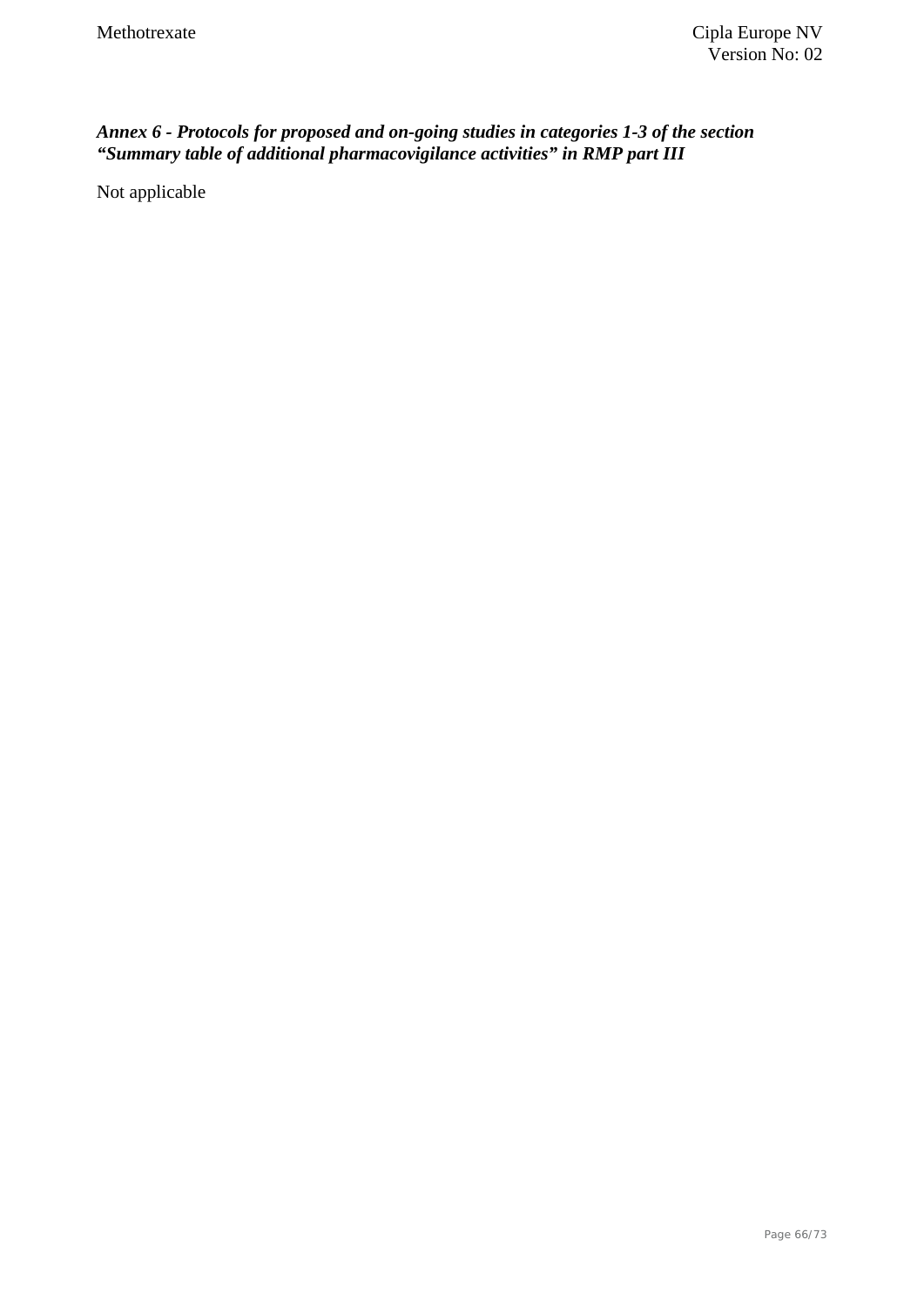***Annex 6 - Protocols for proposed and on-going studies in categories 1-3 of the section "Summary table of additional pharmacovigilance activities" in RMP part III***

Not applicable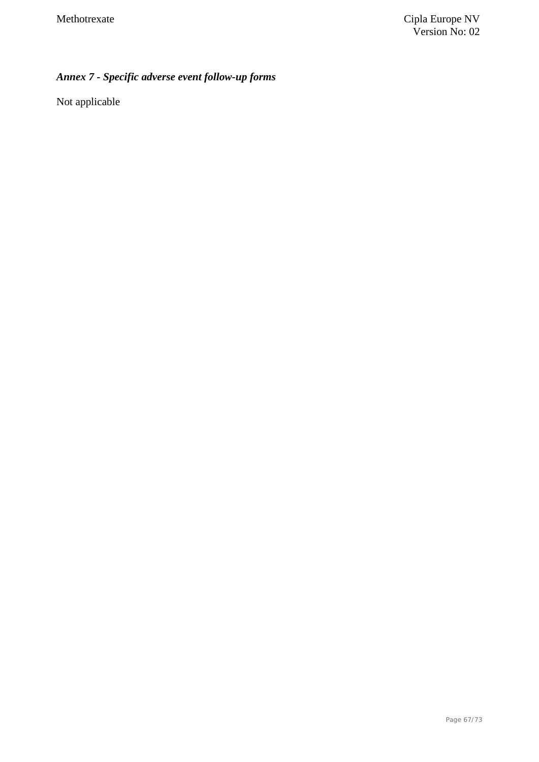## *Annex 7 - Specific adverse event follow-up forms*

Not applicable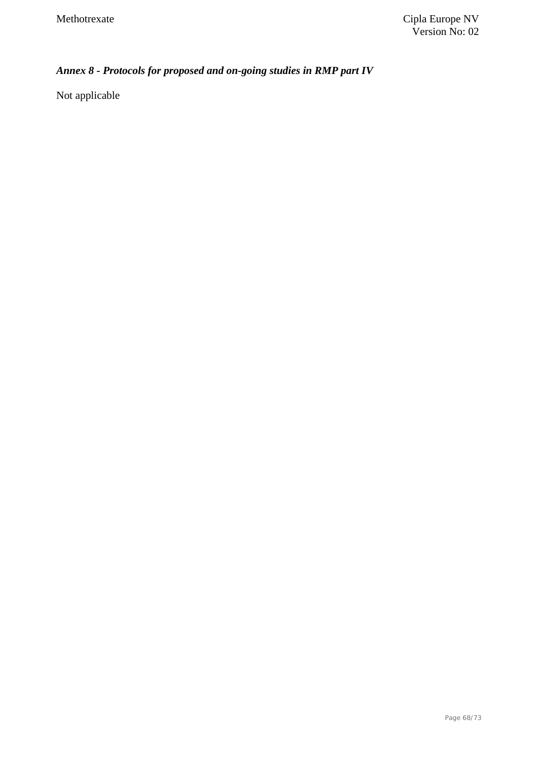## *Annex 8 - Protocols for proposed and on-going studies in RMP part IV*

Not applicable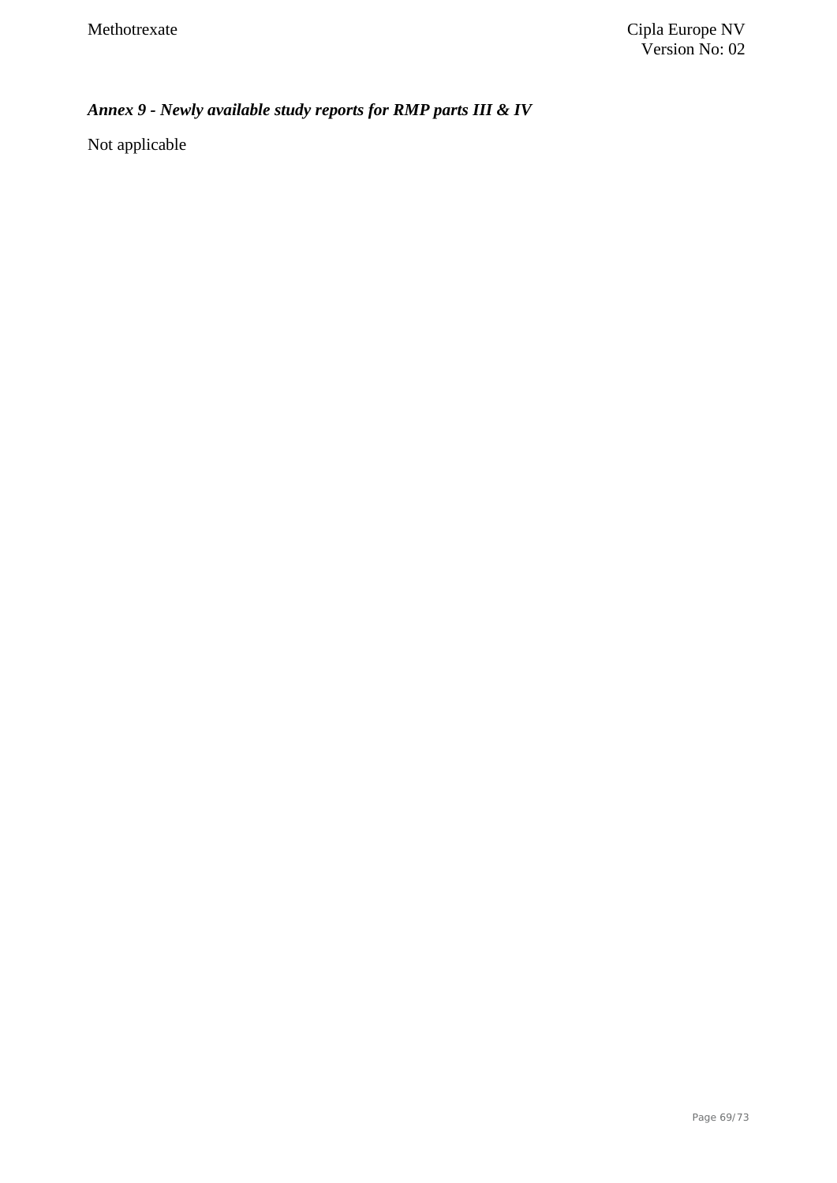### *Annex 9 - Newly available study reports for RMP parts III & IV*

Not applicable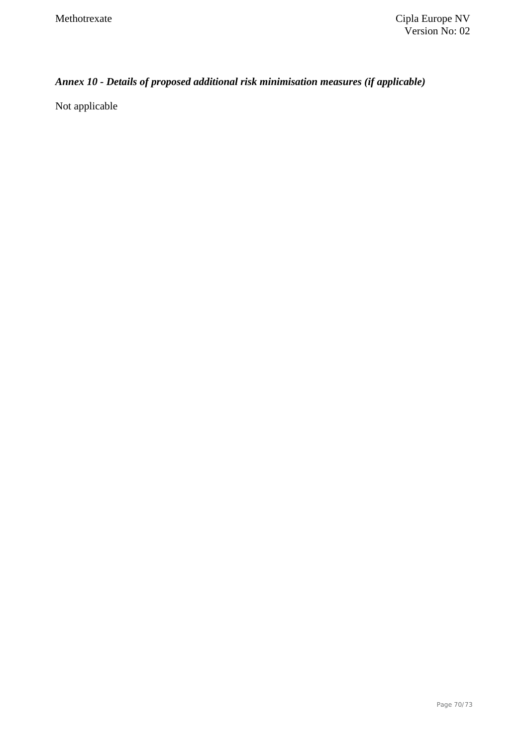***Annex 10 - Details of proposed additional risk minimisation measures (if applicable)***

Not applicable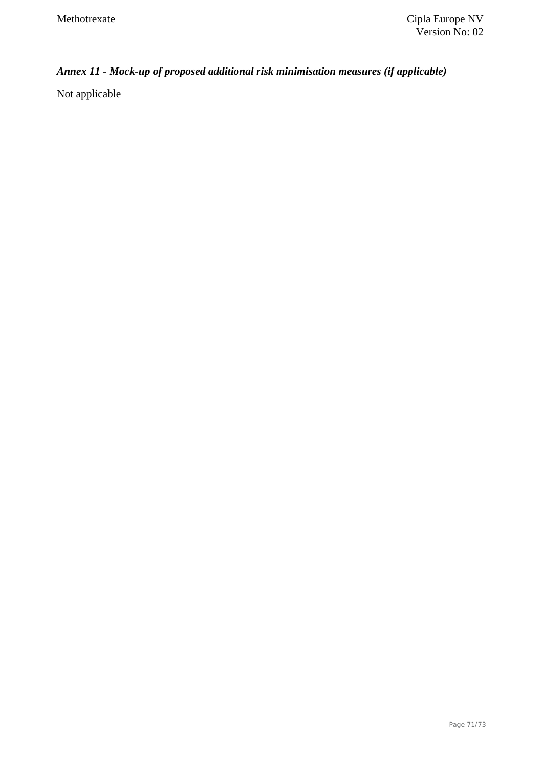### *Annex 11 - Mock-up of proposed additional risk minimisation measures (if applicable)*

Not applicable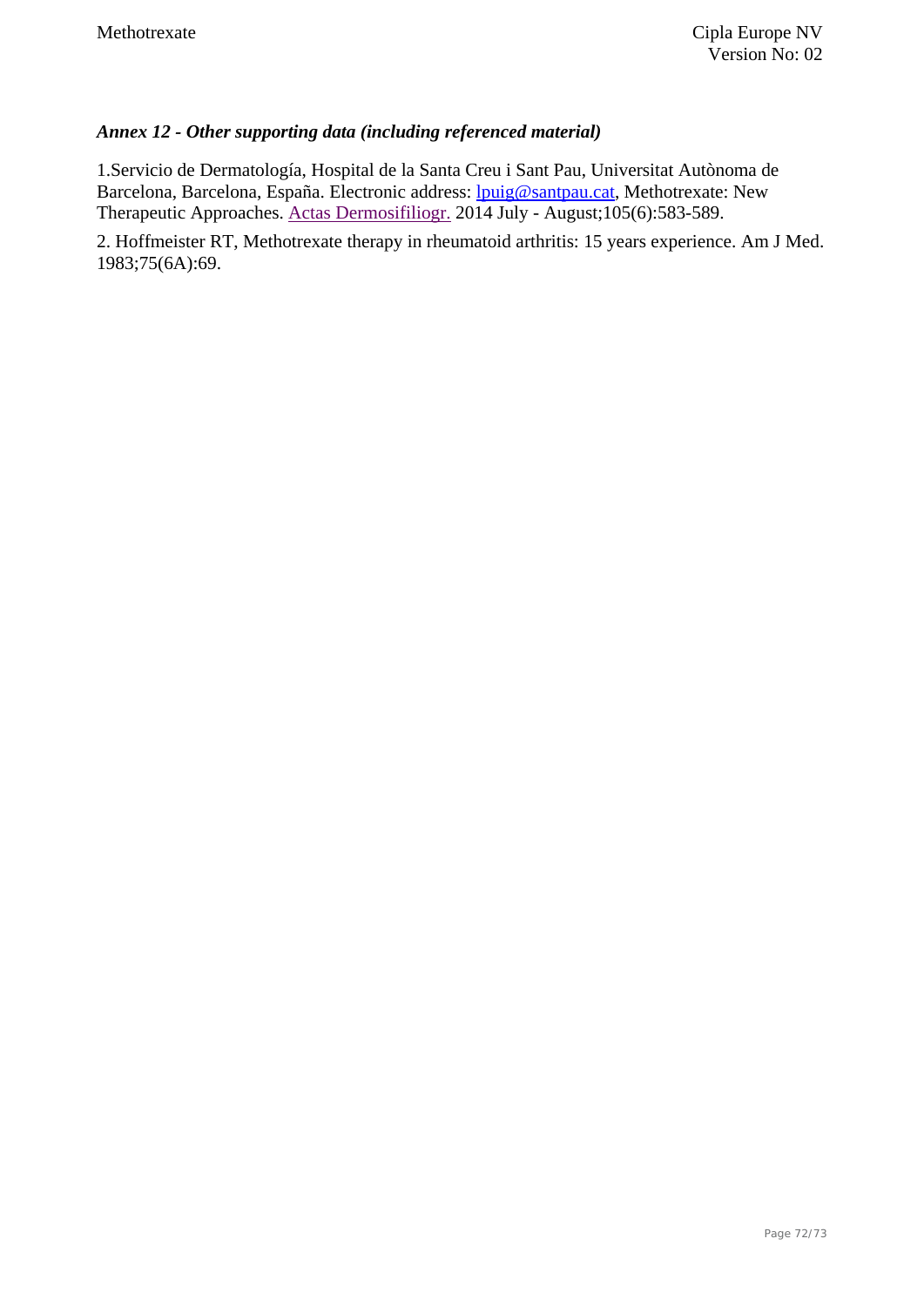*Annex 12 - Other supporting data (including referenced material)*

1.Servicio de Dermatología, Hospital de la Santa Creu i Sant Pau, Universitat Autònoma de Barcelona, Barcelona, España. Electronic address: lpuig@santpau.cat, Methotrexate: New Therapeutic Approaches. Actas Dermosifiliogr. 2014 July - August;105(6):583-589.

2. Hoffmeister RT, Methotrexate therapy in rheumatoid arthritis: 15 years experience. Am J Med. 1983;75(6A):69.